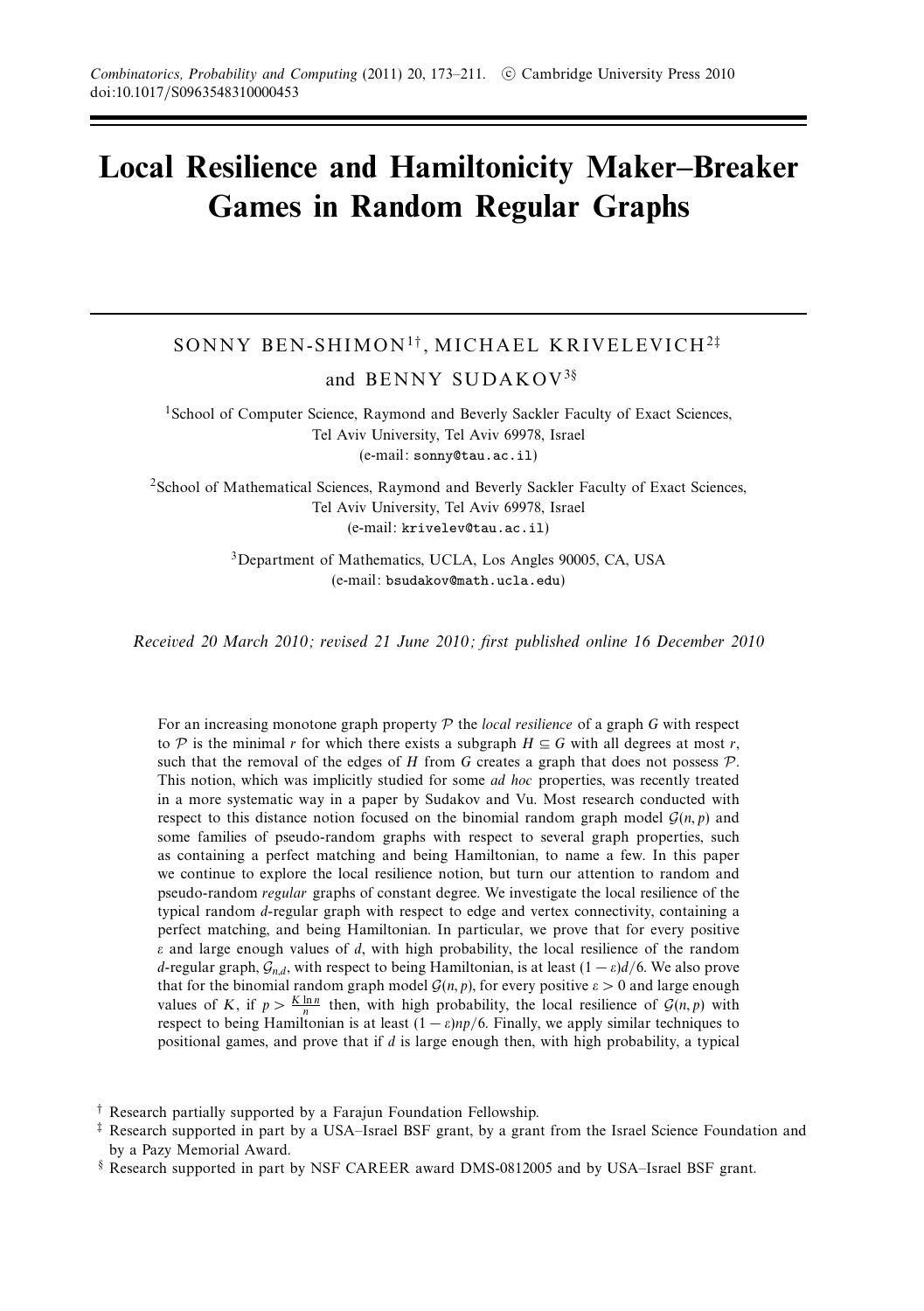# Local Resilience and Hamiltonicity Maker–Breaker Games in Random Regular Graphs

SONNY BEN-SHIMON[1†], MICHAEL KRIVELEVICH[2‡] and BENNY SUDAKOV[3§]

[1]School of Computer Science, Raymond and Beverly Sackler Faculty of Exact Sciences, Tel Aviv University, Tel Aviv 69978, Israel
(e-mail: sonny@tau.ac.il)

[2]School of Mathematical Sciences, Raymond and Beverly Sackler Faculty of Exact Sciences, Tel Aviv University, Tel Aviv 69978, Israel
(e-mail: krivelev@tau.ac.il)

[3]Department of Mathematics, UCLA, Los Angles 90005, CA, USA
(e-mail: bsudakov@math.ucla.edu)

*Received 20 March 2010; revised 21 June 2010; first published online 16 December 2010*

For an increasing monotone graph property $\mathcal{P}$ the *local resilience* of a graph $G$ with respect to $\mathcal{P}$ is the minimal $r$ for which there exists a subgraph $H \subseteq G$ with all degrees at most $r$, such that the removal of the edges of $H$ from $G$ creates a graph that does not possess $\mathcal{P}$. This notion, which was implicitly studied for some *ad hoc* properties, was recently treated in a more systematic way in a paper by Sudakov and Vu. Most research conducted with respect to this distance notion focused on the binomial random graph model $\mathcal{G}(n, p)$ and some families of pseudo-random graphs with respect to several graph properties, such as containing a perfect matching and being Hamiltonian, to name a few. In this paper we continue to explore the local resilience notion, but turn our attention to random and pseudo-random *regular* graphs of constant degree. We investigate the local resilience of the typical random $d$-regular graph with respect to edge and vertex connectivity, containing a perfect matching, and being Hamiltonian. In particular, we prove that for every positive $\varepsilon$ and large enough values of $d$, with high probability, the local resilience of the random $d$-regular graph, $\mathcal{G}_{n,d}$, with respect to being Hamiltonian, is at least $(1-\varepsilon)d/6$. We also prove that for the binomial random graph model $\mathcal{G}(n, p)$, for every positive $\varepsilon > 0$ and large enough values of $K$, if $p > \frac{K \ln n}{n}$ then, with high probability, the local resilience of $\mathcal{G}(n, p)$ with respect to being Hamiltonian is at least $(1-\varepsilon)np/6$. Finally, we apply similar techniques to positional games, and prove that if $d$ is large enough then, with high probability, a typical

[†] Research partially supported by a Farajun Foundation Fellowship.

[‡] Research supported in part by a USA–Israel BSF grant, by a grant from the Israel Science Foundation and by a Pazy Memorial Award.

[§] Research supported in part by NSF CAREER award DMS-0812005 and by USA–Israel BSF grant.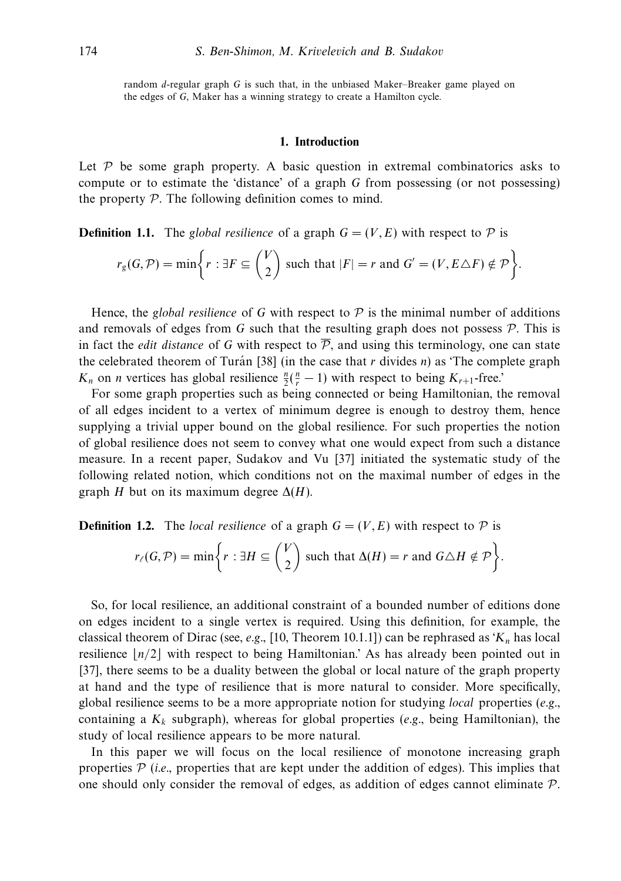random $d$-regular graph $G$ is such that, in the unbiased Maker–Breaker game played on the edges of $G$, Maker has a winning strategy to create a Hamilton cycle.

## 1. Introduction

Let $\mathcal{P}$ be some graph property. A basic question in extremal combinatorics asks to compute or to estimate the 'distance' of a graph $G$ from possessing (or not possessing) the property $\mathcal{P}$. The following definition comes to mind.

**Definition 1.1.** The *global resilience* of a graph $G = (V, E)$ with respect to $\mathcal{P}$ is

$$r_g(G, \mathcal{P}) = \min\left\{r : \exists F \subseteq \binom{V}{2} \text{ such that } |F| = r \text{ and } G' = (V, E \triangle F) \notin \mathcal{P}\right\}.$$

Hence, the *global resilience* of $G$ with respect to $\mathcal{P}$ is the minimal number of additions and removals of edges from $G$ such that the resulting graph does not possess $\mathcal{P}$. This is in fact the *edit distance* of $G$ with respect to $\overline{\mathcal{P}}$, and using this terminology, one can state the celebrated theorem of Turán [38] (in the case that $r$ divides $n$) as 'The complete graph $K_n$ on $n$ vertices has global resilience $\frac{n}{2}(\frac{n}{r} - 1)$ with respect to being $K_{r+1}$-free.'

For some graph properties such as being connected or being Hamiltonian, the removal of all edges incident to a vertex of minimum degree is enough to destroy them, hence supplying a trivial upper bound on the global resilience. For such properties the notion of global resilience does not seem to convey what one would expect from such a distance measure. In a recent paper, Sudakov and Vu [37] initiated the systematic study of the following related notion, which conditions not on the maximal number of edges in the graph $H$ but on its maximum degree $\Delta(H)$.

**Definition 1.2.** The *local resilience* of a graph $G = (V, E)$ with respect to $\mathcal{P}$ is

$$r_\ell(G, \mathcal{P}) = \min\left\{r : \exists H \subseteq \binom{V}{2} \text{ such that } \Delta(H) = r \text{ and } G \triangle H \notin \mathcal{P}\right\}.$$

So, for local resilience, an additional constraint of a bounded number of editions done on edges incident to a single vertex is required. Using this definition, for example, the classical theorem of Dirac (see, *e.g.*, [10, Theorem 10.1.1]) can be rephrased as '$K_n$ has local resilience $\lfloor n/2 \rfloor$ with respect to being Hamiltonian.' As has already been pointed out in [37], there seems to be a duality between the global or local nature of the graph property at hand and the type of resilience that is more natural to consider. More specifically, global resilience seems to be a more appropriate notion for studying *local* properties (*e.g.*, containing a $K_k$ subgraph), whereas for global properties (*e.g.*, being Hamiltonian), the study of local resilience appears to be more natural.

In this paper we will focus on the local resilience of monotone increasing graph properties $\mathcal{P}$ (*i.e.*, properties that are kept under the addition of edges). This implies that one should only consider the removal of edges, as addition of edges cannot eliminate $\mathcal{P}$.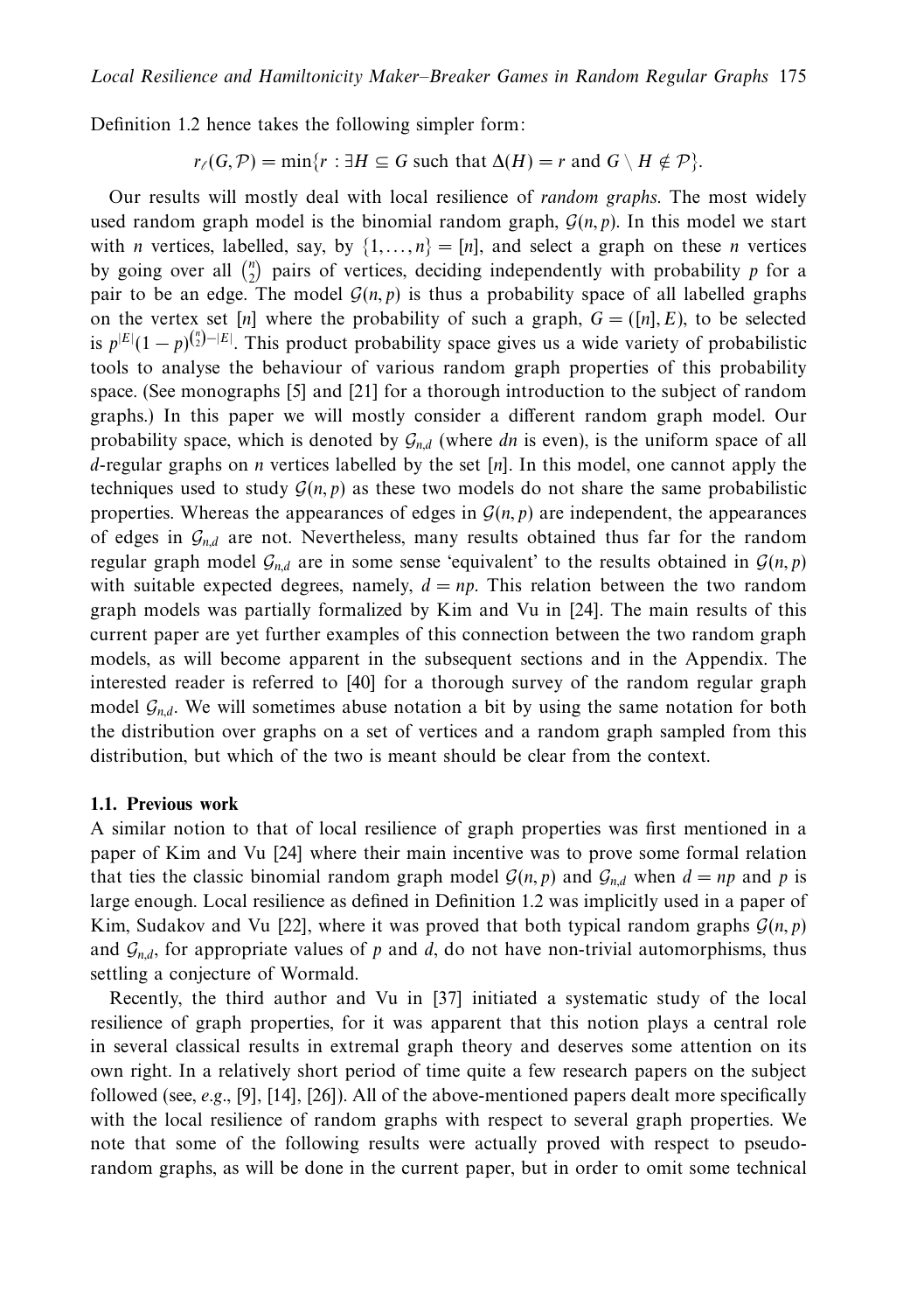Definition 1.2 hence takes the following simpler form:

$$r_\ell(G,\mathcal{P}) = \min\{r : \exists H \subseteq G \text{ such that } \Delta(H) = r \text{ and } G \setminus H \notin \mathcal{P}\}.$$

Our results will mostly deal with local resilience of *random graphs*. The most widely used random graph model is the binomial random graph, $\mathcal{G}(n,p)$. In this model we start with $n$ vertices, labelled, say, by $\{1,\dots,n\} = [n]$, and select a graph on these $n$ vertices by going over all $\binom{n}{2}$ pairs of vertices, deciding independently with probability $p$ for a pair to be an edge. The model $\mathcal{G}(n,p)$ is thus a probability space of all labelled graphs on the vertex set $[n]$ where the probability of such a graph, $G = ([n],E)$, to be selected is $p^{|E|}(1-p)^{\binom{n}{2}-|E|}$. This product probability space gives us a wide variety of probabilistic tools to analyse the behaviour of various random graph properties of this probability space. (See monographs [5] and [21] for a thorough introduction to the subject of random graphs.) In this paper we will mostly consider a different random graph model. Our probability space, which is denoted by $\mathcal{G}_{n,d}$ (where $dn$ is even), is the uniform space of all $d$-regular graphs on $n$ vertices labelled by the set $[n]$. In this model, one cannot apply the techniques used to study $\mathcal{G}(n,p)$ as these two models do not share the same probabilistic properties. Whereas the appearances of edges in $\mathcal{G}(n,p)$ are independent, the appearances of edges in $\mathcal{G}_{n,d}$ are not. Nevertheless, many results obtained thus far for the random regular graph model $\mathcal{G}_{n,d}$ are in some sense 'equivalent' to the results obtained in $\mathcal{G}(n,p)$ with suitable expected degrees, namely, $d = np$. This relation between the two random graph models was partially formalized by Kim and Vu in [24]. The main results of this current paper are yet further examples of this connection between the two random graph models, as will become apparent in the subsequent sections and in the Appendix. The interested reader is referred to [40] for a thorough survey of the random regular graph model $\mathcal{G}_{n,d}$. We will sometimes abuse notation a bit by using the same notation for both the distribution over graphs on a set of vertices and a random graph sampled from this distribution, but which of the two is meant should be clear from the context.

### 1.1. Previous work

A similar notion to that of local resilience of graph properties was first mentioned in a paper of Kim and Vu [24] where their main incentive was to prove some formal relation that ties the classic binomial random graph model $\mathcal{G}(n,p)$ and $\mathcal{G}_{n,d}$ when $d = np$ and $p$ is large enough. Local resilience as defined in Definition 1.2 was implicitly used in a paper of Kim, Sudakov and Vu [22], where it was proved that both typical random graphs $\mathcal{G}(n,p)$ and $\mathcal{G}_{n,d}$, for appropriate values of $p$ and $d$, do not have non-trivial automorphisms, thus settling a conjecture of Wormald.

Recently, the third author and Vu in [37] initiated a systematic study of the local resilience of graph properties, for it was apparent that this notion plays a central role in several classical results in extremal graph theory and deserves some attention on its own right. In a relatively short period of time quite a few research papers on the subject followed (see, *e.g.*, [9], [14], [26]). All of the above-mentioned papers dealt more specifically with the local resilience of random graphs with respect to several graph properties. We note that some of the following results were actually proved with respect to pseudo-random graphs, as will be done in the current paper, but in order to omit some technical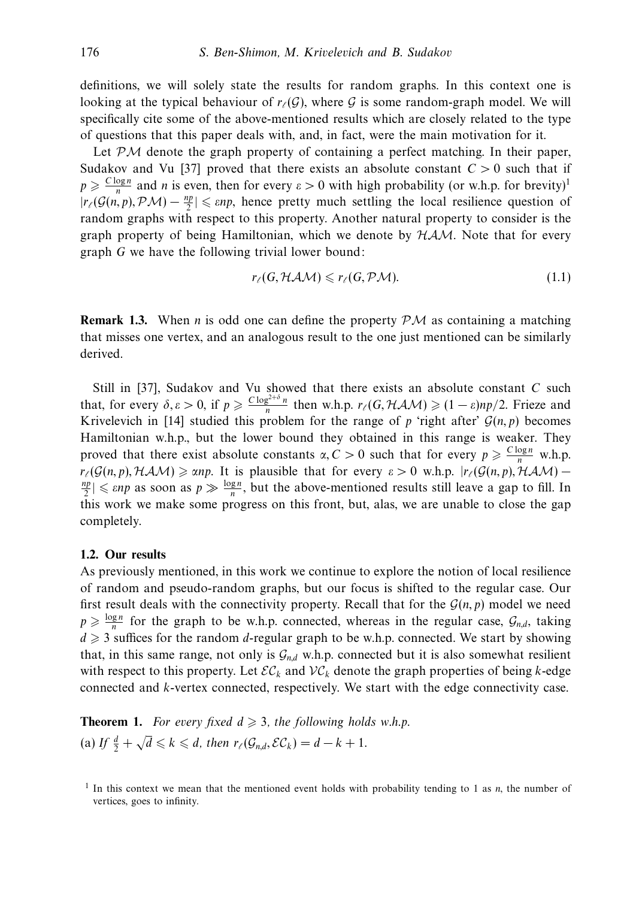definitions, we will solely state the results for random graphs. In this context one is looking at the typical behaviour of $r_\ell(\mathcal{G})$, where $\mathcal{G}$ is some random-graph model. We will specifically cite some of the above-mentioned results which are closely related to the type of questions that this paper deals with, and, in fact, were the main motivation for it.

Let $\mathcal{PM}$ denote the graph property of containing a perfect matching. In their paper, Sudakov and Vu [37] proved that there exists an absolute constant $C > 0$ such that if $p \geqslant \frac{C \log n}{n}$ and $n$ is even, then for every $\varepsilon > 0$ with high probability (or w.h.p. for brevity)[1] $|r_\ell(\mathcal{G}(n,p), \mathcal{PM}) - \frac{np}{2}| \leqslant \varepsilon np$, hence pretty much settling the local resilience question of random graphs with respect to this property. Another natural property to consider is the graph property of being Hamiltonian, which we denote by $\mathcal{HAM}$. Note that for every graph $G$ we have the following trivial lower bound:

$$r_\ell(G, \mathcal{HAM}) \leqslant r_\ell(G, \mathcal{PM}). \tag{1.1}$$

**Remark 1.3.** When $n$ is odd one can define the property $\mathcal{PM}$ as containing a matching that misses one vertex, and an analogous result to the one just mentioned can be similarly derived.

Still in [37], Sudakov and Vu showed that there exists an absolute constant $C$ such that, for every $\delta, \varepsilon > 0$, if $p \geqslant \frac{C \log^{2+\delta} n}{n}$ then w.h.p. $r_\ell(G, \mathcal{HAM}) \geqslant (1-\varepsilon)np/2$. Frieze and Krivelevich in [14] studied this problem for the range of $p$ 'right after' $\mathcal{G}(n,p)$ becomes Hamiltonian w.h.p., but the lower bound they obtained in this range is weaker. They proved that there exist absolute constants $\alpha, C > 0$ such that for every $p \geqslant \frac{C \log n}{n}$ w.h.p. $r_\ell(\mathcal{G}(n,p), \mathcal{HAM}) \geqslant \alpha np$. It is plausible that for every $\varepsilon > 0$ w.h.p. $|r_\ell(\mathcal{G}(n,p), \mathcal{HAM}) - \frac{np}{2}| \leqslant \varepsilon np$ as soon as $p \gg \frac{\log n}{n}$, but the above-mentioned results still leave a gap to fill. In this work we make some progress on this front, but, alas, we are unable to close the gap completely.

### 1.2. Our results

As previously mentioned, in this work we continue to explore the notion of local resilience of random and pseudo-random graphs, but our focus is shifted to the regular case. Our first result deals with the connectivity property. Recall that for the $\mathcal{G}(n,p)$ model we need $p \geqslant \frac{\log n}{n}$ for the graph to be w.h.p. connected, whereas in the regular case, $\mathcal{G}_{n,d}$, taking $d \geqslant 3$ suffices for the random $d$-regular graph to be w.h.p. connected. We start by showing that, in this same range, not only is $\mathcal{G}_{n,d}$ w.h.p. connected but it is also somewhat resilient with respect to this property. Let $\mathcal{EC}_k$ and $\mathcal{VC}_k$ denote the graph properties of being $k$-edge connected and $k$-vertex connected, respectively. We start with the edge connectivity case.

**Theorem 1.** *For every fixed $d \geqslant 3$, the following holds w.h.p.*
(a) *If $\frac{d}{2} + \sqrt{d} \leqslant k \leqslant d$, then $r_\ell(\mathcal{G}_{n,d}, \mathcal{EC}_k) = d - k + 1$.*

[1] In this context we mean that the mentioned event holds with probability tending to 1 as $n$, the number of vertices, goes to infinity.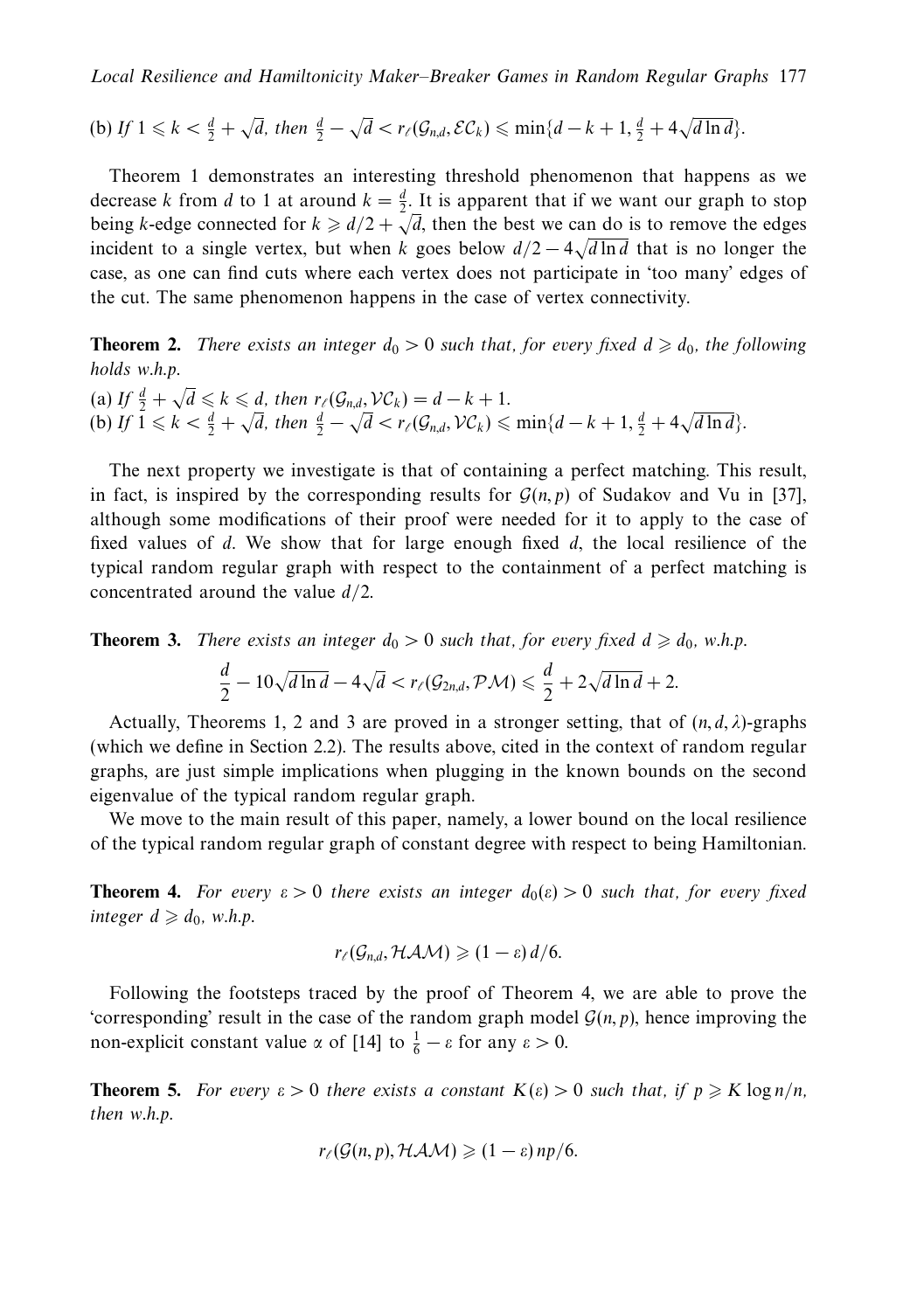(b) *If* $1 \leqslant k < \frac{d}{2} + \sqrt{d}$*, then* $\frac{d}{2} - \sqrt{d} < r_\ell(\mathcal{G}_{n,d}, \mathcal{EC}_k) \leqslant \min\{d - k + 1, \frac{d}{2} + 4\sqrt{d \ln d}\}$.

Theorem 1 demonstrates an interesting threshold phenomenon that happens as we decrease $k$ from $d$ to 1 at around $k = \frac{d}{2}$. It is apparent that if we want our graph to stop being $k$-edge connected for $k \geqslant d/2 + \sqrt{d}$, then the best we can do is to remove the edges incident to a single vertex, but when $k$ goes below $d/2 - 4\sqrt{d \ln d}$ that is no longer the case, as one can find cuts where each vertex does not participate in 'too many' edges of the cut. The same phenomenon happens in the case of vertex connectivity.

**Theorem 2.** *There exists an integer* $d_0 > 0$ *such that, for every fixed* $d \geqslant d_0$*, the following holds w.h.p.*

(a) *If* $\frac{d}{2} + \sqrt{d} \leqslant k \leqslant d$*, then* $r_\ell(\mathcal{G}_{n,d}, \mathcal{VC}_k) = d - k + 1$.
(b) *If* $1 \leqslant k < \frac{d}{2} + \sqrt{d}$*, then* $\frac{d}{2} - \sqrt{d} < r_\ell(\mathcal{G}_{n,d}, \mathcal{VC}_k) \leqslant \min\{d - k + 1, \frac{d}{2} + 4\sqrt{d \ln d}\}$.

The next property we investigate is that of containing a perfect matching. This result, in fact, is inspired by the corresponding results for $\mathcal{G}(n, p)$ of Sudakov and Vu in [37], although some modifications of their proof were needed for it to apply to the case of fixed values of $d$. We show that for large enough fixed $d$, the local resilience of the typical random regular graph with respect to the containment of a perfect matching is concentrated around the value $d/2$.

**Theorem 3.** *There exists an integer* $d_0 > 0$ *such that, for every fixed* $d \geqslant d_0$*, w.h.p.*

$$\frac{d}{2} - 10\sqrt{d \ln d} - 4\sqrt{d} < r_\ell(\mathcal{G}_{2n,d}, \mathcal{PM}) \leqslant \frac{d}{2} + 2\sqrt{d \ln d} + 2.$$

Actually, Theorems 1, 2 and 3 are proved in a stronger setting, that of $(n, d, \lambda)$-graphs (which we define in Section 2.2). The results above, cited in the context of random regular graphs, are just simple implications when plugging in the known bounds on the second eigenvalue of the typical random regular graph.

We move to the main result of this paper, namely, a lower bound on the local resilience of the typical random regular graph of constant degree with respect to being Hamiltonian.

**Theorem 4.** *For every* $\varepsilon > 0$ *there exists an integer* $d_0(\varepsilon) > 0$ *such that, for every fixed integer* $d \geqslant d_0$*, w.h.p.*

$$r_\ell(\mathcal{G}_{n,d}, \mathcal{HAM}) \geqslant (1 - \varepsilon)\, d/6.$$

Following the footsteps traced by the proof of Theorem 4, we are able to prove the 'corresponding' result in the case of the random graph model $\mathcal{G}(n, p)$, hence improving the non-explicit constant value $\alpha$ of [14] to $\frac{1}{6} - \varepsilon$ for any $\varepsilon > 0$.

**Theorem 5.** *For every* $\varepsilon > 0$ *there exists a constant* $K(\varepsilon) > 0$ *such that, if* $p \geqslant K \log n/n$*, then w.h.p.*

$$r_\ell(\mathcal{G}(n, p), \mathcal{HAM}) \geqslant (1 - \varepsilon)\, np/6.$$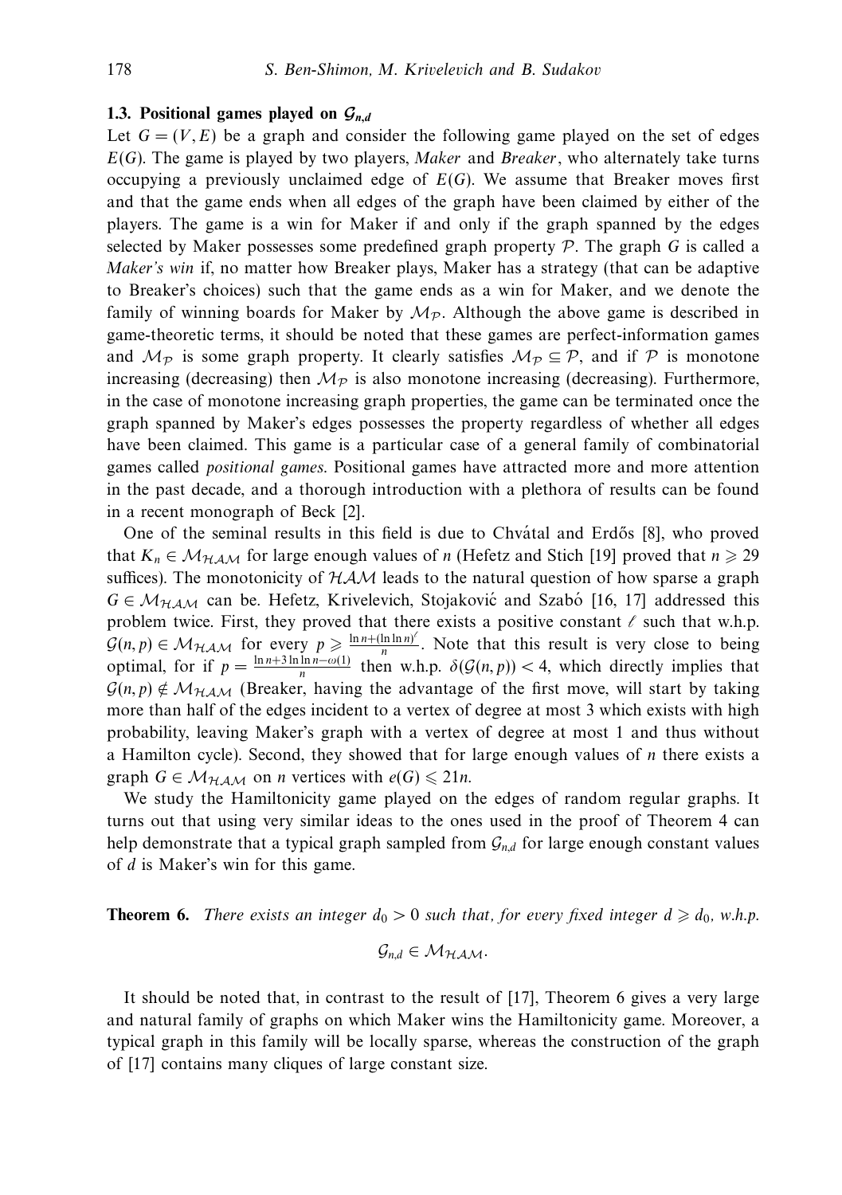### 1.3. Positional games played on $\mathcal{G}_{n,d}$

Let $G = (V, E)$ be a graph and consider the following game played on the set of edges $E(G)$. The game is played by two players, *Maker* and *Breaker*, who alternately take turns occupying a previously unclaimed edge of $E(G)$. We assume that Breaker moves first and that the game ends when all edges of the graph have been claimed by either of the players. The game is a win for Maker if and only if the graph spanned by the edges selected by Maker possesses some predefined graph property $\mathcal{P}$. The graph $G$ is called a *Maker's win* if, no matter how Breaker plays, Maker has a strategy (that can be adaptive to Breaker's choices) such that the game ends as a win for Maker, and we denote the family of winning boards for Maker by $\mathcal{M}_{\mathcal{P}}$. Although the above game is described in game-theoretic terms, it should be noted that these games are perfect-information games and $\mathcal{M}_{\mathcal{P}}$ is some graph property. It clearly satisfies $\mathcal{M}_{\mathcal{P}} \subseteq \mathcal{P}$, and if $\mathcal{P}$ is monotone increasing (decreasing) then $\mathcal{M}_{\mathcal{P}}$ is also monotone increasing (decreasing). Furthermore, in the case of monotone increasing graph properties, the game can be terminated once the graph spanned by Maker's edges possesses the property regardless of whether all edges have been claimed. This game is a particular case of a general family of combinatorial games called *positional games*. Positional games have attracted more and more attention in the past decade, and a thorough introduction with a plethora of results can be found in a recent monograph of Beck [2].

One of the seminal results in this field is due to Chvátal and Erdős [8], who proved that $K_n \in \mathcal{M}_{\mathcal{HAM}}$ for large enough values of $n$ (Hefetz and Stich [19] proved that $n \geqslant 29$ suffices). The monotonicity of $\mathcal{HAM}$ leads to the natural question of how sparse a graph $G \in \mathcal{M}_{\mathcal{HAM}}$ can be. Hefetz, Krivelevich, Stojaković and Szabó [16, 17] addressed this problem twice. First, they proved that there exists a positive constant $\ell$ such that w.h.p. $\mathcal{G}(n, p) \in \mathcal{M}_{\mathcal{HAM}}$ for every $p \geqslant \frac{\ln n + (\ln \ln n)^{\ell}}{n}$. Note that this result is very close to being optimal, for if $p = \frac{\ln n + 3 \ln \ln n - \omega(1)}{n}$ then w.h.p. $\delta(\mathcal{G}(n, p)) < 4$, which directly implies that $\mathcal{G}(n, p) \notin \mathcal{M}_{\mathcal{HAM}}$ (Breaker, having the advantage of the first move, will start by taking more than half of the edges incident to a vertex of degree at most 3 which exists with high probability, leaving Maker's graph with a vertex of degree at most 1 and thus without a Hamilton cycle). Second, they showed that for large enough values of $n$ there exists a graph $G \in \mathcal{M}_{\mathcal{HAM}}$ on $n$ vertices with $e(G) \leqslant 21n$.

We study the Hamiltonicity game played on the edges of random regular graphs. It turns out that using very similar ideas to the ones used in the proof of Theorem 4 can help demonstrate that a typical graph sampled from $\mathcal{G}_{n,d}$ for large enough constant values of $d$ is Maker's win for this game.

**Theorem 6.** *There exists an integer $d_0 > 0$ such that, for every fixed integer $d \geqslant d_0$, w.h.p.*

$$\mathcal{G}_{n,d} \in \mathcal{M}_{\mathcal{HAM}}.$$

It should be noted that, in contrast to the result of [17], Theorem 6 gives a very large and natural family of graphs on which Maker wins the Hamiltonicity game. Moreover, a typical graph in this family will be locally sparse, whereas the construction of the graph of [17] contains many cliques of large constant size.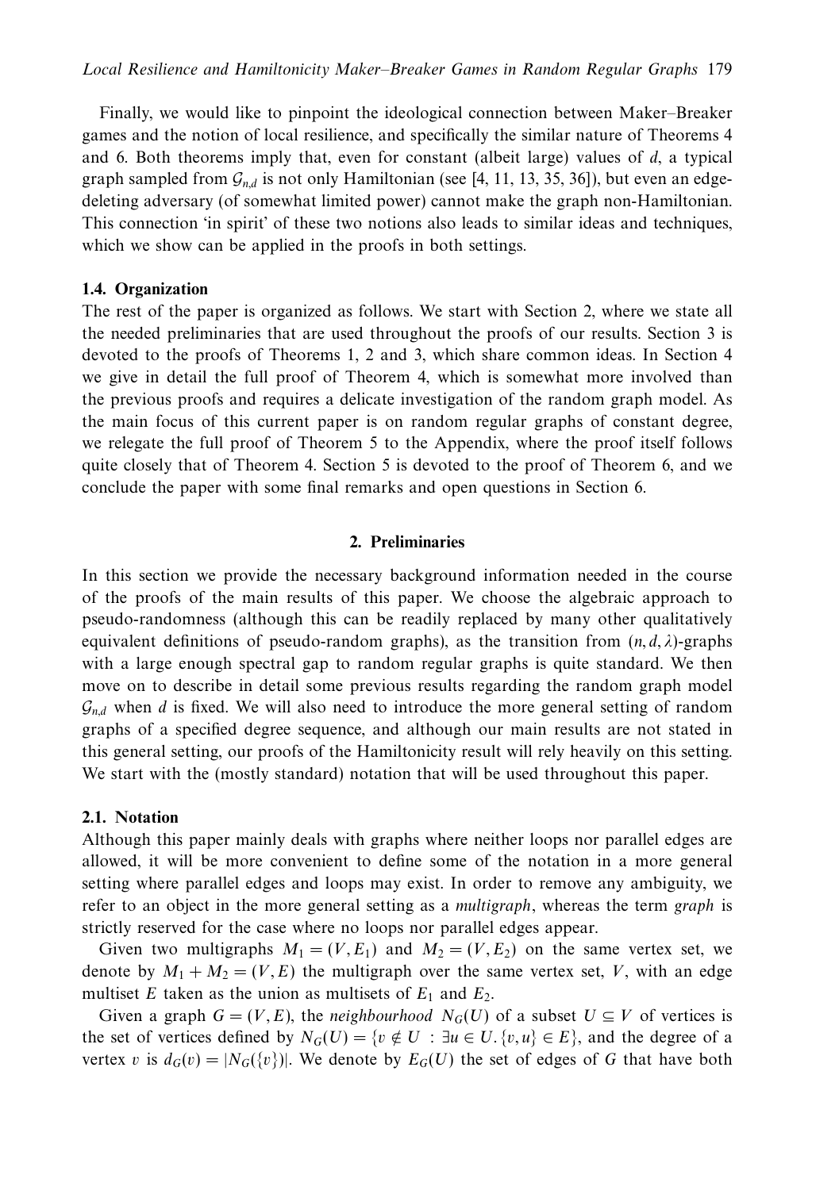Finally, we would like to pinpoint the ideological connection between Maker–Breaker games and the notion of local resilience, and specifically the similar nature of Theorems 4 and 6. Both theorems imply that, even for constant (albeit large) values of $d$, a typical graph sampled from $\mathcal{G}_{n,d}$ is not only Hamiltonian (see [4, 11, 13, 35, 36]), but even an edge-deleting adversary (of somewhat limited power) cannot make the graph non-Hamiltonian. This connection 'in spirit' of these two notions also leads to similar ideas and techniques, which we show can be applied in the proofs in both settings.

### 1.4. Organization

The rest of the paper is organized as follows. We start with Section 2, where we state all the needed preliminaries that are used throughout the proofs of our results. Section 3 is devoted to the proofs of Theorems 1, 2 and 3, which share common ideas. In Section 4 we give in detail the full proof of Theorem 4, which is somewhat more involved than the previous proofs and requires a delicate investigation of the random graph model. As the main focus of this current paper is on random regular graphs of constant degree, we relegate the full proof of Theorem 5 to the Appendix, where the proof itself follows quite closely that of Theorem 4. Section 5 is devoted to the proof of Theorem 6, and we conclude the paper with some final remarks and open questions in Section 6.

## 2. Preliminaries

In this section we provide the necessary background information needed in the course of the proofs of the main results of this paper. We choose the algebraic approach to pseudo-randomness (although this can be readily replaced by many other qualitatively equivalent definitions of pseudo-random graphs), as the transition from $(n, d, \lambda)$-graphs with a large enough spectral gap to random regular graphs is quite standard. We then move on to describe in detail some previous results regarding the random graph model $\mathcal{G}_{n,d}$ when $d$ is fixed. We will also need to introduce the more general setting of random graphs of a specified degree sequence, and although our main results are not stated in this general setting, our proofs of the Hamiltonicity result will rely heavily on this setting. We start with the (mostly standard) notation that will be used throughout this paper.

### 2.1. Notation

Although this paper mainly deals with graphs where neither loops nor parallel edges are allowed, it will be more convenient to define some of the notation in a more general setting where parallel edges and loops may exist. In order to remove any ambiguity, we refer to an object in the more general setting as a *multigraph*, whereas the term *graph* is strictly reserved for the case where no loops nor parallel edges appear.

Given two multigraphs $M_1 = (V, E_1)$ and $M_2 = (V, E_2)$ on the same vertex set, we denote by $M_1 + M_2 = (V, E)$ the multigraph over the same vertex set, $V$, with an edge multiset $E$ taken as the union as multisets of $E_1$ and $E_2$.

Given a graph $G = (V, E)$, the *neighbourhood* $N_G(U)$ of a subset $U \subseteq V$ of vertices is the set of vertices defined by $N_G(U) = \{v \notin U \,:\, \exists u \in U. \{v, u\} \in E\}$, and the degree of a vertex $v$ is $d_G(v) = |N_G(\{v\})|$. We denote by $E_G(U)$ the set of edges of $G$ that have both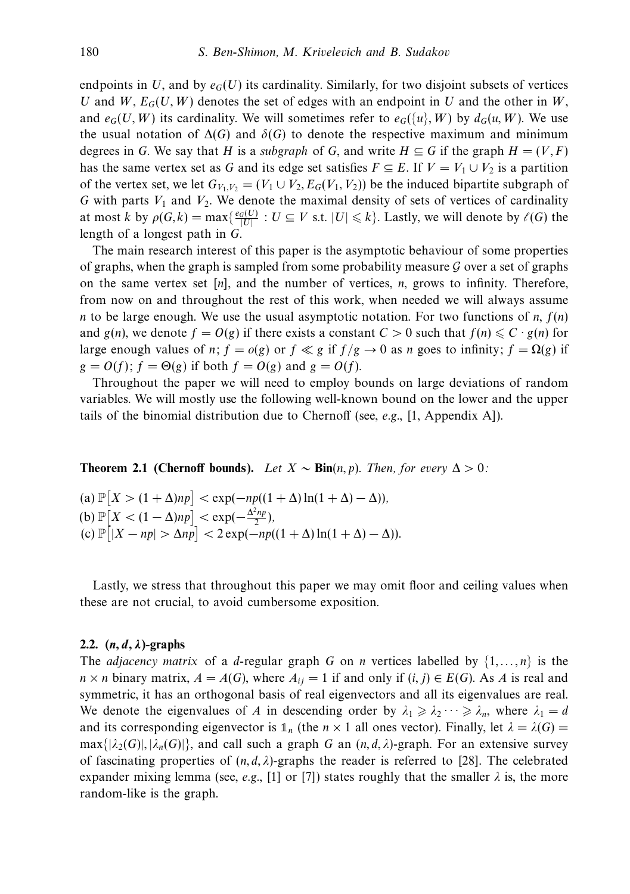endpoints in $U$, and by $e_G(U)$ its cardinality. Similarly, for two disjoint subsets of vertices $U$ and $W$, $E_G(U, W)$ denotes the set of edges with an endpoint in $U$ and the other in $W$, and $e_G(U, W)$ its cardinality. We will sometimes refer to $e_G(\{u\}, W)$ by $d_G(u, W)$. We use the usual notation of $\Delta(G)$ and $\delta(G)$ to denote the respective maximum and minimum degrees in $G$. We say that $H$ is a *subgraph* of $G$, and write $H \subseteq G$ if the graph $H = (V, F)$ has the same vertex set as $G$ and its edge set satisfies $F \subseteq E$. If $V = V_1 \cup V_2$ is a partition of the vertex set, we let $G_{V_1,V_2} = (V_1 \cup V_2, E_G(V_1, V_2))$ be the induced bipartite subgraph of $G$ with parts $V_1$ and $V_2$. We denote the maximal density of sets of vertices of cardinality at most $k$ by $\rho(G, k) = \max\{\frac{e_G(U)}{|U|} : U \subseteq V \text{ s.t. } |U| \leqslant k\}$. Lastly, we will denote by $\ell(G)$ the length of a longest path in $G$.

The main research interest of this paper is the asymptotic behaviour of some properties of graphs, when the graph is sampled from some probability measure $\mathcal{G}$ over a set of graphs on the same vertex set $[n]$, and the number of vertices, $n$, grows to infinity. Therefore, from now on and throughout the rest of this work, when needed we will always assume $n$ to be large enough. We use the usual asymptotic notation. For two functions of $n$, $f(n)$ and $g(n)$, we denote $f = O(g)$ if there exists a constant $C > 0$ such that $f(n) \leqslant C \cdot g(n)$ for large enough values of $n$; $f = o(g)$ or $f \ll g$ if $f/g \to 0$ as $n$ goes to infinity; $f = \Omega(g)$ if $g = O(f)$; $f = \Theta(g)$ if both $f = O(g)$ and $g = O(f)$.

Throughout the paper we will need to employ bounds on large deviations of random variables. We will mostly use the following well-known bound on the lower and the upper tails of the binomial distribution due to Chernoff (see, *e.g.*, [1, Appendix A]).

**Theorem 2.1 (Chernoff bounds).** *Let $X \sim \mathbf{Bin}(n, p)$. Then, for every $\Delta > 0$:*

(a) $\mathbb{P}\big[X > (1 + \Delta)np\big] < \exp(-np((1 + \Delta)\ln(1 + \Delta) - \Delta))$,
(b) $\mathbb{P}\big[X < (1 - \Delta)np\big] < \exp(-\frac{\Delta^2 np}{2})$,
(c) $\mathbb{P}\big[|X - np| > \Delta np\big] < 2\exp(-np((1 + \Delta)\ln(1 + \Delta) - \Delta))$.

Lastly, we stress that throughout this paper we may omit floor and ceiling values when these are not crucial, to avoid cumbersome exposition.

### 2.2. $(n, d, \lambda)$-graphs

The *adjacency matrix* of a $d$-regular graph $G$ on $n$ vertices labelled by $\{1, \ldots, n\}$ is the $n \times n$ binary matrix, $A = A(G)$, where $A_{ij} = 1$ if and only if $(i, j) \in E(G)$. As $A$ is real and symmetric, it has an orthogonal basis of real eigenvectors and all its eigenvalues are real. We denote the eigenvalues of $A$ in descending order by $\lambda_1 \geqslant \lambda_2 \cdots \geqslant \lambda_n$, where $\lambda_1 = d$ and its corresponding eigenvector is $\mathbb{1}_n$ (the $n \times 1$ all ones vector). Finally, let $\lambda = \lambda(G) = \max\{|\lambda_2(G)|, |\lambda_n(G)|\}$, and call such a graph $G$ an $(n, d, \lambda)$-graph. For an extensive survey of fascinating properties of $(n, d, \lambda)$-graphs the reader is referred to [28]. The celebrated expander mixing lemma (see, *e.g.*, [1] or [7]) states roughly that the smaller $\lambda$ is, the more random-like is the graph.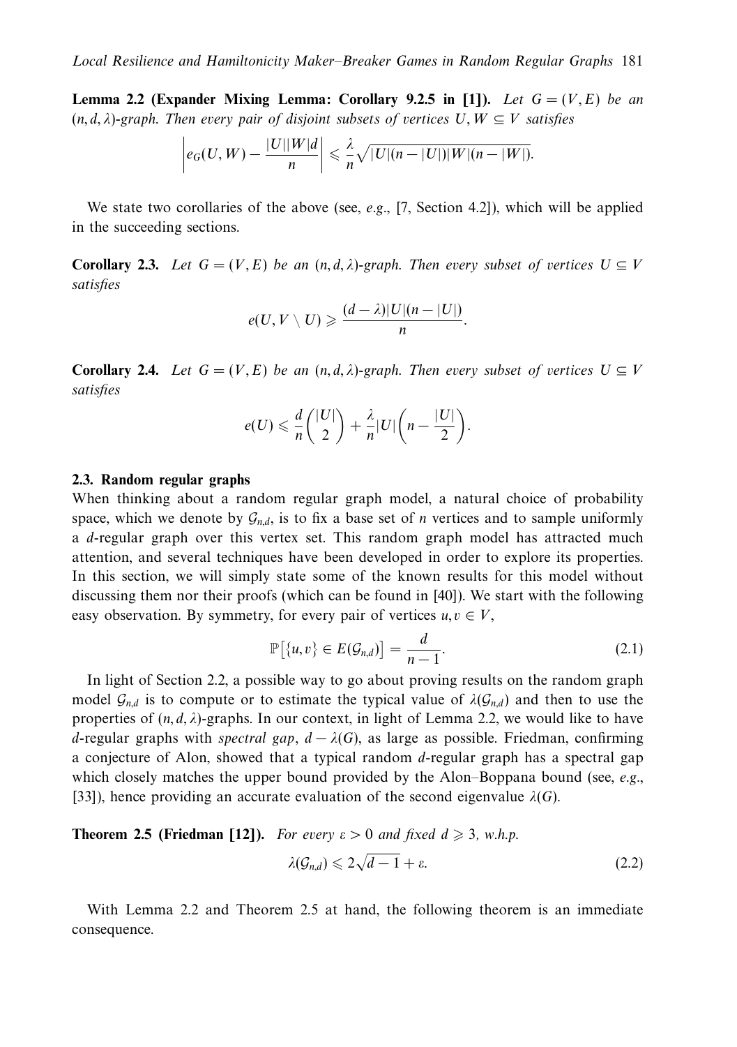**Lemma 2.2 (Expander Mixing Lemma: Corollary 9.2.5 in [1]).** *Let $G = (V, E)$ be an $(n, d, \lambda)$-graph. Then every pair of disjoint subsets of vertices $U, W \subseteq V$ satisfies*

$$\left| e_G(U, W) - \frac{|U||W|d}{n} \right| \leqslant \frac{\lambda}{n} \sqrt{|U|(n - |U|)|W|(n - |W|)}.$$

We state two corollaries of the above (see, *e.g.*, [7, Section 4.2]), which will be applied in the succeeding sections.

**Corollary 2.3.** *Let $G = (V, E)$ be an $(n, d, \lambda)$-graph. Then every subset of vertices $U \subseteq V$ satisfies*

$$e(U, V \setminus U) \geqslant \frac{(d - \lambda)|U|(n - |U|)}{n}.$$

**Corollary 2.4.** *Let $G = (V, E)$ be an $(n, d, \lambda)$-graph. Then every subset of vertices $U \subseteq V$ satisfies*

$$e(U) \leqslant \frac{d}{n} \binom{|U|}{2} + \frac{\lambda}{n} |U| \left( n - \frac{|U|}{2} \right).$$

### 2.3. Random regular graphs

When thinking about a random regular graph model, a natural choice of probability space, which we denote by $\mathcal{G}_{n,d}$, is to fix a base set of $n$ vertices and to sample uniformly a $d$-regular graph over this vertex set. This random graph model has attracted much attention, and several techniques have been developed in order to explore its properties. In this section, we will simply state some of the known results for this model without discussing them nor their proofs (which can be found in [40]). We start with the following easy observation. By symmetry, for every pair of vertices $u, v \in V$,

$$\mathbb{P}\big[\{u, v\} \in E(\mathcal{G}_{n,d})\big] = \frac{d}{n-1}. \tag{2.1}$$

In light of Section 2.2, a possible way to go about proving results on the random graph model $\mathcal{G}_{n,d}$ is to compute or to estimate the typical value of $\lambda(\mathcal{G}_{n,d})$ and then to use the properties of $(n, d, \lambda)$-graphs. In our context, in light of Lemma 2.2, we would like to have $d$-regular graphs with *spectral gap*, $d - \lambda(G)$, as large as possible. Friedman, confirming a conjecture of Alon, showed that a typical random $d$-regular graph has a spectral gap which closely matches the upper bound provided by the Alon–Boppana bound (see, *e.g.*, [33]), hence providing an accurate evaluation of the second eigenvalue $\lambda(G)$.

**Theorem 2.5 (Friedman [12]).** *For every $\varepsilon > 0$ and fixed $d \geqslant 3$, w.h.p.*

$$\lambda(\mathcal{G}_{n,d}) \leqslant 2\sqrt{d-1} + \varepsilon. \tag{2.2}$$

With Lemma 2.2 and Theorem 2.5 at hand, the following theorem is an immediate consequence.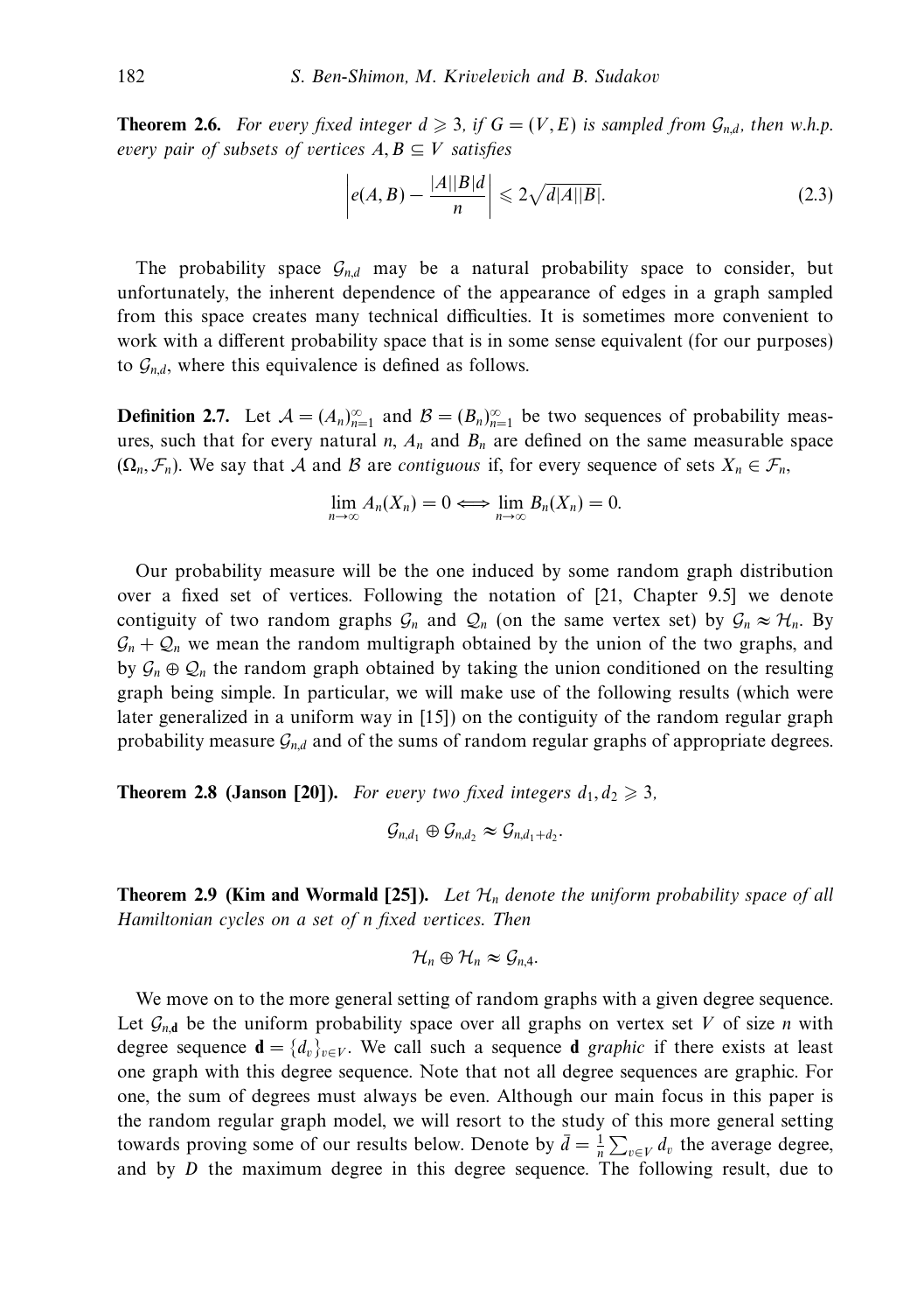**Theorem 2.6.** *For every fixed integer $d \geqslant 3$, if $G = (V, E)$ is sampled from $\mathcal{G}_{n,d}$, then w.h.p. every pair of subsets of vertices $A, B \subseteq V$ satisfies*

$$\left| e(A, B) - \frac{|A||B|d}{n} \right| \leqslant 2\sqrt{d|A||B|}. \tag{2.3}$$

The probability space $\mathcal{G}_{n,d}$ may be a natural probability space to consider, but unfortunately, the inherent dependence of the appearance of edges in a graph sampled from this space creates many technical difficulties. It is sometimes more convenient to work with a different probability space that is in some sense equivalent (for our purposes) to $\mathcal{G}_{n,d}$, where this equivalence is defined as follows.

**Definition 2.7.** Let $\mathcal{A} = (A_n)_{n=1}^{\infty}$ and $\mathcal{B} = (B_n)_{n=1}^{\infty}$ be two sequences of probability measures, such that for every natural $n$, $A_n$ and $B_n$ are defined on the same measurable space $(\Omega_n, \mathcal{F}_n)$. We say that $\mathcal{A}$ and $\mathcal{B}$ are *contiguous* if, for every sequence of sets $X_n \in \mathcal{F}_n$,

$$\lim_{n\to\infty} A_n(X_n) = 0 \Longleftrightarrow \lim_{n\to\infty} B_n(X_n) = 0.$$

Our probability measure will be the one induced by some random graph distribution over a fixed set of vertices. Following the notation of [21, Chapter 9.5] we denote contiguity of two random graphs $\mathcal{G}_n$ and $\mathcal{Q}_n$ (on the same vertex set) by $\mathcal{G}_n \approx \mathcal{H}_n$. By $\mathcal{G}_n + \mathcal{Q}_n$ we mean the random multigraph obtained by the union of the two graphs, and by $\mathcal{G}_n \oplus \mathcal{Q}_n$ the random graph obtained by taking the union conditioned on the resulting graph being simple. In particular, we will make use of the following results (which were later generalized in a uniform way in [15]) on the contiguity of the random regular graph probability measure $\mathcal{G}_{n,d}$ and of the sums of random regular graphs of appropriate degrees.

**Theorem 2.8 (Janson [20]).** *For every two fixed integers $d_1, d_2 \geqslant 3$,*

$$\mathcal{G}_{n,d_1} \oplus \mathcal{G}_{n,d_2} \approx \mathcal{G}_{n,d_1+d_2}.$$

**Theorem 2.9 (Kim and Wormald [25]).** *Let $\mathcal{H}_n$ denote the uniform probability space of all Hamiltonian cycles on a set of $n$ fixed vertices. Then*

$$\mathcal{H}_n \oplus \mathcal{H}_n \approx \mathcal{G}_{n,4}.$$

We move on to the more general setting of random graphs with a given degree sequence. Let $\mathcal{G}_{n,\mathbf{d}}$ be the uniform probability space over all graphs on vertex set $V$ of size $n$ with degree sequence $\mathbf{d} = \{d_v\}_{v\in V}$. We call such a sequence $\mathbf{d}$ *graphic* if there exists at least one graph with this degree sequence. Note that not all degree sequences are graphic. For one, the sum of degrees must always be even. Although our main focus in this paper is the random regular graph model, we will resort to the study of this more general setting towards proving some of our results below. Denote by $\bar{d} = \frac{1}{n}\sum_{v\in V} d_v$ the average degree, and by $D$ the maximum degree in this degree sequence. The following result, due to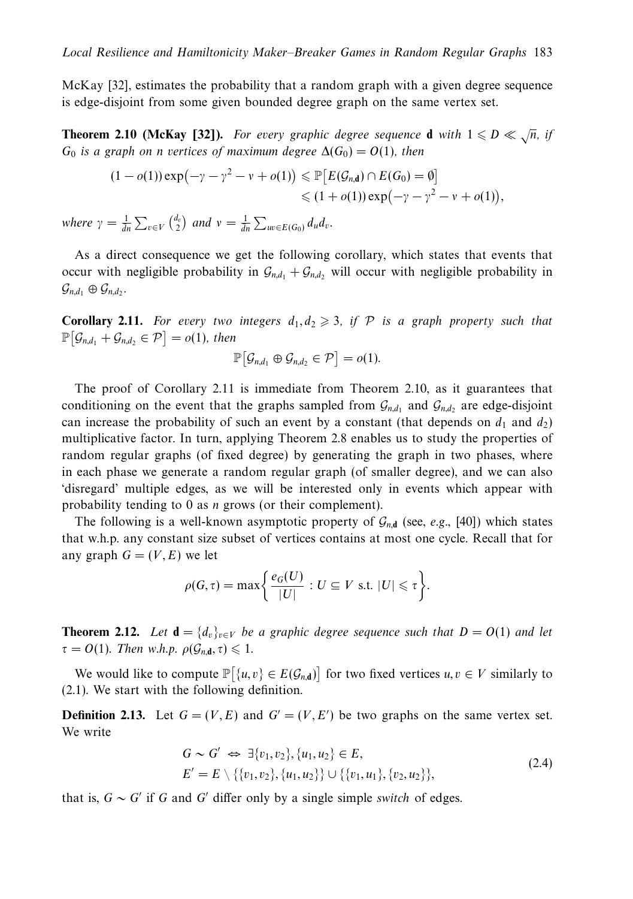McKay [32], estimates the probability that a random graph with a given degree sequence is edge-disjoint from some given bounded degree graph on the same vertex set.

**Theorem 2.10 (McKay [32]).** *For every graphic degree sequence* $\mathbf{d}$ *with* $1 \leqslant D \ll \sqrt{n}$*, if* $G_0$ *is a graph on* $n$ *vertices of maximum degree* $\Delta(G_0) = O(1)$*, then*

$$(1-o(1))\exp\bigl(-\gamma-\gamma^2-\nu+o(1)\bigr) \leqslant \mathbb{P}\bigl[E(\mathcal{G}_{n,\mathbf{d}}) \cap E(G_0) = \emptyset\bigr] \leqslant (1+o(1))\exp\bigl(-\gamma-\gamma^2-\nu+o(1)\bigr),$$

*where* $\gamma = \frac{1}{dn}\sum_{v\in V}\binom{d_v}{2}$ *and* $\nu = \frac{1}{dn}\sum_{uv\in E(G_0)} d_u d_v$*.*

As a direct consequence we get the following corollary, which states that events that occur with negligible probability in $\mathcal{G}_{n,d_1} + \mathcal{G}_{n,d_2}$ will occur with negligible probability in $\mathcal{G}_{n,d_1} \oplus \mathcal{G}_{n,d_2}$.

**Corollary 2.11.** *For every two integers* $d_1, d_2 \geqslant 3$*, if* $\mathcal{P}$ *is a graph property such that* $\mathbb{P}\bigl[\mathcal{G}_{n,d_1} + \mathcal{G}_{n,d_2} \in \mathcal{P}\bigr] = o(1)$*, then*

$$\mathbb{P}\bigl[\mathcal{G}_{n,d_1} \oplus \mathcal{G}_{n,d_2} \in \mathcal{P}\bigr] = o(1).$$

The proof of Corollary 2.11 is immediate from Theorem 2.10, as it guarantees that conditioning on the event that the graphs sampled from $\mathcal{G}_{n,d_1}$ and $\mathcal{G}_{n,d_2}$ are edge-disjoint can increase the probability of such an event by a constant (that depends on $d_1$ and $d_2$) multiplicative factor. In turn, applying Theorem 2.8 enables us to study the properties of random regular graphs (of fixed degree) by generating the graph in two phases, where in each phase we generate a random regular graph (of smaller degree), and we can also 'disregard' multiple edges, as we will be interested only in events which appear with probability tending to 0 as $n$ grows (or their complement).

The following is a well-known asymptotic property of $\mathcal{G}_{n,\mathbf{d}}$ (see, *e.g.*, [40]) which states that w.h.p. any constant size subset of vertices contains at most one cycle. Recall that for any graph $G = (V, E)$ we let

$$\rho(G,\tau) = \max\left\{\frac{e_G(U)}{|U|} : U \subseteq V \text{ s.t. } |U| \leqslant \tau\right\}.$$

**Theorem 2.12.** *Let* $\mathbf{d} = \{d_v\}_{v\in V}$ *be a graphic degree sequence such that* $D = O(1)$ *and let* $\tau = O(1)$*. Then w.h.p.* $\rho(\mathcal{G}_{n,\mathbf{d}}, \tau) \leqslant 1$*.*

We would like to compute $\mathbb{P}\bigl[\{u,v\} \in E(\mathcal{G}_{n,\mathbf{d}})\bigr]$ for two fixed vertices $u, v \in V$ similarly to (2.1). We start with the following definition.

**Definition 2.13.** Let $G = (V, E)$ and $G' = (V, E')$ be two graphs on the same vertex set. We write

$$\begin{aligned} G \sim G' \;&\Leftrightarrow\; \exists \{v_1, v_2\}, \{u_1, u_2\} \in E, \\ E' &= E \setminus \{\{v_1, v_2\}, \{u_1, u_2\}\} \cup \{\{v_1, u_1\}, \{v_2, u_2\}\}, \end{aligned} \tag{2.4}$$

that is, $G \sim G'$ if $G$ and $G'$ differ only by a single simple *switch* of edges.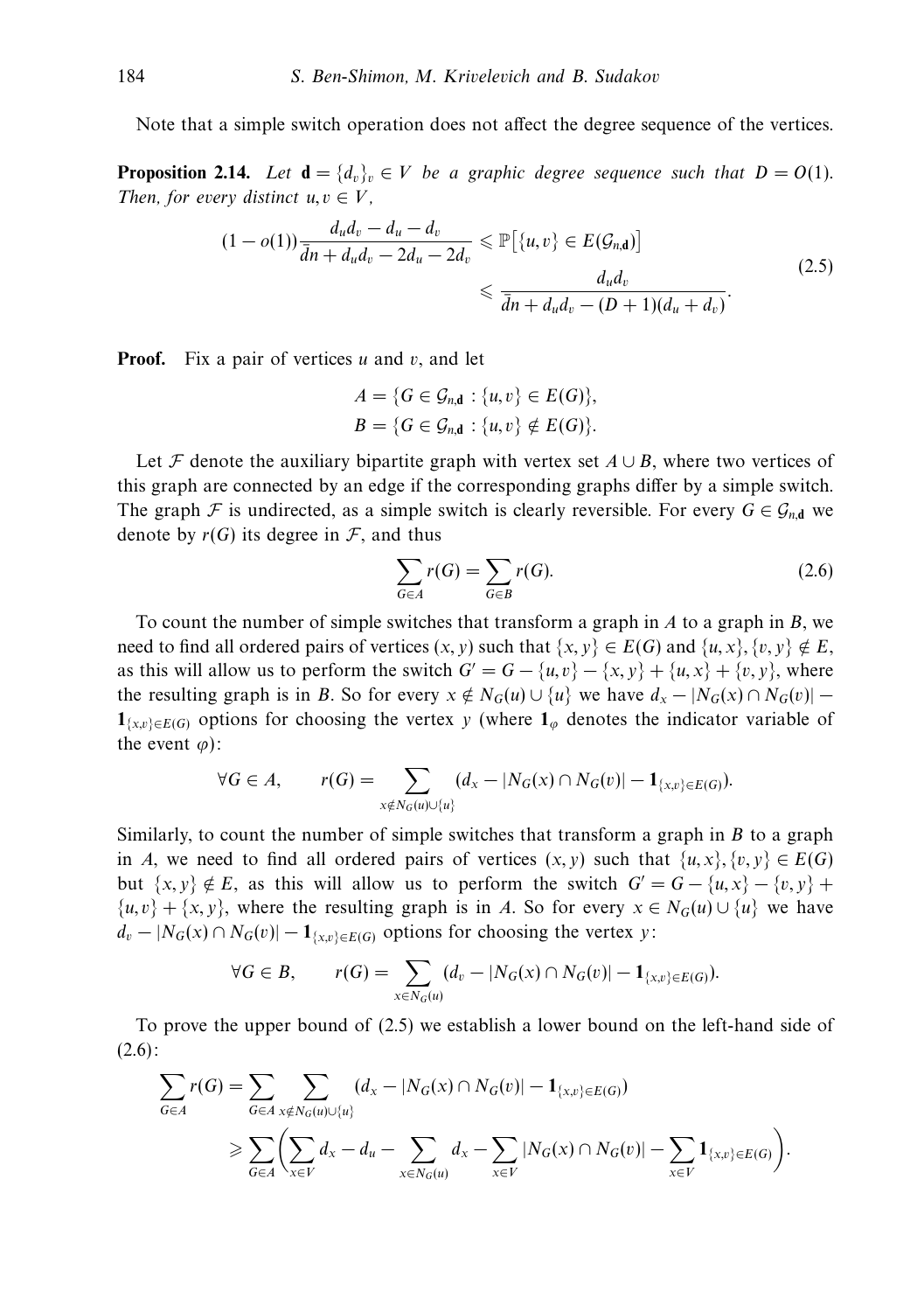Note that a simple switch operation does not affect the degree sequence of the vertices.

**Proposition 2.14.** *Let $\mathbf{d} = \{d_v\}_v \in V$ be a graphic degree sequence such that $D = O(1)$. Then, for every distinct $u, v \in V$,*

$$(1 - o(1))\frac{d_u d_v - d_u - d_v}{\bar{d}n + d_u d_v - 2d_u - 2d_v} \leqslant \mathbb{P}\big[\{u,v\} \in E(\mathcal{G}_{n,\mathbf{d}})\big] \leqslant \frac{d_u d_v}{\bar{d}n + d_u d_v - (D+1)(d_u + d_v)}. \tag{2.5}$$

**Proof.** Fix a pair of vertices $u$ and $v$, and let

$$A = \{G \in \mathcal{G}_{n,\mathbf{d}} : \{u,v\} \in E(G)\},$$
$$B = \{G \in \mathcal{G}_{n,\mathbf{d}} : \{u,v\} \notin E(G)\}.$$

Let $\mathcal{F}$ denote the auxiliary bipartite graph with vertex set $A \cup B$, where two vertices of this graph are connected by an edge if the corresponding graphs differ by a simple switch. The graph $\mathcal{F}$ is undirected, as a simple switch is clearly reversible. For every $G \in \mathcal{G}_{n,\mathbf{d}}$ we denote by $r(G)$ its degree in $\mathcal{F}$, and thus

$$\sum_{G \in A} r(G) = \sum_{G \in B} r(G). \tag{2.6}$$

To count the number of simple switches that transform a graph in $A$ to a graph in $B$, we need to find all ordered pairs of vertices $(x, y)$ such that $\{x, y\} \in E(G)$ and $\{u, x\}, \{v, y\} \notin E$, as this will allow us to perform the switch $G' = G - \{u, v\} - \{x, y\} + \{u, x\} + \{v, y\}$, where the resulting graph is in $B$. So for every $x \notin N_G(u) \cup \{u\}$ we have $d_x - |N_G(x) \cap N_G(v)| - \mathbf{1}_{\{x,v\} \in E(G)}$ options for choosing the vertex $y$ (where $\mathbf{1}_\varphi$ denotes the indicator variable of the event $\varphi$):

$$\forall G \in A, \qquad r(G) = \sum_{x \notin N_G(u) \cup \{u\}} (d_x - |N_G(x) \cap N_G(v)| - \mathbf{1}_{\{x,v\} \in E(G)}).$$

Similarly, to count the number of simple switches that transform a graph in $B$ to a graph in $A$, we need to find all ordered pairs of vertices $(x, y)$ such that $\{u, x\}, \{v, y\} \in E(G)$ but $\{x, y\} \notin E$, as this will allow us to perform the switch $G' = G - \{u, x\} - \{v, y\} + \{u, v\} + \{x, y\}$, where the resulting graph is in $A$. So for every $x \in N_G(u) \cup \{u\}$ we have $d_v - |N_G(x) \cap N_G(v)| - \mathbf{1}_{\{x,v\} \in E(G)}$ options for choosing the vertex $y$:

$$\forall G \in B, \qquad r(G) = \sum_{x \in N_G(u)} (d_v - |N_G(x) \cap N_G(v)| - \mathbf{1}_{\{x,v\} \in E(G)}).$$

To prove the upper bound of (2.5) we establish a lower bound on the left-hand side of (2.6):

$$\begin{aligned}
\sum_{G \in A} r(G) &= \sum_{G \in A} \sum_{x \notin N_G(u) \cup \{u\}} (d_x - |N_G(x) \cap N_G(v)| - \mathbf{1}_{\{x,v\} \in E(G)}) \\
&\geqslant \sum_{G \in A} \left( \sum_{x \in V} d_x - d_u - \sum_{x \in N_G(u)} d_x - \sum_{x \in V} |N_G(x) \cap N_G(v)| - \sum_{x \in V} \mathbf{1}_{\{x,v\} \in E(G)} \right).
\end{aligned}$$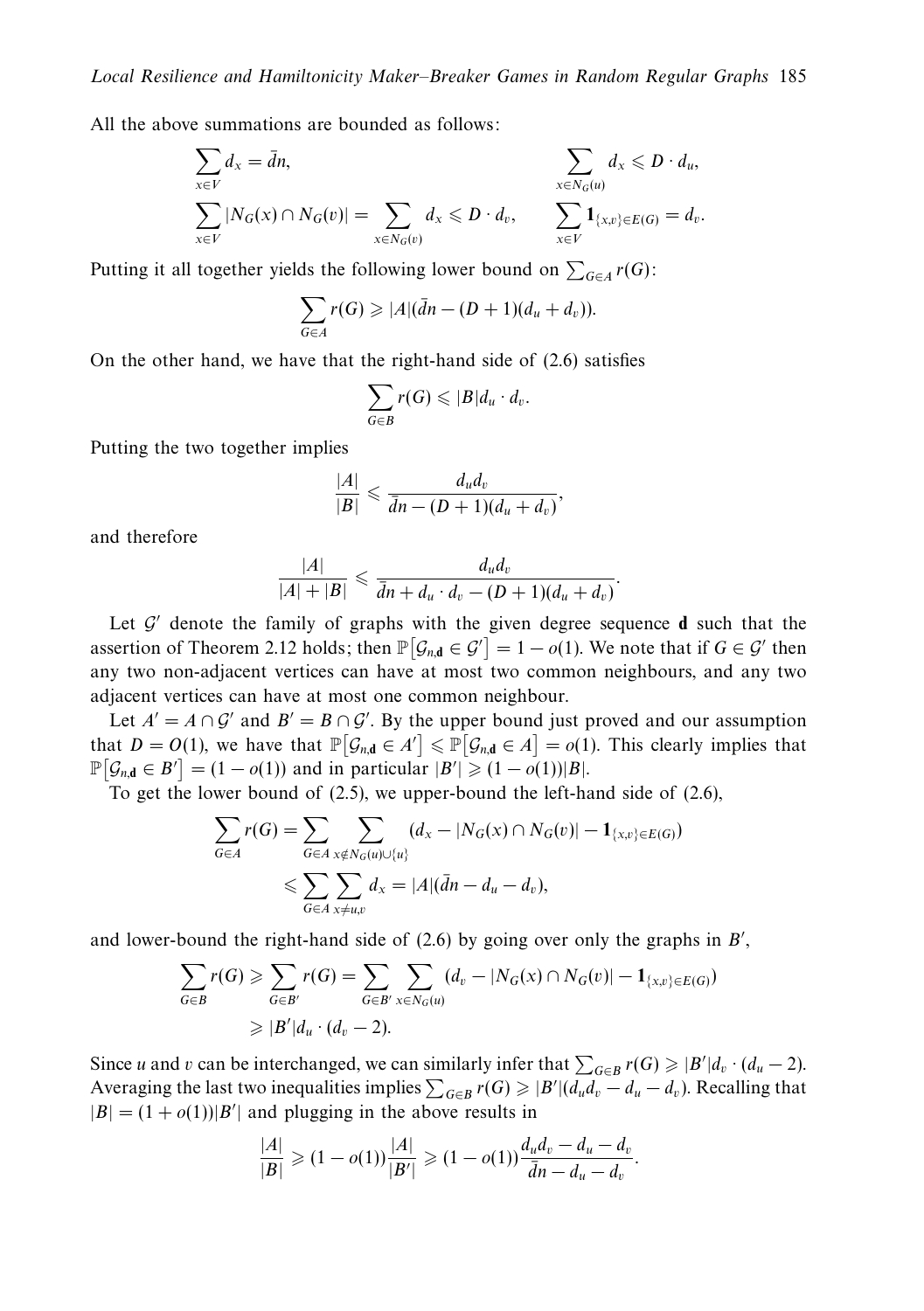All the above summations are bounded as follows:

$$\sum_{x\in V} d_x = \bar{d}n, \qquad\qquad \sum_{x\in N_G(u)} d_x \leqslant D\cdot d_u,$$

$$\sum_{x\in V} |N_G(x)\cap N_G(v)| = \sum_{x\in N_G(v)} d_x \leqslant D\cdot d_v, \qquad \sum_{x\in V} \mathbf{1}_{\{x,v\}\in E(G)} = d_v.$$

Putting it all together yields the following lower bound on $\sum_{G\in A} r(G)$:

$$\sum_{G\in A} r(G) \geqslant |A|(\bar{d}n - (D+1)(d_u+d_v)).$$

On the other hand, we have that the right-hand side of (2.6) satisfies

$$\sum_{G\in B} r(G) \leqslant |B| d_u\cdot d_v.$$

Putting the two together implies

$$\frac{|A|}{|B|} \leqslant \frac{d_u d_v}{\bar{d}n - (D+1)(d_u+d_v)},$$

and therefore

$$\frac{|A|}{|A|+|B|} \leqslant \frac{d_u d_v}{\bar{d}n + d_u\cdot d_v - (D+1)(d_u+d_v)}.$$

Let $\mathcal{G}'$ denote the family of graphs with the given degree sequence $\mathbf{d}$ such that the assertion of Theorem 2.12 holds; then $\mathbb{P}\left[\mathcal{G}_{n,\mathbf{d}}\in\mathcal{G}'\right] = 1-o(1)$. We note that if $G\in\mathcal{G}'$ then any two non-adjacent vertices can have at most two common neighbours, and any two adjacent vertices can have at most one common neighbour.

Let $A' = A\cap\mathcal{G}'$ and $B' = B\cap\mathcal{G}'$. By the upper bound just proved and our assumption that $D = O(1)$, we have that $\mathbb{P}\left[\mathcal{G}_{n,\mathbf{d}}\in A'\right] \leqslant \mathbb{P}\left[\mathcal{G}_{n,\mathbf{d}}\in A\right] = o(1)$. This clearly implies that $\mathbb{P}\left[\mathcal{G}_{n,\mathbf{d}}\in B'\right] = (1-o(1))$ and in particular $|B'| \geqslant (1-o(1))|B|$.

To get the lower bound of (2.5), we upper-bound the left-hand side of (2.6),

$$\begin{aligned}\sum_{G\in A} r(G) &= \sum_{G\in A}\sum_{x\notin N_G(u)\cup\{u\}} (d_x - |N_G(x)\cap N_G(v)| - \mathbf{1}_{\{x,v\}\in E(G)}) \\ &\leqslant \sum_{G\in A}\sum_{x\neq u,v} d_x = |A|(\bar{d}n - d_u - d_v),\end{aligned}$$

and lower-bound the right-hand side of (2.6) by going over only the graphs in $B'$,

$$\begin{aligned}\sum_{G\in B} r(G) &\geqslant \sum_{G\in B'} r(G) = \sum_{G\in B'}\sum_{x\in N_G(u)} (d_v - |N_G(x)\cap N_G(v)| - \mathbf{1}_{\{x,v\}\in E(G)}) \\ &\geqslant |B'| d_u\cdot(d_v - 2).\end{aligned}$$

Since $u$ and $v$ can be interchanged, we can similarly infer that $\sum_{G\in B} r(G) \geqslant |B'| d_v\cdot(d_u-2)$. Averaging the last two inequalities implies $\sum_{G\in B} r(G) \geqslant |B'|(d_u d_v - d_u - d_v)$. Recalling that $|B| = (1+o(1))|B'|$ and plugging in the above results in

$$\frac{|A|}{|B|} \geqslant (1-o(1))\frac{|A|}{|B'|} \geqslant (1-o(1))\frac{d_u d_v - d_u - d_v}{\bar{d}n - d_u - d_v}.$$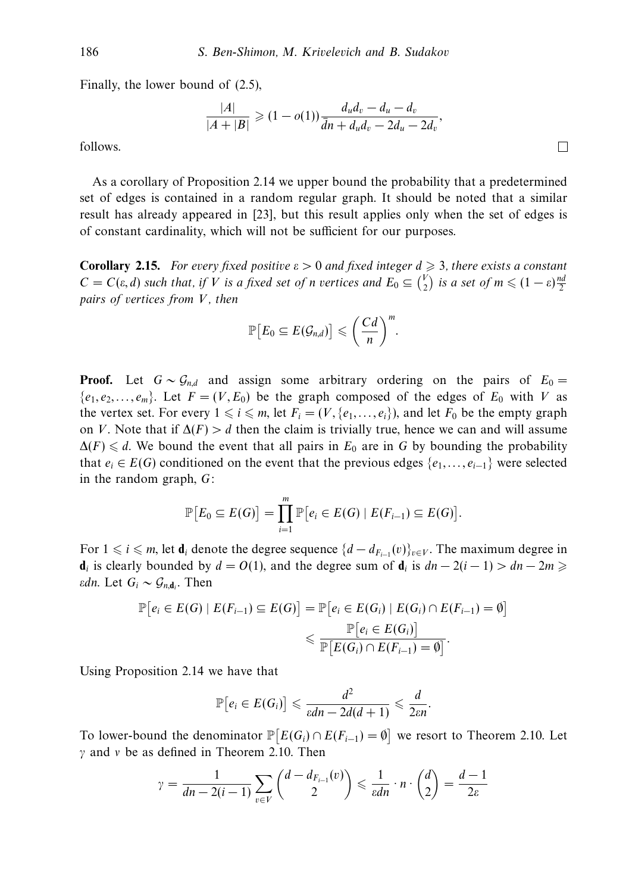Finally, the lower bound of (2.5),

$$\frac{|A|}{|A+|B|} \geqslant (1-o(1))\frac{d_u d_v - d_u - d_v}{\bar{d}n + d_u d_v - 2d_u - 2d_v},$$

follows. $\square$

As a corollary of Proposition 2.14 we upper bound the probability that a predetermined set of edges is contained in a random regular graph. It should be noted that a similar result has already appeared in [23], but this result applies only when the set of edges is of constant cardinality, which will not be sufficient for our purposes.

**Corollary 2.15.** *For every fixed positive $\varepsilon > 0$ and fixed integer $d \geqslant 3$, there exists a constant $C = C(\varepsilon, d)$ such that, if $V$ is a fixed set of $n$ vertices and $E_0 \subseteq \binom{V}{2}$ is a set of $m \leqslant (1-\varepsilon)\frac{nd}{2}$ pairs of vertices from $V$, then*

$$\mathbb{P}\big[E_0 \subseteq E(\mathcal{G}_{n,d})\big] \leqslant \left(\frac{Cd}{n}\right)^m.$$

**Proof.** Let $G \sim \mathcal{G}_{n,d}$ and assign some arbitrary ordering on the pairs of $E_0 = \{e_1, e_2, \ldots, e_m\}$. Let $F = (V, E_0)$ be the graph composed of the edges of $E_0$ with $V$ as the vertex set. For every $1 \leqslant i \leqslant m$, let $F_i = (V, \{e_1, \ldots, e_i\})$, and let $F_0$ be the empty graph on $V$. Note that if $\Delta(F) > d$ then the claim is trivially true, hence we can and will assume $\Delta(F) \leqslant d$. We bound the event that all pairs in $E_0$ are in $G$ by bounding the probability that $e_i \in E(G)$ conditioned on the event that the previous edges $\{e_1, \ldots, e_{i-1}\}$ were selected in the random graph, $G$:

$$\mathbb{P}\big[E_0 \subseteq E(G)\big] = \prod_{i=1}^{m} \mathbb{P}\big[e_i \in E(G) \mid E(F_{i-1}) \subseteq E(G)\big].$$

For $1 \leqslant i \leqslant m$, let $\mathbf{d}_i$ denote the degree sequence $\{d - d_{F_{i-1}}(v)\}_{v \in V}$. The maximum degree in $\mathbf{d}_i$ is clearly bounded by $d = O(1)$, and the degree sum of $\mathbf{d}_i$ is $dn - 2(i-1) > dn - 2m \geqslant \varepsilon dn$. Let $G_i \sim \mathcal{G}_{n,\mathbf{d}_i}$. Then

$$\begin{aligned}\mathbb{P}\big[e_i \in E(G) \mid E(F_{i-1}) \subseteq E(G)\big] &= \mathbb{P}\big[e_i \in E(G_i) \mid E(G_i) \cap E(F_{i-1}) = \emptyset\big] \\ &\leqslant \frac{\mathbb{P}\big[e_i \in E(G_i)\big]}{\mathbb{P}\big[E(G_i) \cap E(F_{i-1}) = \emptyset\big]}.\end{aligned}$$

Using Proposition 2.14 we have that

$$\mathbb{P}\big[e_i \in E(G_i)\big] \leqslant \frac{d^2}{\varepsilon dn - 2d(d+1)} \leqslant \frac{d}{2\varepsilon n}.$$

To lower-bound the denominator $\mathbb{P}\big[E(G_i) \cap E(F_{i-1}) = \emptyset\big]$ we resort to Theorem 2.10. Let $\gamma$ and $\nu$ be as defined in Theorem 2.10. Then

$$\gamma = \frac{1}{dn - 2(i-1)} \sum_{v \in V} \binom{d - d_{F_{i-1}}(v)}{2} \leqslant \frac{1}{\varepsilon dn} \cdot n \cdot \binom{d}{2} = \frac{d-1}{2\varepsilon}$$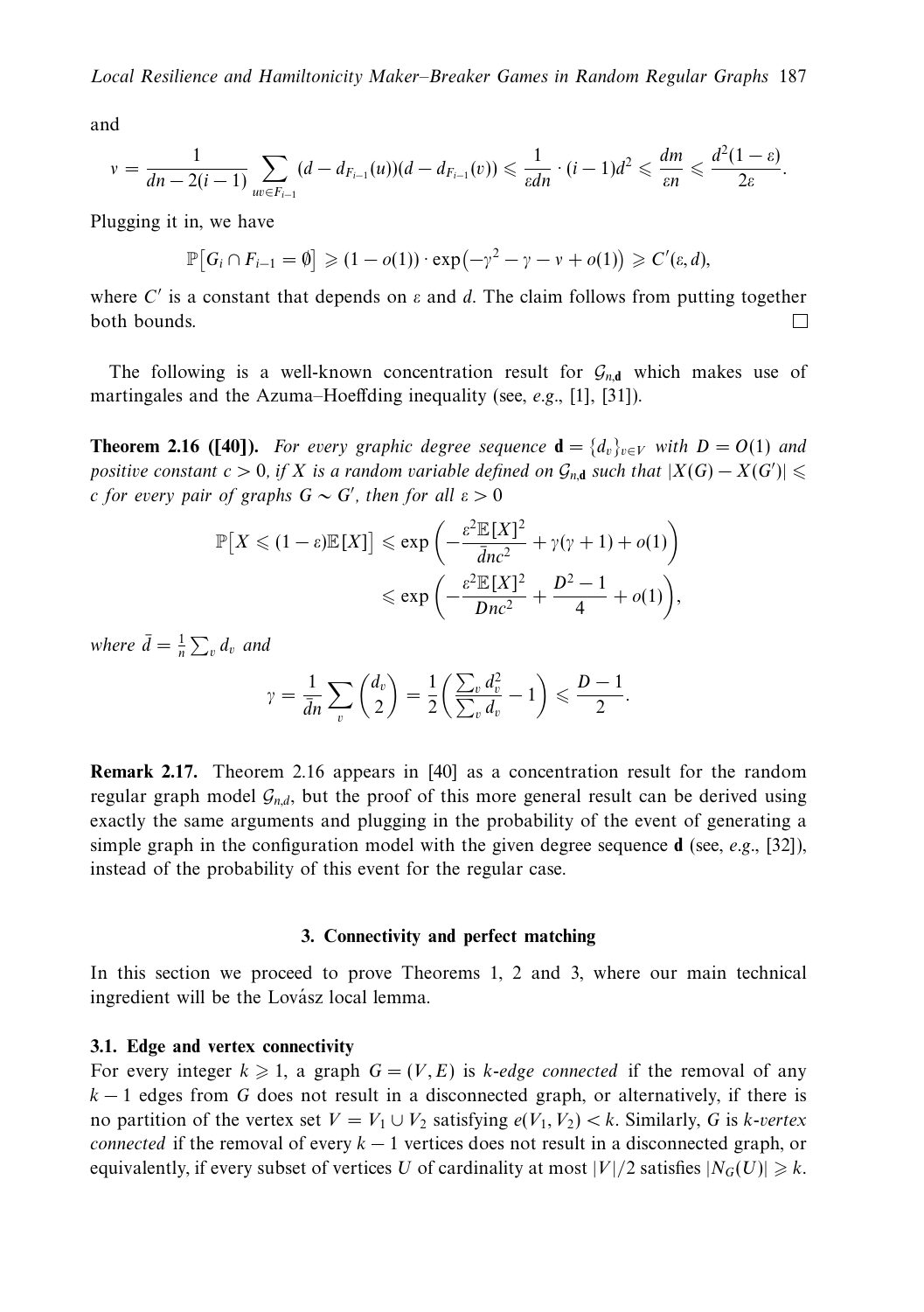and

$$\nu = \frac{1}{dn - 2(i-1)} \sum_{uv \in F_{i-1}} (d - d_{F_{i-1}}(u))(d - d_{F_{i-1}}(v)) \leqslant \frac{1}{\varepsilon dn} \cdot (i-1)d^2 \leqslant \frac{dm}{\varepsilon n} \leqslant \frac{d^2(1-\varepsilon)}{2\varepsilon}.$$

Plugging it in, we have

$$\mathbb{P}\big[G_i \cap F_{i-1} = \emptyset\big] \geqslant (1 - o(1)) \cdot \exp\big(-\gamma^2 - \gamma - \nu + o(1)\big) \geqslant C'(\varepsilon, d),$$

where $C'$ is a constant that depends on $\varepsilon$ and $d$. The claim follows from putting together both bounds. □

The following is a well-known concentration result for $\mathcal{G}_{n,\mathbf{d}}$ which makes use of martingales and the Azuma–Hoeffding inequality (see, *e.g.*, [1], [31]).

**Theorem 2.16 ([40]).** *For every graphic degree sequence $\mathbf{d} = \{d_v\}_{v \in V}$ with $D = O(1)$ and positive constant $c > 0$, if $X$ is a random variable defined on $\mathcal{G}_{n,\mathbf{d}}$ such that $|X(G) - X(G')| \leqslant c$ for every pair of graphs $G \sim G'$, then for all $\varepsilon > 0$*

$$\mathbb{P}\big[X \leqslant (1-\varepsilon)\mathbb{E}[X]\big] \leqslant \exp\left(-\frac{\varepsilon^2 \mathbb{E}[X]^2}{\bar{d}nc^2} + \gamma(\gamma+1) + o(1)\right)$$
$$\leqslant \exp\left(-\frac{\varepsilon^2 \mathbb{E}[X]^2}{Dnc^2} + \frac{D^2-1}{4} + o(1)\right),$$

*where $\bar{d} = \frac{1}{n}\sum_v d_v$ and*

$$\gamma = \frac{1}{\bar{d}n} \sum_v \binom{d_v}{2} = \frac{1}{2}\left(\frac{\sum_v d_v^2}{\sum_v d_v} - 1\right) \leqslant \frac{D-1}{2}.$$

**Remark 2.17.** Theorem 2.16 appears in [40] as a concentration result for the random regular graph model $\mathcal{G}_{n,d}$, but the proof of this more general result can be derived using exactly the same arguments and plugging in the probability of the event of generating a simple graph in the configuration model with the given degree sequence $\mathbf{d}$ (see, *e.g.*, [32]), instead of the probability of this event for the regular case.

## 3. Connectivity and perfect matching

In this section we proceed to prove Theorems 1, 2 and 3, where our main technical ingredient will be the Lovász local lemma.

### 3.1. Edge and vertex connectivity

For every integer $k \geqslant 1$, a graph $G = (V, E)$ is *k-edge connected* if the removal of any $k-1$ edges from $G$ does not result in a disconnected graph, or alternatively, if there is no partition of the vertex set $V = V_1 \cup V_2$ satisfying $e(V_1, V_2) < k$. Similarly, $G$ is *k-vertex connected* if the removal of every $k-1$ vertices does not result in a disconnected graph, or equivalently, if every subset of vertices $U$ of cardinality at most $|V|/2$ satisfies $|N_G(U)| \geqslant k$.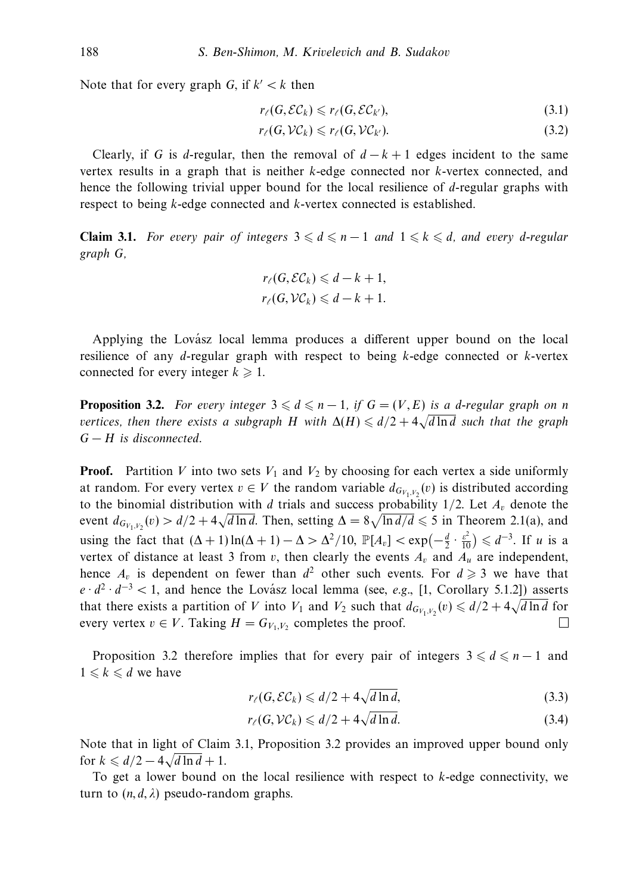Note that for every graph $G$, if $k' < k$ then

$$r_\ell(G, \mathcal{EC}_k) \leqslant r_\ell(G, \mathcal{EC}_{k'}), \tag{3.1}$$

$$r_\ell(G, \mathcal{VC}_k) \leqslant r_\ell(G, \mathcal{VC}_{k'}). \tag{3.2}$$

Clearly, if $G$ is $d$-regular, then the removal of $d - k + 1$ edges incident to the same vertex results in a graph that is neither $k$-edge connected nor $k$-vertex connected, and hence the following trivial upper bound for the local resilience of $d$-regular graphs with respect to being $k$-edge connected and $k$-vertex connected is established.

**Claim 3.1.** *For every pair of integers $3 \leqslant d \leqslant n-1$ and $1 \leqslant k \leqslant d$, and every $d$-regular graph $G$,*

$$r_\ell(G, \mathcal{EC}_k) \leqslant d - k + 1,$$

$$r_\ell(G, \mathcal{VC}_k) \leqslant d - k + 1.$$

Applying the Lovász local lemma produces a different upper bound on the local resilience of any $d$-regular graph with respect to being $k$-edge connected or $k$-vertex connected for every integer $k \geqslant 1$.

**Proposition 3.2.** *For every integer $3 \leqslant d \leqslant n-1$, if $G = (V, E)$ is a $d$-regular graph on $n$ vertices, then there exists a subgraph $H$ with $\Delta(H) \leqslant d/2 + 4\sqrt{d \ln d}$ such that the graph $G - H$ is disconnected.*

**Proof.** Partition $V$ into two sets $V_1$ and $V_2$ by choosing for each vertex a side uniformly at random. For every vertex $v \in V$ the random variable $d_{G_{V_1,V_2}}(v)$ is distributed according to the binomial distribution with $d$ trials and success probability $1/2$. Let $A_v$ denote the event $d_{G_{V_1,V_2}}(v) > d/2 + 4\sqrt{d \ln d}$. Then, setting $\Delta = 8\sqrt{\ln d/d} \leqslant 5$ in Theorem 2.1(a), and using the fact that $(\Delta+1)\ln(\Delta+1) - \Delta > \Delta^2/10$, $\mathbb{P}[A_v] < \exp\left(-\frac{d}{2} \cdot \frac{\varepsilon^2}{10}\right) \leqslant d^{-3}$. If $u$ is a vertex of distance at least 3 from $v$, then clearly the events $A_v$ and $A_u$ are independent, hence $A_v$ is dependent on fewer than $d^2$ other such events. For $d \geqslant 3$ we have that $e \cdot d^2 \cdot d^{-3} < 1$, and hence the Lovász local lemma (see, *e.g.*, [1, Corollary 5.1.2]) asserts that there exists a partition of $V$ into $V_1$ and $V_2$ such that $d_{G_{V_1,V_2}}(v) \leqslant d/2 + 4\sqrt{d \ln d}$ for every vertex $v \in V$. Taking $H = G_{V_1,V_2}$ completes the proof. $\square$

Proposition 3.2 therefore implies that for every pair of integers $3 \leqslant d \leqslant n-1$ and $1 \leqslant k \leqslant d$ we have

$$r_\ell(G, \mathcal{EC}_k) \leqslant d/2 + 4\sqrt{d \ln d}, \tag{3.3}$$

$$r_\ell(G, \mathcal{VC}_k) \leqslant d/2 + 4\sqrt{d \ln d}. \tag{3.4}$$

Note that in light of Claim 3.1, Proposition 3.2 provides an improved upper bound only for $k \leqslant d/2 - 4\sqrt{d \ln d} + 1$.

To get a lower bound on the local resilience with respect to $k$-edge connectivity, we turn to $(n, d, \lambda)$ pseudo-random graphs.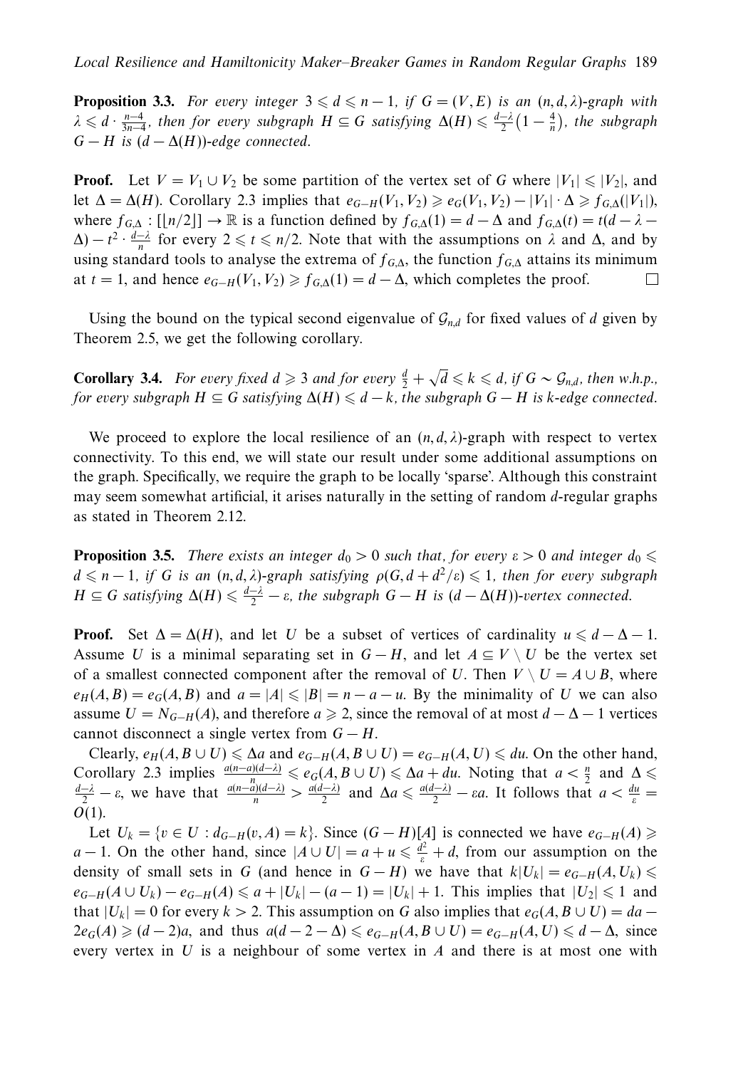**Proposition 3.3.** *For every integer $3 \leqslant d \leqslant n-1$, if $G = (V, E)$ is an $(n, d, \lambda)$-graph with $\lambda \leqslant d \cdot \frac{n-4}{3n-4}$, then for every subgraph $H \subseteq G$ satisfying $\Delta(H) \leqslant \frac{d-\lambda}{2}\left(1 - \frac{4}{n}\right)$, the subgraph $G - H$ is $(d - \Delta(H))$-edge connected.*

**Proof.** Let $V = V_1 \cup V_2$ be some partition of the vertex set of $G$ where $|V_1| \leqslant |V_2|$, and let $\Delta = \Delta(H)$. Corollary 2.3 implies that $e_{G-H}(V_1, V_2) \geqslant e_G(V_1, V_2) - |V_1| \cdot \Delta \geqslant f_{G,\Delta}(|V_1|)$, where $f_{G,\Delta} : [\lfloor n/2 \rfloor] \to \mathbb{R}$ is a function defined by $f_{G,\Delta}(1) = d - \Delta$ and $f_{G,\Delta}(t) = t(d - \lambda - \Delta) - t^2 \cdot \frac{d-\lambda}{n}$ for every $2 \leqslant t \leqslant n/2$. Note that with the assumptions on $\lambda$ and $\Delta$, and by using standard tools to analyse the extrema of $f_{G,\Delta}$, the function $f_{G,\Delta}$ attains its minimum at $t = 1$, and hence $e_{G-H}(V_1, V_2) \geqslant f_{G,\Delta}(1) = d - \Delta$, which completes the proof. $\square$

Using the bound on the typical second eigenvalue of $\mathcal{G}_{n,d}$ for fixed values of $d$ given by Theorem 2.5, we get the following corollary.

**Corollary 3.4.** *For every fixed $d \geqslant 3$ and for every $\frac{d}{2} + \sqrt{d} \leqslant k \leqslant d$, if $G \sim \mathcal{G}_{n,d}$, then w.h.p., for every subgraph $H \subseteq G$ satisfying $\Delta(H) \leqslant d - k$, the subgraph $G - H$ is $k$-edge connected.*

We proceed to explore the local resilience of an $(n, d, \lambda)$-graph with respect to vertex connectivity. To this end, we will state our result under some additional assumptions on the graph. Specifically, we require the graph to be locally 'sparse'. Although this constraint may seem somewhat artificial, it arises naturally in the setting of random $d$-regular graphs as stated in Theorem 2.12.

**Proposition 3.5.** *There exists an integer $d_0 > 0$ such that, for every $\varepsilon > 0$ and integer $d_0 \leqslant d \leqslant n - 1$, if $G$ is an $(n, d, \lambda)$-graph satisfying $\rho(G, d + d^2/\varepsilon) \leqslant 1$, then for every subgraph $H \subseteq G$ satisfying $\Delta(H) \leqslant \frac{d-\lambda}{2} - \varepsilon$, the subgraph $G - H$ is $(d - \Delta(H))$-vertex connected.*

**Proof.** Set $\Delta = \Delta(H)$, and let $U$ be a subset of vertices of cardinality $u \leqslant d - \Delta - 1$. Assume $U$ is a minimal separating set in $G - H$, and let $A \subseteq V \setminus U$ be the vertex set of a smallest connected component after the removal of $U$. Then $V \setminus U = A \cup B$, where $e_H(A, B) = e_G(A, B)$ and $a = |A| \leqslant |B| = n - a - u$. By the minimality of $U$ we can also assume $U = N_{G-H}(A)$, and therefore $a \geqslant 2$, since the removal of at most $d - \Delta - 1$ vertices cannot disconnect a single vertex from $G - H$.

Clearly, $e_H(A, B \cup U) \leqslant \Delta a$ and $e_{G-H}(A, B \cup U) = e_{G-H}(A, U) \leqslant du$. On the other hand, Corollary 2.3 implies $\frac{a(n-a)(d-\lambda)}{n} \leqslant e_G(A, B \cup U) \leqslant \Delta a + du$. Noting that $a < \frac{n}{2}$ and $\Delta \leqslant \frac{d-\lambda}{2} - \varepsilon$, we have that $\frac{a(n-a)(d-\lambda)}{n} > \frac{a(d-\lambda)}{2}$ and $\Delta a \leqslant \frac{a(d-\lambda)}{2} - \varepsilon a$. It follows that $a < \frac{du}{\varepsilon} = O(1)$.

Let $U_k = \{v \in U : d_{G-H}(v, A) = k\}$. Since $(G - H)[A]$ is connected we have $e_{G-H}(A) \geqslant a - 1$. On the other hand, since $|A \cup U| = a + u \leqslant \frac{d^2}{\varepsilon} + d$, from our assumption on the density of small sets in $G$ (and hence in $G - H$) we have that $k|U_k| = e_{G-H}(A, U_k) \leqslant e_{G-H}(A \cup U_k) - e_{G-H}(A) \leqslant a + |U_k| - (a - 1) = |U_k| + 1$. This implies that $|U_2| \leqslant 1$ and that $|U_k| = 0$ for every $k > 2$. This assumption on $G$ also implies that $e_G(A, B \cup U) = da - 2e_G(A) \geqslant (d - 2)a$, and thus $a(d - 2 - \Delta) \leqslant e_{G-H}(A, B \cup U) = e_{G-H}(A, U) \leqslant d - \Delta$, since every vertex in $U$ is a neighbour of some vertex in $A$ and there is at most one with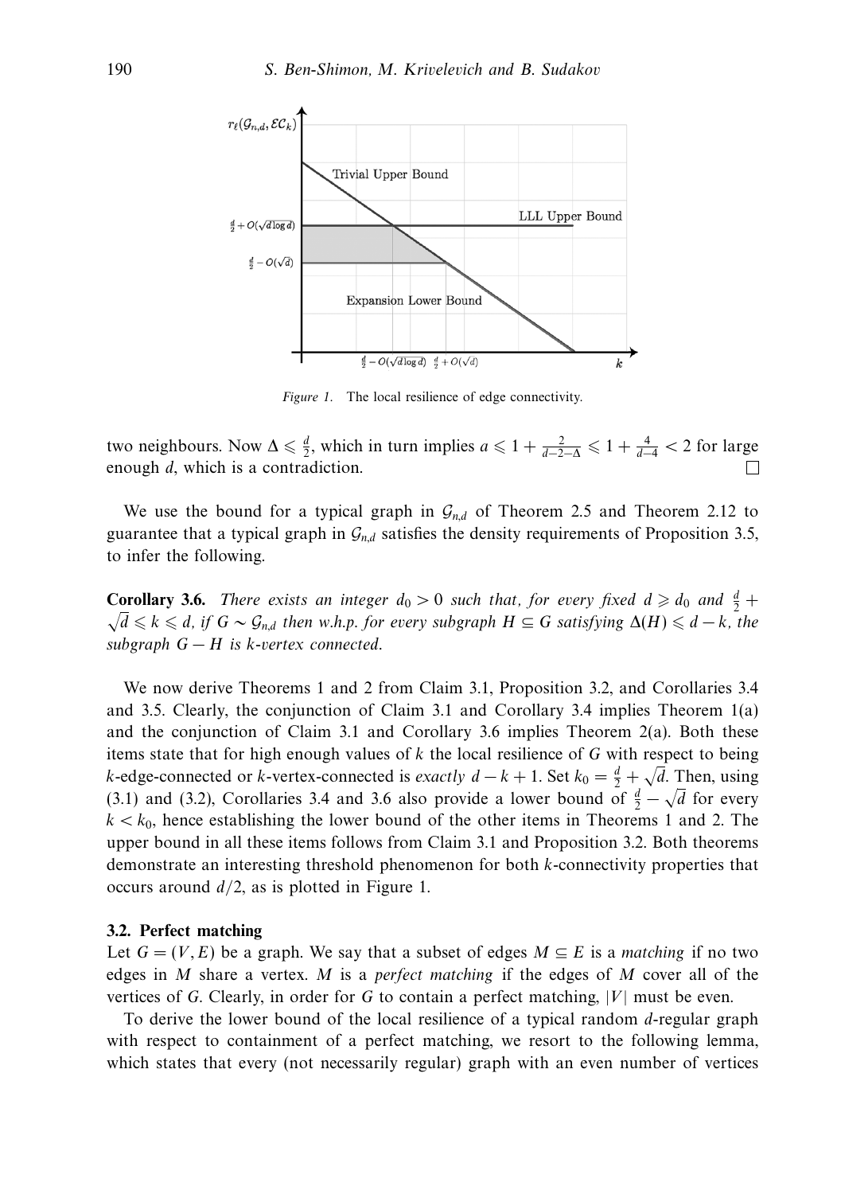*Figure 1.* The local resilience of edge connectivity.

two neighbours. Now $\Delta \leqslant \frac{d}{2}$, which in turn implies $a \leqslant 1 + \frac{2}{d-2-\Delta} \leqslant 1 + \frac{4}{d-4} < 2$ for large enough $d$, which is a contradiction. □

We use the bound for a typical graph in $\mathcal{G}_{n,d}$ of Theorem 2.5 and Theorem 2.12 to guarantee that a typical graph in $\mathcal{G}_{n,d}$ satisfies the density requirements of Proposition 3.5, to infer the following.

**Corollary 3.6.** *There exists an integer $d_0 > 0$ such that, for every fixed $d \geqslant d_0$ and $\frac{d}{2} + \sqrt{d} \leqslant k \leqslant d$, if $G \sim \mathcal{G}_{n,d}$ then w.h.p. for every subgraph $H \subseteq G$ satisfying $\Delta(H) \leqslant d - k$, the subgraph $G - H$ is $k$-vertex connected.*

We now derive Theorems 1 and 2 from Claim 3.1, Proposition 3.2, and Corollaries 3.4 and 3.5. Clearly, the conjunction of Claim 3.1 and Corollary 3.4 implies Theorem 1(a) and the conjunction of Claim 3.1 and Corollary 3.6 implies Theorem 2(a). Both these items state that for high enough values of $k$ the local resilience of $G$ with respect to being $k$-edge-connected or $k$-vertex-connected is *exactly* $d - k + 1$. Set $k_0 = \frac{d}{2} + \sqrt{d}$. Then, using (3.1) and (3.2), Corollaries 3.4 and 3.6 also provide a lower bound of $\frac{d}{2} - \sqrt{d}$ for every $k < k_0$, hence establishing the lower bound of the other items in Theorems 1 and 2. The upper bound in all these items follows from Claim 3.1 and Proposition 3.2. Both theorems demonstrate an interesting threshold phenomenon for both $k$-connectivity properties that occurs around $d/2$, as is plotted in Figure 1.

### 3.2. Perfect matching

Let $G = (V, E)$ be a graph. We say that a subset of edges $M \subseteq E$ is a *matching* if no two edges in $M$ share a vertex. $M$ is a *perfect matching* if the edges of $M$ cover all of the vertices of $G$. Clearly, in order for $G$ to contain a perfect matching, $|V|$ must be even.

To derive the lower bound of the local resilience of a typical random $d$-regular graph with respect to containment of a perfect matching, we resort to the following lemma, which states that every (not necessarily regular) graph with an even number of vertices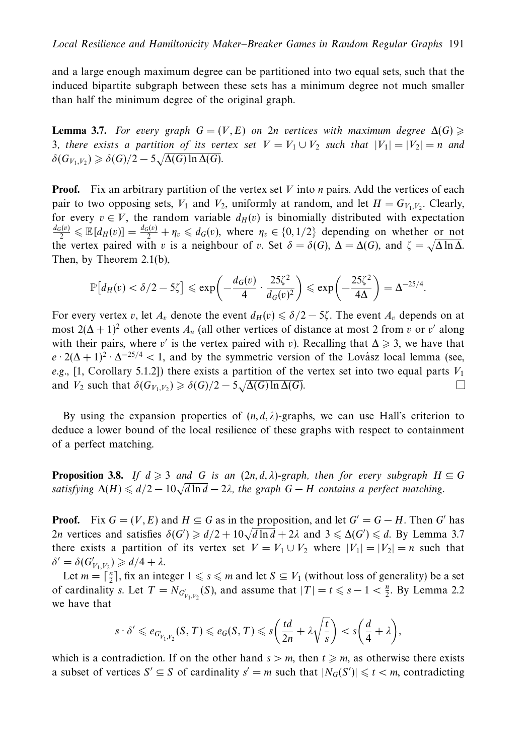and a large enough maximum degree can be partitioned into two equal sets, such that the induced bipartite subgraph between these sets has a minimum degree not much smaller than half the minimum degree of the original graph.

**Lemma 3.7.** *For every graph $G = (V, E)$ on $2n$ vertices with maximum degree $\Delta(G) \geqslant 3$, there exists a partition of its vertex set $V = V_1 \cup V_2$ such that $|V_1| = |V_2| = n$ and $\delta(G_{V_1,V_2}) \geqslant \delta(G)/2 - 5\sqrt{\Delta(G)\ln\Delta(G)}$.*

**Proof.** Fix an arbitrary partition of the vertex set $V$ into $n$ pairs. Add the vertices of each pair to two opposing sets, $V_1$ and $V_2$, uniformly at random, and let $H = G_{V_1,V_2}$. Clearly, for every $v \in V$, the random variable $d_H(v)$ is binomially distributed with expectation $\frac{d_G(v)}{2} \leqslant \mathbb{E}[d_H(v)] = \frac{d_G(v)}{2} + \eta_v \leqslant d_G(v)$, where $\eta_v \in \{0, 1/2\}$ depending on whether or not the vertex paired with $v$ is a neighbour of $v$. Set $\delta = \delta(G)$, $\Delta = \Delta(G)$, and $\zeta = \sqrt{\Delta \ln \Delta}$. Then, by Theorem 2.1(b),

$$\mathbb{P}\big[d_H(v) < \delta/2 - 5\zeta\big] \leqslant \exp\left(-\frac{d_G(v)}{4} \cdot \frac{25\zeta^2}{d_G(v)^2}\right) \leqslant \exp\left(-\frac{25\zeta^2}{4\Delta}\right) = \Delta^{-25/4}.$$

For every vertex $v$, let $A_v$ denote the event $d_H(v) \leqslant \delta/2 - 5\zeta$. The event $A_v$ depends on at most $2(\Delta+1)^2$ other events $A_u$ (all other vertices of distance at most 2 from $v$ or $v'$ along with their pairs, where $v'$ is the vertex paired with $v$). Recalling that $\Delta \geqslant 3$, we have that $e \cdot 2(\Delta+1)^2 \cdot \Delta^{-25/4} < 1$, and by the symmetric version of the Lovász local lemma (see, e.g., [1, Corollary 5.1.2]) there exists a partition of the vertex set into two equal parts $V_1$ and $V_2$ such that $\delta(G_{V_1,V_2}) \geqslant \delta(G)/2 - 5\sqrt{\Delta(G)\ln\Delta(G)}$. $\square$

By using the expansion properties of $(n, d, \lambda)$-graphs, we can use Hall's criterion to deduce a lower bound of the local resilience of these graphs with respect to containment of a perfect matching.

**Proposition 3.8.** *If $d \geqslant 3$ and $G$ is an $(2n, d, \lambda)$-graph, then for every subgraph $H \subseteq G$ satisfying $\Delta(H) \leqslant d/2 - 10\sqrt{d \ln d} - 2\lambda$, the graph $G - H$ contains a perfect matching.*

**Proof.** Fix $G = (V, E)$ and $H \subseteq G$ as in the proposition, and let $G' = G - H$. Then $G'$ has $2n$ vertices and satisfies $\delta(G') \geqslant d/2 + 10\sqrt{d \ln d} + 2\lambda$ and $3 \leqslant \Delta(G') \leqslant d$. By Lemma 3.7 there exists a partition of its vertex set $V = V_1 \cup V_2$ where $|V_1| = |V_2| = n$ such that $\delta' = \delta(G'_{V_1,V_2}) \geqslant d/4 + \lambda$.

Let $m = \lceil \frac{n}{2} \rceil$, fix an integer $1 \leqslant s \leqslant m$ and let $S \subseteq V_1$ (without loss of generality) be a set of cardinality $s$. Let $T = N_{G'_{V_1,V_2}}(S)$, and assume that $|T| = t \leqslant s - 1 < \frac{n}{2}$. By Lemma 2.2 we have that

$$s \cdot \delta' \leqslant e_{G'_{V_1,V_2}}(S, T) \leqslant e_G(S, T) \leqslant s\left(\frac{td}{2n} + \lambda\sqrt{\frac{t}{s}}\right) < s\left(\frac{d}{4} + \lambda\right),$$

which is a contradiction. If on the other hand $s > m$, then $t \geqslant m$, as otherwise there exists a subset of vertices $S' \subseteq S$ of cardinality $s' = m$ such that $|N_G(S')| \leqslant t < m$, contradicting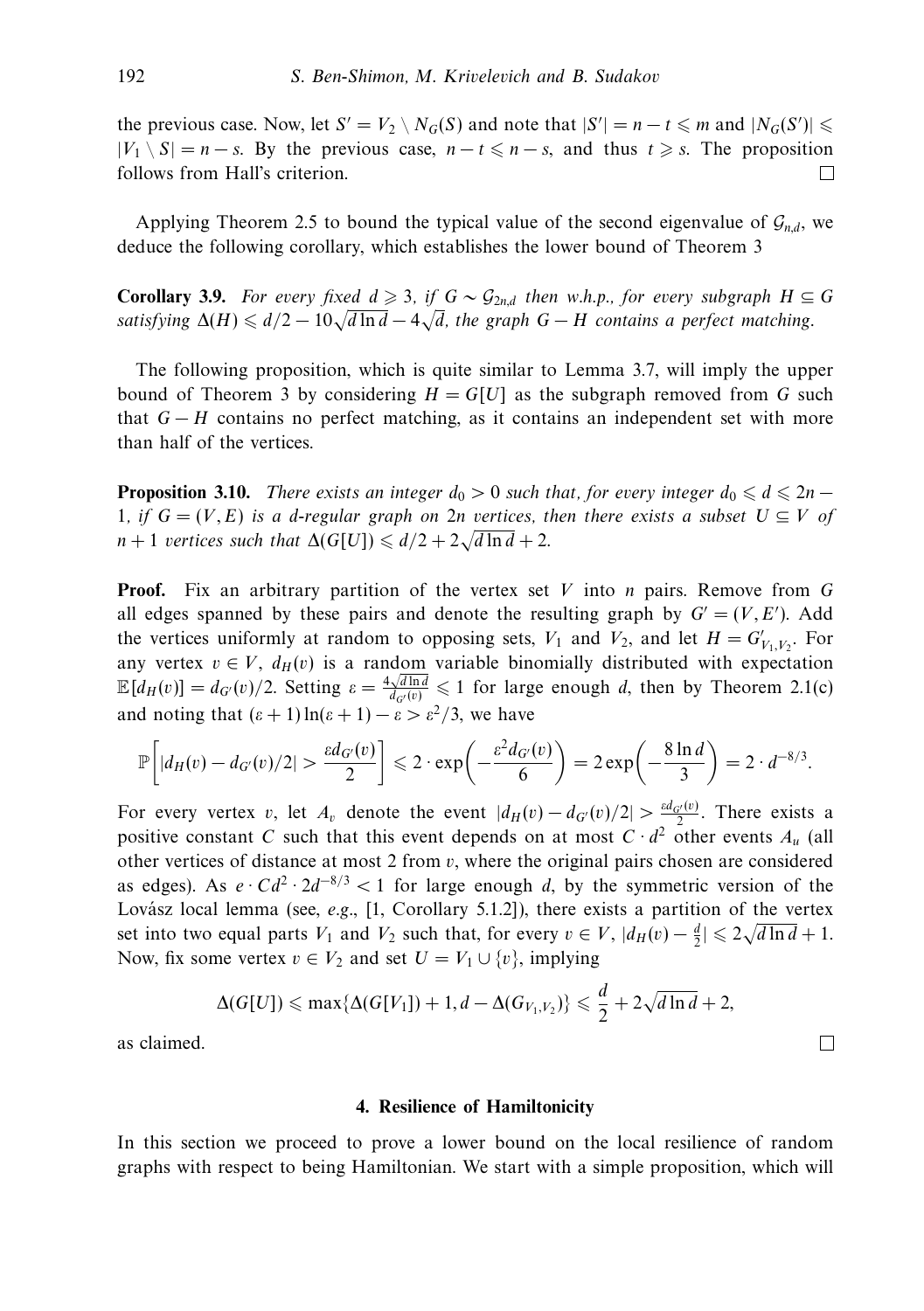the previous case. Now, let $S' = V_2 \setminus N_G(S)$ and note that $|S'| = n - t \leqslant m$ and $|N_G(S')| \leqslant |V_1 \setminus S| = n - s$. By the previous case, $n - t \leqslant n - s$, and thus $t \geqslant s$. The proposition follows from Hall's criterion. $\square$

Applying Theorem 2.5 to bound the typical value of the second eigenvalue of $\mathcal{G}_{n,d}$, we deduce the following corollary, which establishes the lower bound of Theorem 3

**Corollary 3.9.** *For every fixed $d \geqslant 3$, if $G \sim \mathcal{G}_{2n,d}$ then w.h.p., for every subgraph $H \subseteq G$ satisfying $\Delta(H) \leqslant d/2 - 10\sqrt{d \ln d} - 4\sqrt{d}$, the graph $G - H$ contains a perfect matching.*

The following proposition, which is quite similar to Lemma 3.7, will imply the upper bound of Theorem 3 by considering $H = G[U]$ as the subgraph removed from $G$ such that $G - H$ contains no perfect matching, as it contains an independent set with more than half of the vertices.

**Proposition 3.10.** *There exists an integer $d_0 > 0$ such that, for every integer $d_0 \leqslant d \leqslant 2n - 1$, if $G = (V, E)$ is a $d$-regular graph on $2n$ vertices, then there exists a subset $U \subseteq V$ of $n + 1$ vertices such that $\Delta(G[U]) \leqslant d/2 + 2\sqrt{d \ln d} + 2$.*

**Proof.** Fix an arbitrary partition of the vertex set $V$ into $n$ pairs. Remove from $G$ all edges spanned by these pairs and denote the resulting graph by $G' = (V, E')$. Add the vertices uniformly at random to opposing sets, $V_1$ and $V_2$, and let $H = G'_{V_1,V_2}$. For any vertex $v \in V$, $d_H(v)$ is a random variable binomially distributed with expectation $\mathbb{E}[d_H(v)] = d_{G'}(v)/2$. Setting $\varepsilon = \frac{4\sqrt{d \ln d}}{d_{G'}(v)} \leqslant 1$ for large enough $d$, then by Theorem 2.1(c) and noting that $(\varepsilon + 1)\ln(\varepsilon + 1) - \varepsilon > \varepsilon^2/3$, we have

$$\mathbb{P}\left[|d_H(v) - d_{G'}(v)/2| > \frac{\varepsilon d_{G'}(v)}{2}\right] \leqslant 2 \cdot \exp\left(-\frac{\varepsilon^2 d_{G'}(v)}{6}\right) = 2\exp\left(-\frac{8\ln d}{3}\right) = 2 \cdot d^{-8/3}.$$

For every vertex $v$, let $A_v$ denote the event $|d_H(v) - d_{G'}(v)/2| > \frac{\varepsilon d_{G'}(v)}{2}$. There exists a positive constant $C$ such that this event depends on at most $C \cdot d^2$ other events $A_u$ (all other vertices of distance at most 2 from $v$, where the original pairs chosen are considered as edges). As $e \cdot Cd^2 \cdot 2d^{-8/3} < 1$ for large enough $d$, by the symmetric version of the Lovász local lemma (see, *e.g.*, [1, Corollary 5.1.2]), there exists a partition of the vertex set into two equal parts $V_1$ and $V_2$ such that, for every $v \in V$, $|d_H(v) - \frac{d}{2}| \leqslant 2\sqrt{d \ln d} + 1$. Now, fix some vertex $v \in V_2$ and set $U = V_1 \cup \{v\}$, implying

$$\Delta(G[U]) \leqslant \max\{\Delta(G[V_1]) + 1, d - \Delta(G_{V_1,V_2})\} \leqslant \frac{d}{2} + 2\sqrt{d \ln d} + 2,$$

as claimed. $\square$

## 4. Resilience of Hamiltonicity

In this section we proceed to prove a lower bound on the local resilience of random graphs with respect to being Hamiltonian. We start with a simple proposition, which will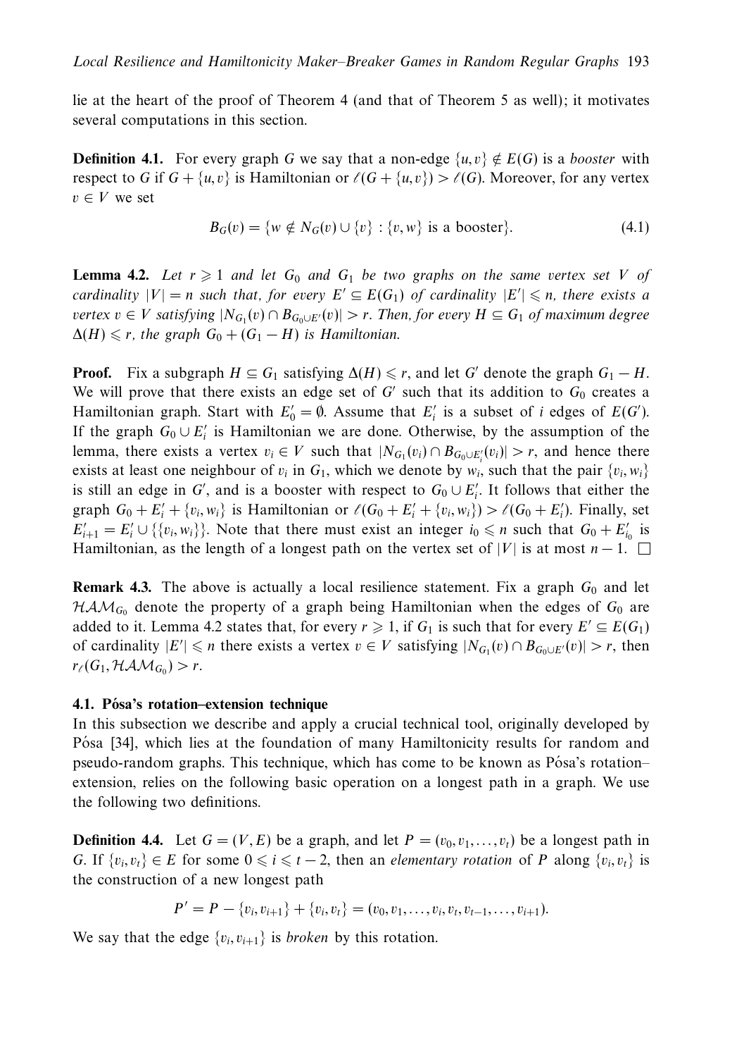lie at the heart of the proof of Theorem 4 (and that of Theorem 5 as well); it motivates several computations in this section.

**Definition 4.1.** For every graph $G$ we say that a non-edge $\{u,v\} \notin E(G)$ is a *booster* with respect to $G$ if $G + \{u,v\}$ is Hamiltonian or $\ell(G + \{u,v\}) > \ell(G)$. Moreover, for any vertex $v \in V$ we set

$$B_G(v) = \{w \notin N_G(v) \cup \{v\} : \{v,w\} \text{ is a booster}\}. \tag{4.1}$$

**Lemma 4.2.** *Let $r \geqslant 1$ and let $G_0$ and $G_1$ be two graphs on the same vertex set $V$ of cardinality $|V| = n$ such that, for every $E' \subseteq E(G_1)$ of cardinality $|E'| \leqslant n$, there exists a vertex $v \in V$ satisfying $|N_{G_1}(v) \cap B_{G_0 \cup E'}(v)| > r$. Then, for every $H \subseteq G_1$ of maximum degree $\Delta(H) \leqslant r$, the graph $G_0 + (G_1 - H)$ is Hamiltonian.*

**Proof.** Fix a subgraph $H \subseteq G_1$ satisfying $\Delta(H) \leqslant r$, and let $G'$ denote the graph $G_1 - H$. We will prove that there exists an edge set of $G'$ such that its addition to $G_0$ creates a Hamiltonian graph. Start with $E'_0 = \emptyset$. Assume that $E'_i$ is a subset of $i$ edges of $E(G')$. If the graph $G_0 \cup E'_i$ is Hamiltonian we are done. Otherwise, by the assumption of the lemma, there exists a vertex $v_i \in V$ such that $|N_{G_1}(v_i) \cap B_{G_0 \cup E'_i}(v_i)| > r$, and hence there exists at least one neighbour of $v_i$ in $G_1$, which we denote by $w_i$, such that the pair $\{v_i, w_i\}$ is still an edge in $G'$, and is a booster with respect to $G_0 \cup E'_i$. It follows that either the graph $G_0 + E'_i + \{v_i, w_i\}$ is Hamiltonian or $\ell(G_0 + E'_i + \{v_i, w_i\}) > \ell(G_0 + E'_i)$. Finally, set $E'_{i+1} = E'_i \cup \{\{v_i, w_i\}\}$. Note that there must exist an integer $i_0 \leqslant n$ such that $G_0 + E'_{i_0}$ is Hamiltonian, as the length of a longest path on the vertex set of $|V|$ is at most $n-1$. $\square$

**Remark 4.3.** The above is actually a local resilience statement. Fix a graph $G_0$ and let $\mathcal{HAM}_{G_0}$ denote the property of a graph being Hamiltonian when the edges of $G_0$ are added to it. Lemma 4.2 states that, for every $r \geqslant 1$, if $G_1$ is such that for every $E' \subseteq E(G_1)$ of cardinality $|E'| \leqslant n$ there exists a vertex $v \in V$ satisfying $|N_{G_1}(v) \cap B_{G_0 \cup E'}(v)| > r$, then $r_\ell(G_1, \mathcal{HAM}_{G_0}) > r$.

### 4.1. Pósa's rotation–extension technique

In this subsection we describe and apply a crucial technical tool, originally developed by Pósa [34], which lies at the foundation of many Hamiltonicity results for random and pseudo-random graphs. This technique, which has come to be known as Pósa's rotation–extension, relies on the following basic operation on a longest path in a graph. We use the following two definitions.

**Definition 4.4.** Let $G = (V,E)$ be a graph, and let $P = (v_0, v_1, \ldots, v_t)$ be a longest path in $G$. If $\{v_i, v_t\} \in E$ for some $0 \leqslant i \leqslant t-2$, then an *elementary rotation* of $P$ along $\{v_i, v_t\}$ is the construction of a new longest path

$$P' = P - \{v_i, v_{i+1}\} + \{v_i, v_t\} = (v_0, v_1, \ldots, v_i, v_t, v_{t-1}, \ldots, v_{i+1}).$$

We say that the edge $\{v_i, v_{i+1}\}$ is *broken* by this rotation.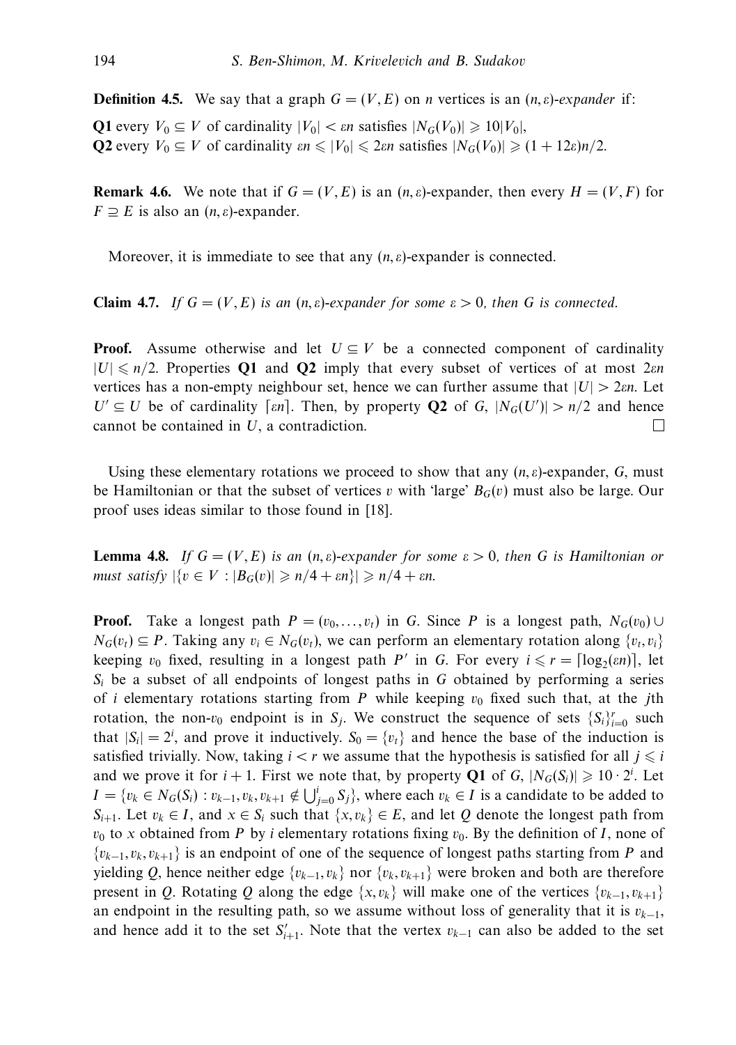**Definition 4.5.** We say that a graph $G = (V, E)$ on $n$ vertices is an $(n, \varepsilon)$-*expander* if:

**Q1** every $V_0 \subseteq V$ of cardinality $|V_0| < \varepsilon n$ satisfies $|N_G(V_0)| \geqslant 10|V_0|$,

**Q2** every $V_0 \subseteq V$ of cardinality $\varepsilon n \leqslant |V_0| \leqslant 2\varepsilon n$ satisfies $|N_G(V_0)| \geqslant (1 + 12\varepsilon)n/2$.

**Remark 4.6.** We note that if $G = (V, E)$ is an $(n, \varepsilon)$-expander, then every $H = (V, F)$ for $F \supseteq E$ is also an $(n, \varepsilon)$-expander.

Moreover, it is immediate to see that any $(n, \varepsilon)$-expander is connected.

**Claim 4.7.** *If $G = (V, E)$ is an $(n, \varepsilon)$-expander for some $\varepsilon > 0$, then $G$ is connected.*

**Proof.** Assume otherwise and let $U \subseteq V$ be a connected component of cardinality $|U| \leqslant n/2$. Properties **Q1** and **Q2** imply that every subset of vertices of at most $2\varepsilon n$ vertices has a non-empty neighbour set, hence we can further assume that $|U| > 2\varepsilon n$. Let $U' \subseteq U$ be of cardinality $\lceil \varepsilon n \rceil$. Then, by property **Q2** of $G$, $|N_G(U')| > n/2$ and hence cannot be contained in $U$, a contradiction. □

Using these elementary rotations we proceed to show that any $(n, \varepsilon)$-expander, $G$, must be Hamiltonian or that the subset of vertices $v$ with 'large' $B_G(v)$ must also be large. Our proof uses ideas similar to those found in [18].

**Lemma 4.8.** *If $G = (V, E)$ is an $(n, \varepsilon)$-expander for some $\varepsilon > 0$, then $G$ is Hamiltonian or must satisfy $|\{v \in V : |B_G(v)| \geqslant n/4 + \varepsilon n\}| \geqslant n/4 + \varepsilon n$.*

**Proof.** Take a longest path $P = (v_0, \ldots, v_t)$ in $G$. Since $P$ is a longest path, $N_G(v_0) \cup N_G(v_t) \subseteq P$. Taking any $v_i \in N_G(v_t)$, we can perform an elementary rotation along $\{v_t, v_i\}$ keeping $v_0$ fixed, resulting in a longest path $P'$ in $G$. For every $i \leqslant r = \lceil \log_2(\varepsilon n) \rceil$, let $S_i$ be a subset of all endpoints of longest paths in $G$ obtained by performing a series of $i$ elementary rotations starting from $P$ while keeping $v_0$ fixed such that, at the $j$th rotation, the non-$v_0$ endpoint is in $S_j$. We construct the sequence of sets $\{S_i\}_{i=0}^r$ such that $|S_i| = 2^i$, and prove it inductively. $S_0 = \{v_t\}$ and hence the base of the induction is satisfied trivially. Now, taking $i < r$ we assume that the hypothesis is satisfied for all $j \leqslant i$ and we prove it for $i + 1$. First we note that, by property **Q1** of $G$, $|N_G(S_i)| \geqslant 10 \cdot 2^i$. Let $I = \{v_k \in N_G(S_i) : v_{k-1}, v_k, v_{k+1} \notin \bigcup_{j=0}^i S_j\}$, where each $v_k \in I$ is a candidate to be added to $S_{i+1}$. Let $v_k \in I$, and $x \in S_i$ such that $\{x, v_k\} \in E$, and let $Q$ denote the longest path from $v_0$ to $x$ obtained from $P$ by $i$ elementary rotations fixing $v_0$. By the definition of $I$, none of $\{v_{k-1}, v_k, v_{k+1}\}$ is an endpoint of one of the sequence of longest paths starting from $P$ and yielding $Q$, hence neither edge $\{v_{k-1}, v_k\}$ nor $\{v_k, v_{k+1}\}$ were broken and both are therefore present in $Q$. Rotating $Q$ along the edge $\{x, v_k\}$ will make one of the vertices $\{v_{k-1}, v_{k+1}\}$ an endpoint in the resulting path, so we assume without loss of generality that it is $v_{k-1}$, and hence add it to the set $S'_{i+1}$. Note that the vertex $v_{k-1}$ can also be added to the set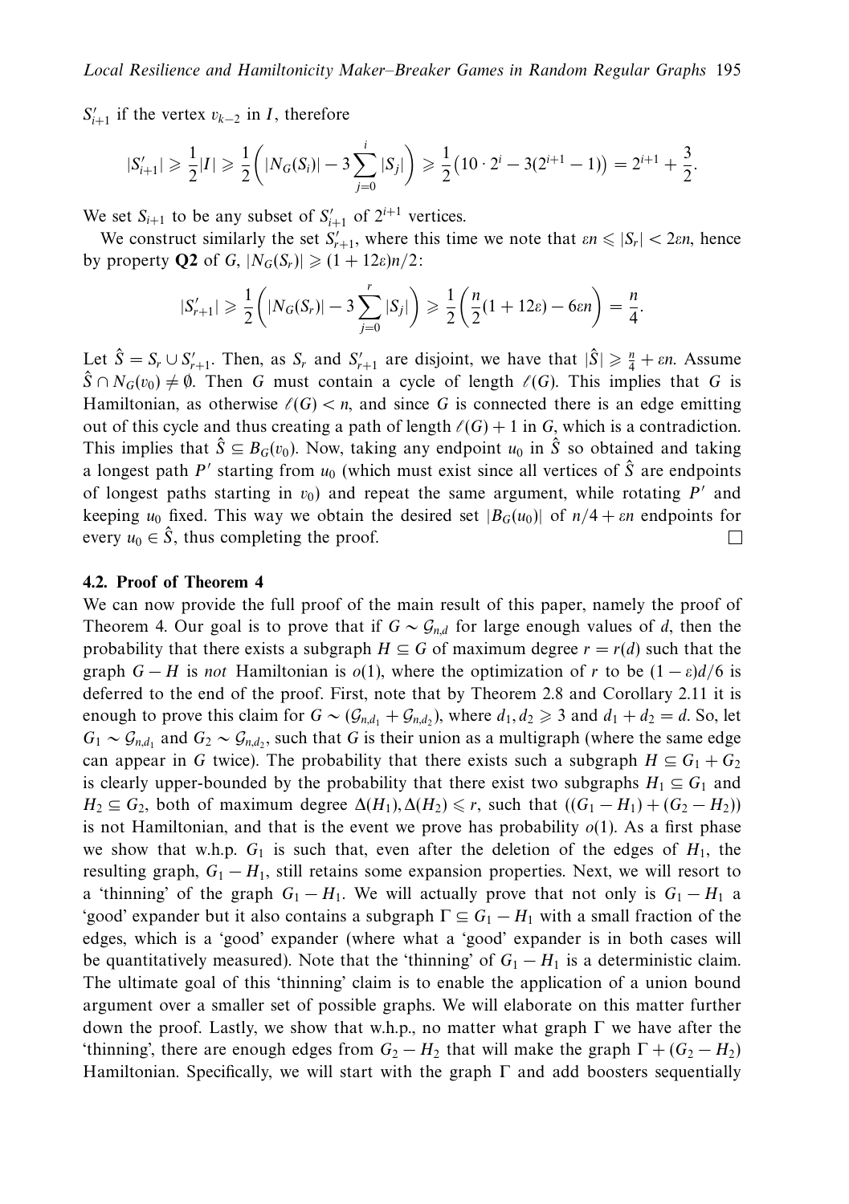$S'_{i+1}$ if the vertex $v_{k-2}$ in $I$, therefore

$$|S'_{i+1}| \geqslant \frac{1}{2}|I| \geqslant \frac{1}{2}\left(|N_G(S_i)| - 3\sum_{j=0}^{i}|S_j|\right) \geqslant \frac{1}{2}\left(10\cdot 2^i - 3(2^{i+1}-1)\right) = 2^{i+1} + \frac{3}{2}.$$

We set $S_{i+1}$ to be any subset of $S'_{i+1}$ of $2^{i+1}$ vertices.

We construct similarly the set $S'_{r+1}$, where this time we note that $\varepsilon n \leqslant |S_r| < 2\varepsilon n$, hence by property **Q2** of $G$, $|N_G(S_r)| \geqslant (1+12\varepsilon)n/2$:

$$|S'_{r+1}| \geqslant \frac{1}{2}\left(|N_G(S_r)| - 3\sum_{j=0}^{r}|S_j|\right) \geqslant \frac{1}{2}\left(\frac{n}{2}(1+12\varepsilon) - 6\varepsilon n\right) = \frac{n}{4}.$$

Let $\hat{S} = S_r \cup S'_{r+1}$. Then, as $S_r$ and $S'_{r+1}$ are disjoint, we have that $|\hat{S}| \geqslant \frac{n}{4} + \varepsilon n$. Assume $\hat{S} \cap N_G(v_0) \neq \emptyset$. Then $G$ must contain a cycle of length $\ell(G)$. This implies that $G$ is Hamiltonian, as otherwise $\ell(G) < n$, and since $G$ is connected there is an edge emitting out of this cycle and thus creating a path of length $\ell(G)+1$ in $G$, which is a contradiction. This implies that $\hat{S} \subseteq B_G(v_0)$. Now, taking any endpoint $u_0$ in $\hat{S}$ so obtained and taking a longest path $P'$ starting from $u_0$ (which must exist since all vertices of $\hat{S}$ are endpoints of longest paths starting in $v_0$) and repeat the same argument, while rotating $P'$ and keeping $u_0$ fixed. This way we obtain the desired set $|B_G(u_0)|$ of $n/4 + \varepsilon n$ endpoints for every $u_0 \in \hat{S}$, thus completing the proof. □

### 4.2. Proof of Theorem 4

We can now provide the full proof of the main result of this paper, namely the proof of Theorem 4. Our goal is to prove that if $G \sim \mathcal{G}_{n,d}$ for large enough values of $d$, then the probability that there exists a subgraph $H \subseteq G$ of maximum degree $r = r(d)$ such that the graph $G - H$ is *not* Hamiltonian is $o(1)$, where the optimization of $r$ to be $(1-\varepsilon)d/6$ is deferred to the end of the proof. First, note that by Theorem 2.8 and Corollary 2.11 it is enough to prove this claim for $G \sim (\mathcal{G}_{n,d_1} + \mathcal{G}_{n,d_2})$, where $d_1, d_2 \geqslant 3$ and $d_1 + d_2 = d$. So, let $G_1 \sim \mathcal{G}_{n,d_1}$ and $G_2 \sim \mathcal{G}_{n,d_2}$, such that $G$ is their union as a multigraph (where the same edge can appear in $G$ twice). The probability that there exists such a subgraph $H \subseteq G_1 + G_2$ is clearly upper-bounded by the probability that there exist two subgraphs $H_1 \subseteq G_1$ and $H_2 \subseteq G_2$, both of maximum degree $\Delta(H_1), \Delta(H_2) \leqslant r$, such that $((G_1 - H_1) + (G_2 - H_2))$ is not Hamiltonian, and that is the event we prove has probability $o(1)$. As a first phase we show that w.h.p. $G_1$ is such that, even after the deletion of the edges of $H_1$, the resulting graph, $G_1 - H_1$, still retains some expansion properties. Next, we will resort to a 'thinning' of the graph $G_1 - H_1$. We will actually prove that not only is $G_1 - H_1$ a 'good' expander but it also contains a subgraph $\Gamma \subseteq G_1 - H_1$ with a small fraction of the edges, which is a 'good' expander (where what a 'good' expander is in both cases will be quantitatively measured). Note that the 'thinning' of $G_1 - H_1$ is a deterministic claim. The ultimate goal of this 'thinning' claim is to enable the application of a union bound argument over a smaller set of possible graphs. We will elaborate on this matter further down the proof. Lastly, we show that w.h.p., no matter what graph $\Gamma$ we have after the 'thinning', there are enough edges from $G_2 - H_2$ that will make the graph $\Gamma + (G_2 - H_2)$ Hamiltonian. Specifically, we will start with the graph $\Gamma$ and add boosters sequentially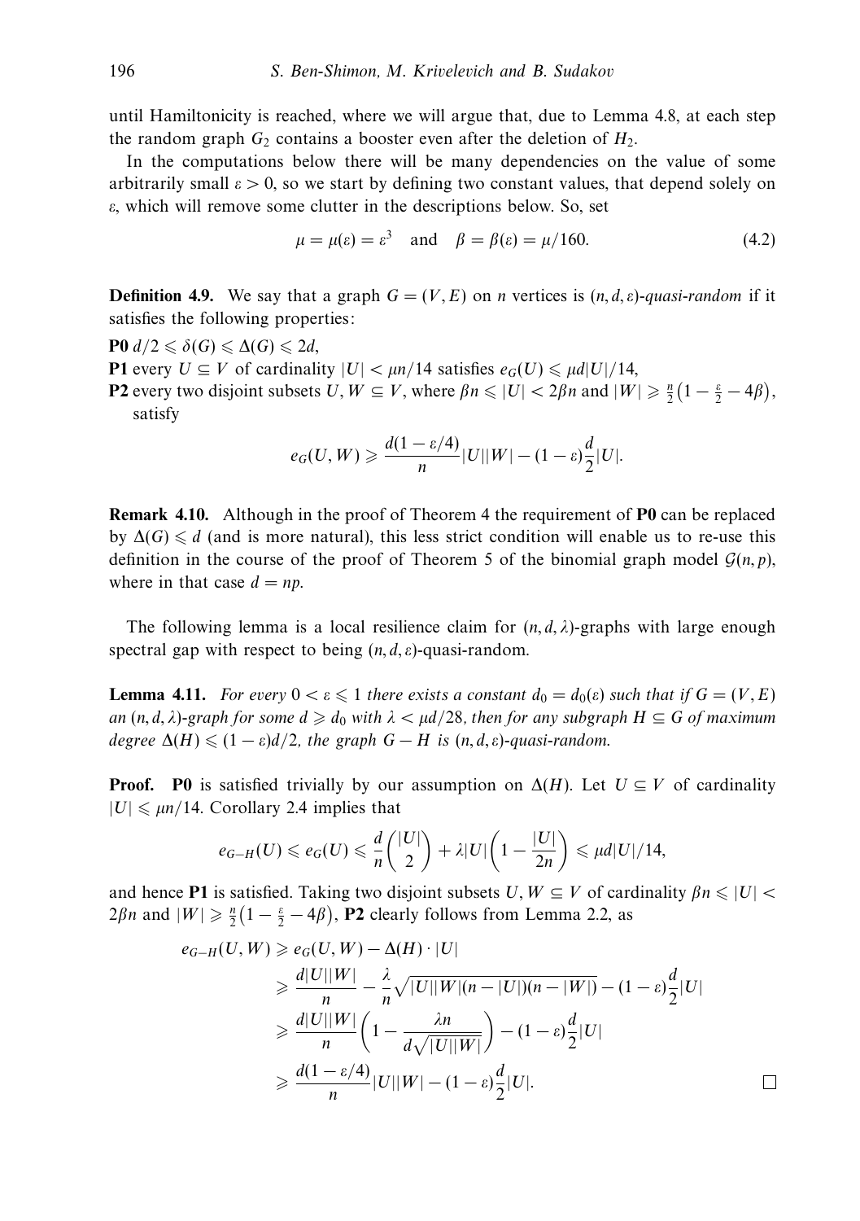until Hamiltonicity is reached, where we will argue that, due to Lemma 4.8, at each step the random graph $G_2$ contains a booster even after the deletion of $H_2$.

In the computations below there will be many dependencies on the value of some arbitrarily small $\varepsilon > 0$, so we start by defining two constant values, that depend solely on $\varepsilon$, which will remove some clutter in the descriptions below. So, set

$$\mu = \mu(\varepsilon) = \varepsilon^3 \quad \text{and} \quad \beta = \beta(\varepsilon) = \mu/160. \tag{4.2}$$

**Definition 4.9.** We say that a graph $G = (V, E)$ on $n$ vertices is $(n, d, \varepsilon)$*-quasi-random* if it satisfies the following properties:

**P0** $d/2 \leqslant \delta(G) \leqslant \Delta(G) \leqslant 2d$,

**P1** every $U \subseteq V$ of cardinality $|U| < \mu n/14$ satisfies $e_G(U) \leqslant \mu d|U|/14$,

**P2** every two disjoint subsets $U, W \subseteq V$, where $\beta n \leqslant |U| < 2\beta n$ and $|W| \geqslant \frac{n}{2}\left(1 - \frac{\varepsilon}{2} - 4\beta\right)$, satisfy

$$e_G(U, W) \geqslant \frac{d(1 - \varepsilon/4)}{n}|U||W| - (1 - \varepsilon)\frac{d}{2}|U|.$$

**Remark 4.10.** Although in the proof of Theorem 4 the requirement of **P0** can be replaced by $\Delta(G) \leqslant d$ (and is more natural), this less strict condition will enable us to re-use this definition in the course of the proof of Theorem 5 of the binomial graph model $\mathcal{G}(n, p)$, where in that case $d = np$.

The following lemma is a local resilience claim for $(n, d, \lambda)$-graphs with large enough spectral gap with respect to being $(n, d, \varepsilon)$-quasi-random.

**Lemma 4.11.** *For every $0 < \varepsilon \leqslant 1$ there exists a constant $d_0 = d_0(\varepsilon)$ such that if $G = (V, E)$ an $(n, d, \lambda)$-graph for some $d \geqslant d_0$ with $\lambda < \mu d/28$, then for any subgraph $H \subseteq G$ of maximum degree $\Delta(H) \leqslant (1 - \varepsilon)d/2$, the graph $G - H$ is $(n, d, \varepsilon)$-quasi-random.*

**Proof.** **P0** is satisfied trivially by our assumption on $\Delta(H)$. Let $U \subseteq V$ of cardinality $|U| \leqslant \mu n/14$. Corollary 2.4 implies that

$$e_{G-H}(U) \leqslant e_G(U) \leqslant \frac{d}{n}\binom{|U|}{2} + \lambda|U|\left(1 - \frac{|U|}{2n}\right) \leqslant \mu d|U|/14,$$

and hence **P1** is satisfied. Taking two disjoint subsets $U, W \subseteq V$ of cardinality $\beta n \leqslant |U| < 2\beta n$ and $|W| \geqslant \frac{n}{2}\left(1 - \frac{\varepsilon}{2} - 4\beta\right)$, **P2** clearly follows from Lemma 2.2, as

$$\begin{aligned}
e_{G-H}(U, W) &\geqslant e_G(U, W) - \Delta(H) \cdot |U| \\
&\geqslant \frac{d|U||W|}{n} - \frac{\lambda}{n}\sqrt{|U||W|(n - |U|)(n - |W|)} - (1 - \varepsilon)\frac{d}{2}|U| \\
&\geqslant \frac{d|U||W|}{n}\left(1 - \frac{\lambda n}{d\sqrt{|U||W|}}\right) - (1 - \varepsilon)\frac{d}{2}|U| \\
&\geqslant \frac{d(1 - \varepsilon/4)}{n}|U||W| - (1 - \varepsilon)\frac{d}{2}|U|.
\end{aligned}$$

$\square$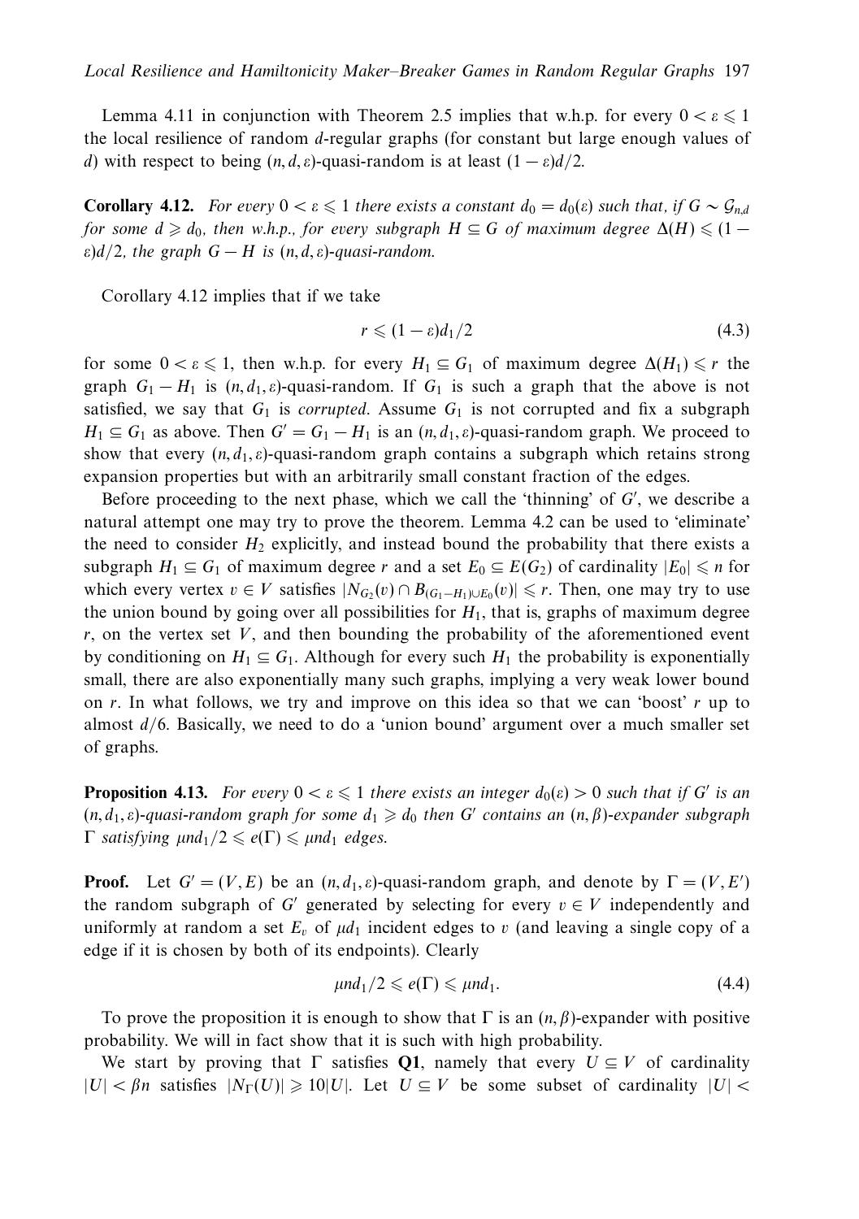Lemma 4.11 in conjunction with Theorem 2.5 implies that w.h.p. for every $0 < \varepsilon \leqslant 1$ the local resilience of random $d$-regular graphs (for constant but large enough values of $d$) with respect to being $(n, d, \varepsilon)$-quasi-random is at least $(1 - \varepsilon)d/2$.

**Corollary 4.12.** *For every $0 < \varepsilon \leqslant 1$ there exists a constant $d_0 = d_0(\varepsilon)$ such that, if $G \sim \mathcal{G}_{n,d}$ for some $d \geqslant d_0$, then w.h.p., for every subgraph $H \subseteq G$ of maximum degree $\Delta(H) \leqslant (1 - \varepsilon)d/2$, the graph $G - H$ is $(n, d, \varepsilon)$-quasi-random.*

Corollary 4.12 implies that if we take

$$r \leqslant (1 - \varepsilon)d_1/2 \tag{4.3}$$

for some $0 < \varepsilon \leqslant 1$, then w.h.p. for every $H_1 \subseteq G_1$ of maximum degree $\Delta(H_1) \leqslant r$ the graph $G_1 - H_1$ is $(n, d_1, \varepsilon)$-quasi-random. If $G_1$ is such a graph that the above is not satisfied, we say that $G_1$ is *corrupted*. Assume $G_1$ is not corrupted and fix a subgraph $H_1 \subseteq G_1$ as above. Then $G' = G_1 - H_1$ is an $(n, d_1, \varepsilon)$-quasi-random graph. We proceed to show that every $(n, d_1, \varepsilon)$-quasi-random graph contains a subgraph which retains strong expansion properties but with an arbitrarily small constant fraction of the edges.

Before proceeding to the next phase, which we call the 'thinning' of $G'$, we describe a natural attempt one may try to prove the theorem. Lemma 4.2 can be used to 'eliminate' the need to consider $H_2$ explicitly, and instead bound the probability that there exists a subgraph $H_1 \subseteq G_1$ of maximum degree $r$ and a set $E_0 \subseteq E(G_2)$ of cardinality $|E_0| \leqslant n$ for which every vertex $v \in V$ satisfies $|N_{G_2}(v) \cap B_{(G_1 - H_1) \cup E_0}(v)| \leqslant r$. Then, one may try to use the union bound by going over all possibilities for $H_1$, that is, graphs of maximum degree $r$, on the vertex set $V$, and then bounding the probability of the aforementioned event by conditioning on $H_1 \subseteq G_1$. Although for every such $H_1$ the probability is exponentially small, there are also exponentially many such graphs, implying a very weak lower bound on $r$. In what follows, we try and improve on this idea so that we can 'boost' $r$ up to almost $d/6$. Basically, we need to do a 'union bound' argument over a much smaller set of graphs.

**Proposition 4.13.** *For every $0 < \varepsilon \leqslant 1$ there exists an integer $d_0(\varepsilon) > 0$ such that if $G'$ is an $(n, d_1, \varepsilon)$-quasi-random graph for some $d_1 \geqslant d_0$ then $G'$ contains an $(n, \beta)$-expander subgraph $\Gamma$ satisfying $\mu n d_1/2 \leqslant e(\Gamma) \leqslant \mu n d_1$ edges.*

**Proof.** Let $G' = (V, E)$ be an $(n, d_1, \varepsilon)$-quasi-random graph, and denote by $\Gamma = (V, E')$ the random subgraph of $G'$ generated by selecting for every $v \in V$ independently and uniformly at random a set $E_v$ of $\mu d_1$ incident edges to $v$ (and leaving a single copy of a edge if it is chosen by both of its endpoints). Clearly

$$\mu n d_1/2 \leqslant e(\Gamma) \leqslant \mu n d_1. \tag{4.4}$$

To prove the proposition it is enough to show that $\Gamma$ is an $(n, \beta)$-expander with positive probability. We will in fact show that it is such with high probability.

We start by proving that $\Gamma$ satisfies **Q1**, namely that every $U \subseteq V$ of cardinality $|U| < \beta n$ satisfies $|N_\Gamma(U)| \geqslant 10|U|$. Let $U \subseteq V$ be some subset of cardinality $|U| <$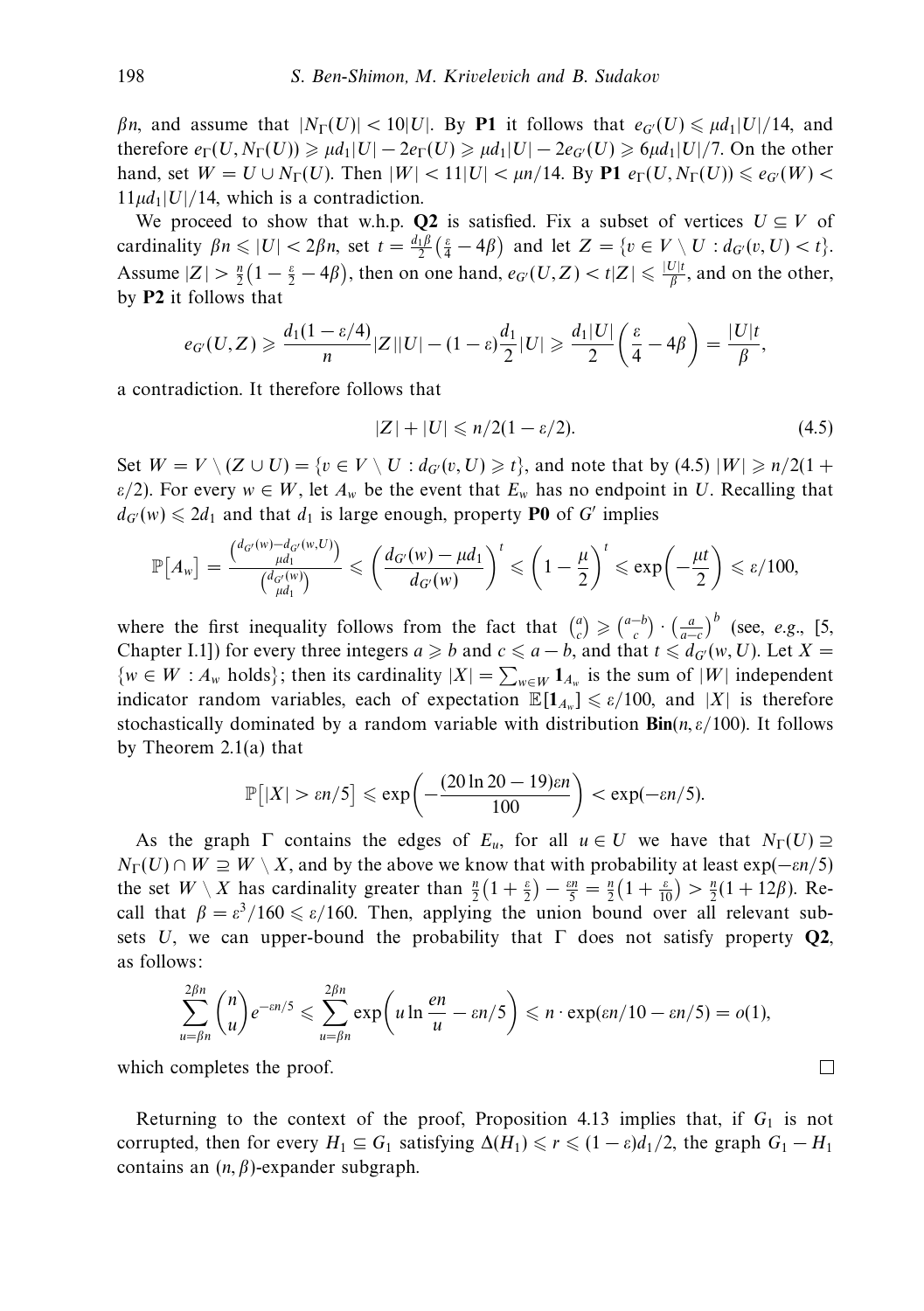$\beta n$, and assume that $|N_\Gamma(U)| < 10|U|$. By **P1** it follows that $e_{G'}(U) \leqslant \mu d_1 |U|/14$, and therefore $e_\Gamma(U, N_\Gamma(U)) \geqslant \mu d_1|U| - 2e_\Gamma(U) \geqslant \mu d_1|U| - 2e_{G'}(U) \geqslant 6\mu d_1|U|/7$. On the other hand, set $W = U \cup N_\Gamma(U)$. Then $|W| < 11|U| < \mu n/14$. By **P1** $e_\Gamma(U, N_\Gamma(U)) \leqslant e_{G'}(W) < 11\mu d_1|U|/14$, which is a contradiction.

We proceed to show that w.h.p. **Q2** is satisfied. Fix a subset of vertices $U \subseteq V$ of cardinality $\beta n \leqslant |U| < 2\beta n$, set $t = \frac{d_1\beta}{2}\left(\frac{\varepsilon}{4} - 4\beta\right)$ and let $Z = \{v \in V \setminus U : d_{G'}(v, U) < t\}$. Assume $|Z| > \frac{n}{2}\left(1 - \frac{\varepsilon}{2} - 4\beta\right)$, then on one hand, $e_{G'}(U, Z) < t|Z| \leqslant \frac{|U|t}{\beta}$, and on the other, by **P2** it follows that

$$e_{G'}(U, Z) \geqslant \frac{d_1(1 - \varepsilon/4)}{n}|Z||U| - (1 - \varepsilon)\frac{d_1}{2}|U| \geqslant \frac{d_1|U|}{2}\left(\frac{\varepsilon}{4} - 4\beta\right) = \frac{|U|t}{\beta},$$

a contradiction. It therefore follows that

$$|Z| + |U| \leqslant n/2(1 - \varepsilon/2). \tag{4.5}$$

Set $W = V \setminus (Z \cup U) = \{v \in V \setminus U : d_{G'}(v, U) \geqslant t\}$, and note that by (4.5) $|W| \geqslant n/2(1 + \varepsilon/2)$. For every $w \in W$, let $A_w$ be the event that $E_w$ has no endpoint in $U$. Recalling that $d_{G'}(w) \leqslant 2d_1$ and that $d_1$ is large enough, property **P0** of $G'$ implies

$$\mathbb{P}\left[A_w\right] = \frac{\binom{d_{G'}(w) - d_{G'}(w, U)}{\mu d_1}}{\binom{d_{G'}(w)}{\mu d_1}} \leqslant \left(\frac{d_{G'}(w) - \mu d_1}{d_{G'}(w)}\right)^t \leqslant \left(1 - \frac{\mu}{2}\right)^t \leqslant \exp\left(-\frac{\mu t}{2}\right) \leqslant \varepsilon/100,$$

where the first inequality follows from the fact that $\binom{a}{c} \geqslant \binom{a-b}{c} \cdot \left(\frac{a}{a-c}\right)^b$ (see, *e.g.*, [5, Chapter I.1]) for every three integers $a \geqslant b$ and $c \leqslant a - b$, and that $t \leqslant d_{G'}(w, U)$. Let $X = \{w \in W : A_w \text{ holds}\}$; then its cardinality $|X| = \sum_{w \in W} \mathbf{1}_{A_w}$ is the sum of $|W|$ independent indicator random variables, each of expectation $\mathbb{E}[\mathbf{1}_{A_w}] \leqslant \varepsilon/100$, and $|X|$ is therefore stochastically dominated by a random variable with distribution $\mathbf{Bin}(n, \varepsilon/100)$. It follows by Theorem 2.1(a) that

$$\mathbb{P}\left[|X| > \varepsilon n/5\right] \leqslant \exp\left(-\frac{(20\ln 20 - 19)\varepsilon n}{100}\right) < \exp(-\varepsilon n/5).$$

As the graph $\Gamma$ contains the edges of $E_u$, for all $u \in U$ we have that $N_\Gamma(U) \supseteq N_\Gamma(U) \cap W \supseteq W \setminus X$, and by the above we know that with probability at least $\exp(-\varepsilon n/5)$ the set $W \setminus X$ has cardinality greater than $\frac{n}{2}\left(1 + \frac{\varepsilon}{2}\right) - \frac{\varepsilon n}{5} = \frac{n}{2}\left(1 + \frac{\varepsilon}{10}\right) > \frac{n}{2}(1 + 12\beta)$. Recall that $\beta = \varepsilon^3/160 \leqslant \varepsilon/160$. Then, applying the union bound over all relevant subsets $U$, we can upper-bound the probability that $\Gamma$ does not satisfy property **Q2**, as follows:

$$\sum_{u=\beta n}^{2\beta n} \binom{n}{u} e^{-\varepsilon n/5} \leqslant \sum_{u=\beta n}^{2\beta n} \exp\left(u \ln\frac{en}{u} - \varepsilon n/5\right) \leqslant n \cdot \exp(\varepsilon n/10 - \varepsilon n/5) = o(1),$$

which completes the proof. □

Returning to the context of the proof, Proposition 4.13 implies that, if $G_1$ is not corrupted, then for every $H_1 \subseteq G_1$ satisfying $\Delta(H_1) \leqslant r \leqslant (1 - \varepsilon)d_1/2$, the graph $G_1 - H_1$ contains an $(n, \beta)$-expander subgraph.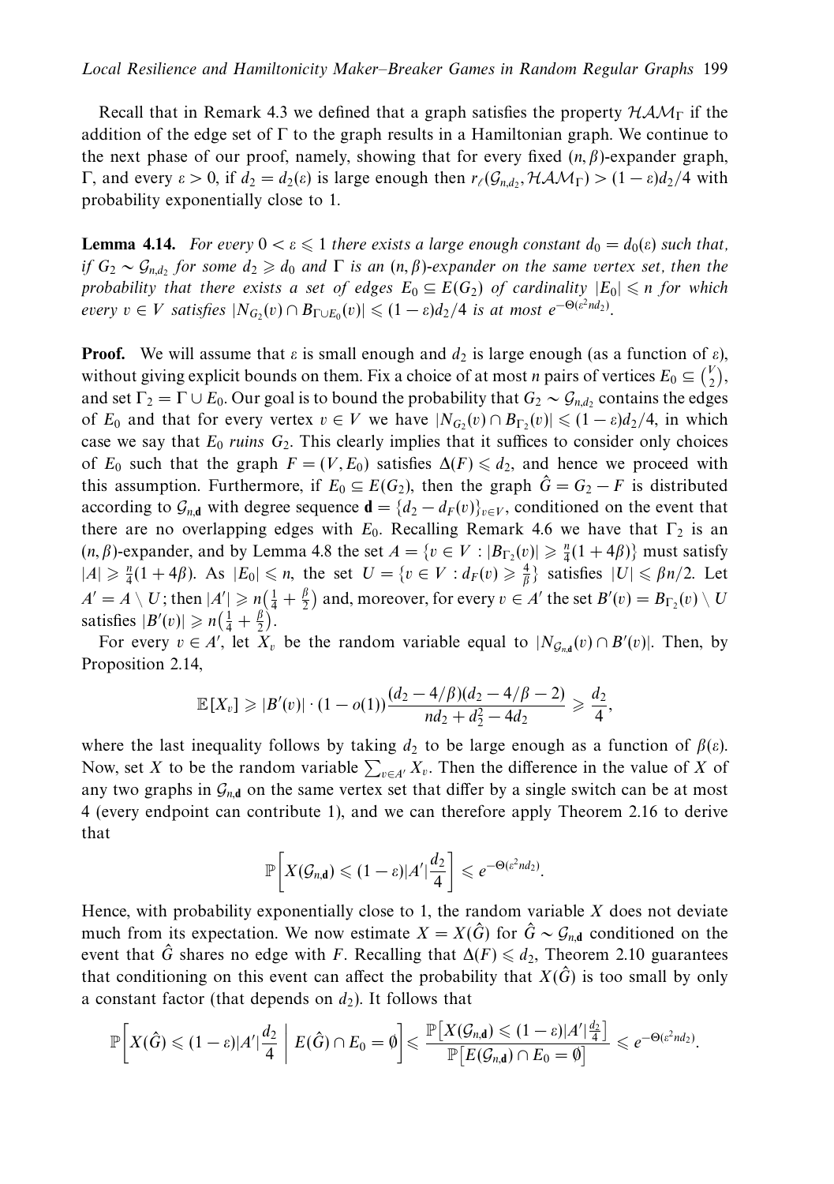Recall that in Remark 4.3 we defined that a graph satisfies the property $\mathcal{HAM}_\Gamma$ if the addition of the edge set of $\Gamma$ to the graph results in a Hamiltonian graph. We continue to the next phase of our proof, namely, showing that for every fixed $(n,\beta)$-expander graph, $\Gamma$, and every $\varepsilon > 0$, if $d_2 = d_2(\varepsilon)$ is large enough then $r_\ell(\mathcal{G}_{n,d_2}, \mathcal{HAM}_\Gamma) > (1-\varepsilon)d_2/4$ with probability exponentially close to 1.

**Lemma 4.14.** *For every $0 < \varepsilon \leqslant 1$ there exists a large enough constant $d_0 = d_0(\varepsilon)$ such that, if $G_2 \sim \mathcal{G}_{n,d_2}$ for some $d_2 \geqslant d_0$ and $\Gamma$ is an $(n,\beta)$-expander on the same vertex set, then the probability that there exists a set of edges $E_0 \subseteq E(G_2)$ of cardinality $|E_0| \leqslant n$ for which every $v \in V$ satisfies $|N_{G_2}(v) \cap B_{\Gamma \cup E_0}(v)| \leqslant (1-\varepsilon)d_2/4$ is at most $e^{-\Theta(\varepsilon^2 n d_2)}$.*

**Proof.** We will assume that $\varepsilon$ is small enough and $d_2$ is large enough (as a function of $\varepsilon$), without giving explicit bounds on them. Fix a choice of at most $n$ pairs of vertices $E_0 \subseteq \binom{V}{2}$, and set $\Gamma_2 = \Gamma \cup E_0$. Our goal is to bound the probability that $G_2 \sim \mathcal{G}_{n,d_2}$ contains the edges of $E_0$ and that for every vertex $v \in V$ we have $|N_{G_2}(v) \cap B_{\Gamma_2}(v)| \leqslant (1-\varepsilon)d_2/4$, in which case we say that $E_0$ *ruins* $G_2$. This clearly implies that it suffices to consider only choices of $E_0$ such that the graph $F = (V, E_0)$ satisfies $\Delta(F) \leqslant d_2$, and hence we proceed with this assumption. Furthermore, if $E_0 \subseteq E(G_2)$, then the graph $\hat{G} = G_2 - F$ is distributed according to $\mathcal{G}_{n,\mathbf{d}}$ with degree sequence $\mathbf{d} = \{d_2 - d_F(v)\}_{v \in V}$, conditioned on the event that there are no overlapping edges with $E_0$. Recalling Remark 4.6 we have that $\Gamma_2$ is an $(n,\beta)$-expander, and by Lemma 4.8 the set $A = \{v \in V : |B_{\Gamma_2}(v)| \geqslant \frac{n}{4}(1+4\beta)\}$ must satisfy $|A| \geqslant \frac{n}{4}(1+4\beta)$. As $|E_0| \leqslant n$, the set $U = \{v \in V : d_F(v) \geqslant \frac{4}{\beta}\}$ satisfies $|U| \leqslant \beta n/2$. Let $A' = A \setminus U$; then $|A'| \geqslant n\left(\frac{1}{4} + \frac{\beta}{2}\right)$ and, moreover, for every $v \in A'$ the set $B'(v) = B_{\Gamma_2}(v) \setminus U$ satisfies $|B'(v)| \geqslant n\left(\frac{1}{4} + \frac{\beta}{2}\right)$.

For every $v \in A'$, let $X_v$ be the random variable equal to $|N_{\mathcal{G}_{n,\mathbf{d}}}(v) \cap B'(v)|$. Then, by Proposition 2.14,

$$\mathbb{E}[X_v] \geqslant |B'(v)| \cdot (1-o(1)) \frac{(d_2 - 4/\beta)(d_2 - 4/\beta - 2)}{nd_2 + d_2^2 - 4d_2} \geqslant \frac{d_2}{4},$$

where the last inequality follows by taking $d_2$ to be large enough as a function of $\beta(\varepsilon)$. Now, set $X$ to be the random variable $\sum_{v \in A'} X_v$. Then the difference in the value of $X$ of any two graphs in $\mathcal{G}_{n,\mathbf{d}}$ on the same vertex set that differ by a single switch can be at most 4 (every endpoint can contribute 1), and we can therefore apply Theorem 2.16 to derive that

$$\mathbb{P}\left[X(\mathcal{G}_{n,\mathbf{d}}) \leqslant (1-\varepsilon)|A'|\frac{d_2}{4}\right] \leqslant e^{-\Theta(\varepsilon^2 n d_2)}.$$

Hence, with probability exponentially close to 1, the random variable $X$ does not deviate much from its expectation. We now estimate $X = X(\hat{G})$ for $\hat{G} \sim \mathcal{G}_{n,\mathbf{d}}$ conditioned on the event that $\hat{G}$ shares no edge with $F$. Recalling that $\Delta(F) \leqslant d_2$, Theorem 2.10 guarantees that conditioning on this event can affect the probability that $X(\hat{G})$ is too small by only a constant factor (that depends on $d_2$). It follows that

$$\mathbb{P}\left[X(\hat{G}) \leqslant (1-\varepsilon)|A'|\frac{d_2}{4} \;\middle|\; E(\hat{G}) \cap E_0 = \emptyset\right] \leqslant \frac{\mathbb{P}\left[X(\mathcal{G}_{n,\mathbf{d}}) \leqslant (1-\varepsilon)|A'|\frac{d_2}{4}\right]}{\mathbb{P}\left[E(\mathcal{G}_{n,\mathbf{d}}) \cap E_0 = \emptyset\right]} \leqslant e^{-\Theta(\varepsilon^2 n d_2)}.$$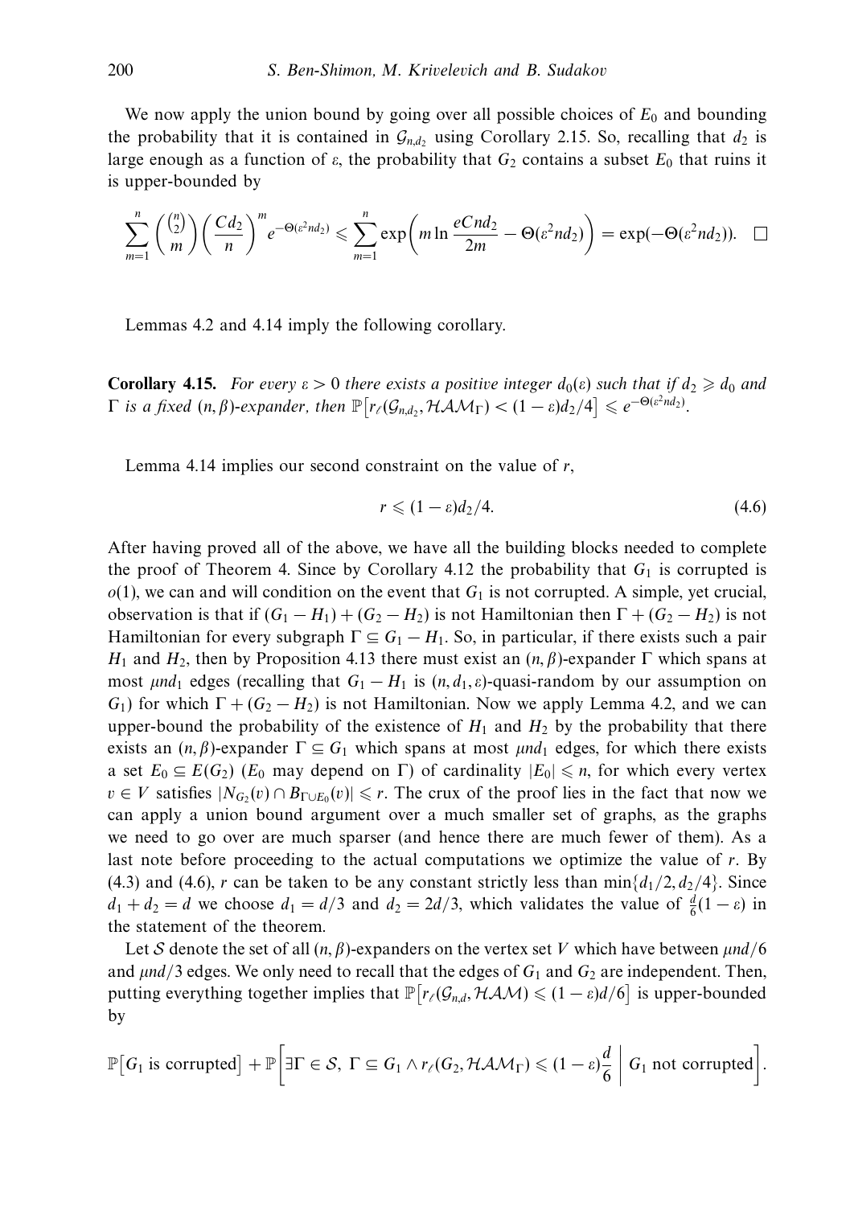We now apply the union bound by going over all possible choices of $E_0$ and bounding the probability that it is contained in $\mathcal{G}_{n,d_2}$ using Corollary 2.15. So, recalling that $d_2$ is large enough as a function of $\varepsilon$, the probability that $G_2$ contains a subset $E_0$ that ruins it is upper-bounded by

$$\sum_{m=1}^{n} \binom{\binom{n}{2}}{m} \left(\frac{Cd_2}{n}\right)^m e^{-\Theta(\varepsilon^2 nd_2)} \leqslant \sum_{m=1}^{n} \exp\left(m \ln \frac{eCnd_2}{2m} - \Theta(\varepsilon^2 nd_2)\right) = \exp(-\Theta(\varepsilon^2 nd_2)). \quad \square$$

Lemmas 4.2 and 4.14 imply the following corollary.

**Corollary 4.15.** *For every $\varepsilon > 0$ there exists a positive integer $d_0(\varepsilon)$ such that if $d_2 \geqslant d_0$ and $\Gamma$ is a fixed $(n,\beta)$-expander, then $\mathbb{P}\big[r_\ell(\mathcal{G}_{n,d_2}, \mathcal{HAM}_\Gamma) < (1-\varepsilon)d_2/4\big] \leqslant e^{-\Theta(\varepsilon^2 nd_2)}$.*

Lemma 4.14 implies our second constraint on the value of $r$,

$$r \leqslant (1-\varepsilon)d_2/4. \tag{4.6}$$

After having proved all of the above, we have all the building blocks needed to complete the proof of Theorem 4. Since by Corollary 4.12 the probability that $G_1$ is corrupted is $o(1)$, we can and will condition on the event that $G_1$ is not corrupted. A simple, yet crucial, observation is that if $(G_1 - H_1) + (G_2 - H_2)$ is not Hamiltonian then $\Gamma + (G_2 - H_2)$ is not Hamiltonian for every subgraph $\Gamma \subseteq G_1 - H_1$. So, in particular, if there exists such a pair $H_1$ and $H_2$, then by Proposition 4.13 there must exist an $(n,\beta)$-expander $\Gamma$ which spans at most $\mu nd_1$ edges (recalling that $G_1 - H_1$ is $(n, d_1, \varepsilon)$-quasi-random by our assumption on $G_1$) for which $\Gamma + (G_2 - H_2)$ is not Hamiltonian. Now we apply Lemma 4.2, and we can upper-bound the probability of the existence of $H_1$ and $H_2$ by the probability that there exists an $(n,\beta)$-expander $\Gamma \subseteq G_1$ which spans at most $\mu nd_1$ edges, for which there exists a set $E_0 \subseteq E(G_2)$ ($E_0$ may depend on $\Gamma$) of cardinality $|E_0| \leqslant n$, for which every vertex $v \in V$ satisfies $|N_{G_2}(v) \cap B_{\Gamma \cup E_0}(v)| \leqslant r$. The crux of the proof lies in the fact that now we can apply a union bound argument over a much smaller set of graphs, as the graphs we need to go over are much sparser (and hence there are much fewer of them). As a last note before proceeding to the actual computations we optimize the value of $r$. By (4.3) and (4.6), $r$ can be taken to be any constant strictly less than $\min\{d_1/2, d_2/4\}$. Since $d_1 + d_2 = d$ we choose $d_1 = d/3$ and $d_2 = 2d/3$, which validates the value of $\frac{d}{6}(1-\varepsilon)$ in the statement of the theorem.

Let $\mathcal{S}$ denote the set of all $(n,\beta)$-expanders on the vertex set $V$ which have between $\mu nd/6$ and $\mu nd/3$ edges. We only need to recall that the edges of $G_1$ and $G_2$ are independent. Then, putting everything together implies that $\mathbb{P}\big[r_\ell(\mathcal{G}_{n,d}, \mathcal{HAM}) \leqslant (1-\varepsilon)d/6\big]$ is upper-bounded by

$$\mathbb{P}\big[G_1 \text{ is corrupted}\big] + \mathbb{P}\left[\exists \Gamma \in \mathcal{S},\ \Gamma \subseteq G_1 \wedge r_\ell(G_2, \mathcal{HAM}_\Gamma) \leqslant (1-\varepsilon)\frac{d}{6} \;\middle|\; G_1 \text{ not corrupted}\right].$$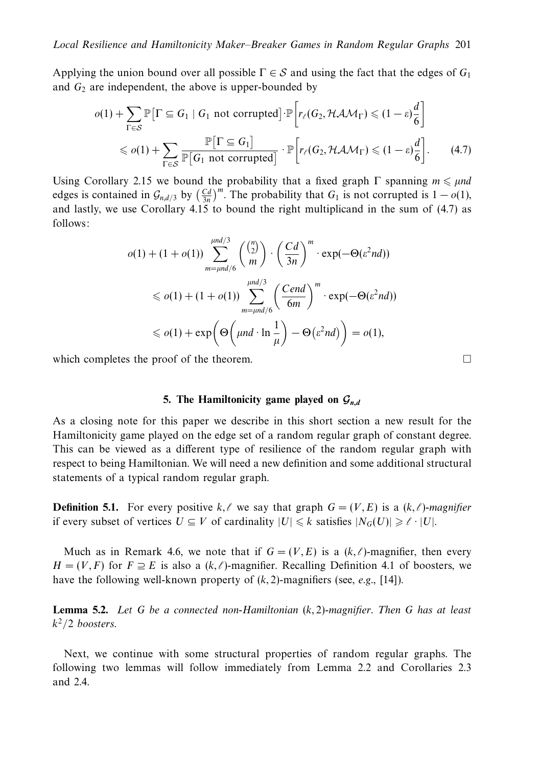Applying the union bound over all possible $\Gamma \in \mathcal{S}$ and using the fact that the edges of $G_1$ and $G_2$ are independent, the above is upper-bounded by

$$
\begin{aligned}
&o(1) + \sum_{\Gamma \in \mathcal{S}} \mathbb{P}\big[\Gamma \subseteq G_1 \mid G_1 \text{ not corrupted}\big] \cdot \mathbb{P}\bigg[r_\ell(G_2, \mathcal{HAM}_\Gamma) \leqslant (1-\varepsilon)\frac{d}{6}\bigg] \\
&\qquad \leqslant o(1) + \sum_{\Gamma \in \mathcal{S}} \frac{\mathbb{P}\big[\Gamma \subseteq G_1\big]}{\mathbb{P}\big[G_1 \text{ not corrupted}\big]} \cdot \mathbb{P}\bigg[r_\ell(G_2, \mathcal{HAM}_\Gamma) \leqslant (1-\varepsilon)\frac{d}{6}\bigg]. \qquad (4.7)
\end{aligned}
$$

Using Corollary 2.15 we bound the probability that a fixed graph $\Gamma$ spanning $m \leqslant \mu nd$ edges is contained in $\mathcal{G}_{n,d/3}$ by $\left(\frac{Cd}{3n}\right)^m$. The probability that $G_1$ is not corrupted is $1 - o(1)$, and lastly, we use Corollary 4.15 to bound the right multiplicand in the sum of (4.7) as follows:

$$
\begin{aligned}
&o(1) + (1+o(1)) \sum_{m=\mu nd/6}^{\mu nd/3} \binom{\binom{n}{2}}{m} \cdot \left(\frac{Cd}{3n}\right)^m \cdot \exp(-\Theta(\varepsilon^2 nd)) \\
&\qquad \leqslant o(1) + (1+o(1)) \sum_{m=\mu nd/6}^{\mu nd/3} \left(\frac{Cend}{6m}\right)^m \cdot \exp(-\Theta(\varepsilon^2 nd)) \\
&\qquad \leqslant o(1) + \exp\bigg(\Theta\bigg(\mu nd \cdot \ln\frac{1}{\mu}\bigg) - \Theta\big(\varepsilon^2 nd\big)\bigg) = o(1),
\end{aligned}
$$

which completes the proof of the theorem. $\square$

## 5. The Hamiltonicity game played on $\mathcal{G}_{n,d}$

As a closing note for this paper we describe in this short section a new result for the Hamiltonicity game played on the edge set of a random regular graph of constant degree. This can be viewed as a different type of resilience of the random regular graph with respect to being Hamiltonian. We will need a new definition and some additional structural statements of a typical random regular graph.

**Definition 5.1.** For every positive $k, \ell$ we say that graph $G = (V, E)$ is a *$(k, \ell)$-magnifier* if every subset of vertices $U \subseteq V$ of cardinality $|U| \leqslant k$ satisfies $|N_G(U)| \geqslant \ell \cdot |U|$.

Much as in Remark 4.6, we note that if $G = (V, E)$ is a $(k, \ell)$-magnifier, then every $H = (V, F)$ for $F \supseteq E$ is also a $(k, \ell)$-magnifier. Recalling Definition 4.1 of boosters, we have the following well-known property of $(k, 2)$-magnifiers (see, *e.g.*, [14]).

**Lemma 5.2.** *Let $G$ be a connected non-Hamiltonian $(k, 2)$-magnifier. Then $G$ has at least $k^2/2$ boosters.*

Next, we continue with some structural properties of random regular graphs. The following two lemmas will follow immediately from Lemma 2.2 and Corollaries 2.3 and 2.4.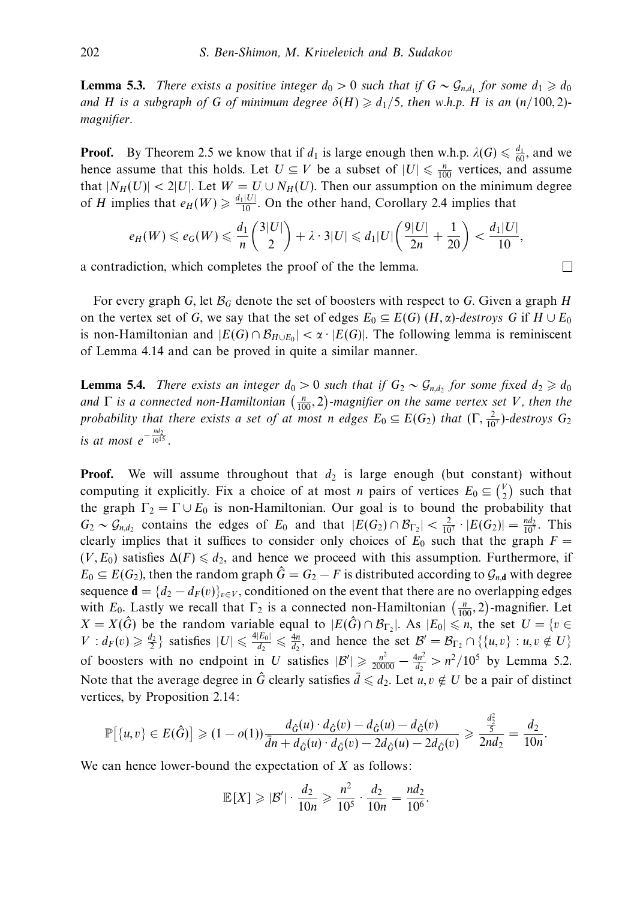**Lemma 5.3.** *There exists a positive integer $d_0 > 0$ such that if $G \sim \mathcal{G}_{n,d_1}$ for some $d_1 \geqslant d_0$ and $H$ is a subgraph of $G$ of minimum degree $\delta(H) \geqslant d_1/5$, then w.h.p. $H$ is an $(n/100, 2)$-magnifier.*

**Proof.** By Theorem 2.5 we know that if $d_1$ is large enough then w.h.p. $\lambda(G) \leqslant \frac{d_1}{60}$, and we hence assume that this holds. Let $U \subseteq V$ be a subset of $|U| \leqslant \frac{n}{100}$ vertices, and assume that $|N_H(U)| < 2|U|$. Let $W = U \cup N_H(U)$. Then our assumption on the minimum degree of $H$ implies that $e_H(W) \geqslant \frac{d_1|U|}{10}$. On the other hand, Corollary 2.4 implies that

$$e_H(W) \leqslant e_G(W) \leqslant \frac{d_1}{n}\binom{3|U|}{2} + \lambda \cdot 3|U| \leqslant d_1|U|\left(\frac{9|U|}{2n} + \frac{1}{20}\right) < \frac{d_1|U|}{10},$$

a contradiction, which completes the proof of the the lemma. $\square$

For every graph $G$, let $\mathcal{B}_G$ denote the set of boosters with respect to $G$. Given a graph $H$ on the vertex set of $G$, we say that the set of edges $E_0 \subseteq E(G)$ $(H, \alpha)$-*destroys* $G$ if $H \cup E_0$ is non-Hamiltonian and $|E(G) \cap \mathcal{B}_{H \cup E_0}| < \alpha \cdot |E(G)|$. The following lemma is reminiscent of Lemma 4.14 and can be proved in quite a similar manner.

**Lemma 5.4.** *There exists an integer $d_0 > 0$ such that if $G_2 \sim \mathcal{G}_{n,d_2}$ for some fixed $d_2 \geqslant d_0$ and $\Gamma$ is a connected non-Hamiltonian $\left(\frac{n}{100}, 2\right)$-magnifier on the same vertex set $V$, then the probability that there exists a set of at most $n$ edges $E_0 \subseteq E(G_2)$ that $(\Gamma, \frac{2}{10^7})$-destroys $G_2$ is at most $e^{-\frac{nd_2}{10^{15}}}$.*

**Proof.** We will assume throughout that $d_2$ is large enough (but constant) without computing it explicitly. Fix a choice of at most $n$ pairs of vertices $E_0 \subseteq \binom{V}{2}$ such that the graph $\Gamma_2 = \Gamma \cup E_0$ is non-Hamiltonian. Our goal is to bound the probability that $G_2 \sim \mathcal{G}_{n,d_2}$ contains the edges of $E_0$ and that $|E(G_2) \cap \mathcal{B}_{\Gamma_2}| < \frac{2}{10^7} \cdot |E(G_2)| = \frac{nd_2}{10^7}$. This clearly implies that it suffices to consider only choices of $E_0$ such that the graph $F = (V, E_0)$ satisfies $\Delta(F) \leqslant d_2$, and hence we proceed with this assumption. Furthermore, if $E_0 \subseteq E(G_2)$, then the random graph $\hat{G} = G_2 - F$ is distributed according to $\mathcal{G}_{n,\mathbf{d}}$ with degree sequence $\mathbf{d} = \{d_2 - d_F(v)\}_{v \in V}$, conditioned on the event that there are no overlapping edges with $E_0$. Lastly we recall that $\Gamma_2$ is a connected non-Hamiltonian $\left(\frac{n}{100}, 2\right)$-magnifier. Let $X = X(\hat{G})$ be the random variable equal to $|E(\hat{G}) \cap \mathcal{B}_{\Gamma_2}|$. As $|E_0| \leqslant n$, the set $U = \{v \in V : d_F(v) \geqslant \frac{d_2}{2}\}$ satisfies $|U| \leqslant \frac{4|E_0|}{d_2} \leqslant \frac{4n}{d_2}$, and hence the set $\mathcal{B}' = \mathcal{B}_{\Gamma_2} \cap \{\{u, v\} : u, v \notin U\}$ of boosters with no endpoint in $U$ satisfies $|\mathcal{B}'| \geqslant \frac{n^2}{20000} - \frac{4n^2}{d_2} > n^2/10^5$ by Lemma 5.2. Note that the average degree in $\hat{G}$ clearly satisfies $\bar{d} \leqslant d_2$. Let $u, v \notin U$ be a pair of distinct vertices, by Proposition 2.14:

$$\mathbb{P}\left[\{u, v\} \in E(\hat{G})\right] \geqslant (1 - o(1))\frac{d_{\hat{G}}(u) \cdot d_{\hat{G}}(v) - d_{\hat{G}}(u) - d_{\hat{G}}(v)}{\bar{d}n + d_{\hat{G}}(u) \cdot d_{\hat{G}}(v) - 2d_{\hat{G}}(u) - 2d_{\hat{G}}(v)} \geqslant \frac{\frac{d_2^2}{5}}{2nd_2} = \frac{d_2}{10n}.$$

We can hence lower-bound the expectation of $X$ as follows:

$$\mathbb{E}[X] \geqslant |\mathcal{B}'| \cdot \frac{d_2}{10n} \geqslant \frac{n^2}{10^5} \cdot \frac{d_2}{10n} = \frac{nd_2}{10^6}.$$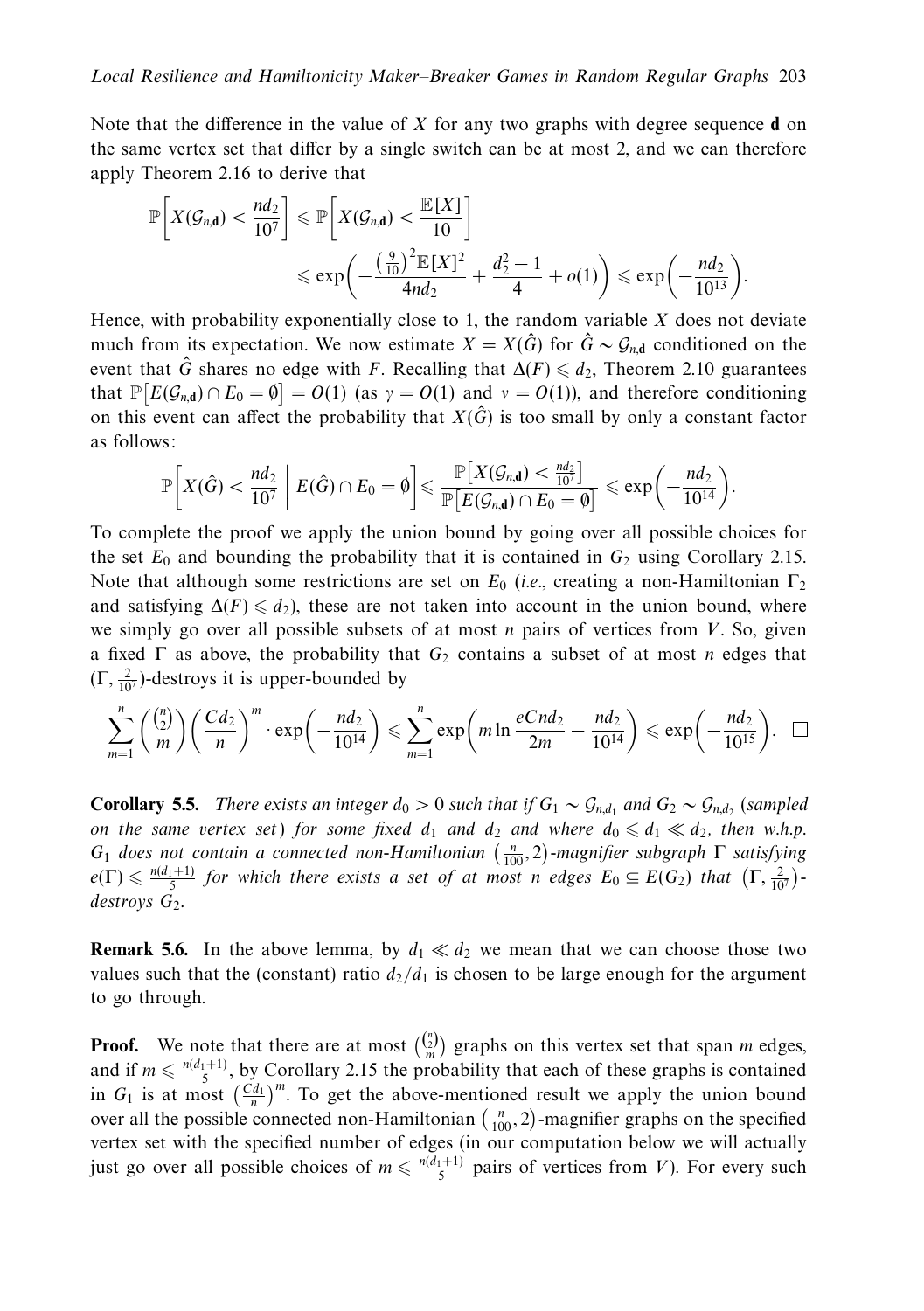Note that the difference in the value of $X$ for any two graphs with degree sequence $\mathbf{d}$ on the same vertex set that differ by a single switch can be at most 2, and we can therefore apply Theorem 2.16 to derive that

$$\mathbb{P}\left[X(\mathcal{G}_{n,\mathbf{d}}) < \frac{nd_2}{10^7}\right] \leqslant \mathbb{P}\left[X(\mathcal{G}_{n,\mathbf{d}}) < \frac{\mathbb{E}[X]}{10}\right] \leqslant \exp\left(-\frac{\left(\frac{9}{10}\right)^2 \mathbb{E}[X]^2}{4nd_2} + \frac{d_2^2 - 1}{4} + o(1)\right) \leqslant \exp\left(-\frac{nd_2}{10^{13}}\right).$$

Hence, with probability exponentially close to 1, the random variable $X$ does not deviate much from its expectation. We now estimate $X = X(\hat{G})$ for $\hat{G} \sim \mathcal{G}_{n,\mathbf{d}}$ conditioned on the event that $\hat{G}$ shares no edge with $F$. Recalling that $\Delta(F) \leqslant d_2$, Theorem 2.10 guarantees that $\mathbb{P}\left[E(\mathcal{G}_{n,\mathbf{d}}) \cap E_0 = \emptyset\right] = O(1)$ (as $\gamma = O(1)$ and $v = O(1)$), and therefore conditioning on this event can affect the probability that $X(\hat{G})$ is too small by only a constant factor as follows:

$$\mathbb{P}\left[X(\hat{G}) < \frac{nd_2}{10^7} \;\middle|\; E(\hat{G}) \cap E_0 = \emptyset\right] \leqslant \frac{\mathbb{P}\left[X(\mathcal{G}_{n,\mathbf{d}}) < \frac{nd_2}{10^7}\right]}{\mathbb{P}\left[E(\mathcal{G}_{n,\mathbf{d}}) \cap E_0 = \emptyset\right]} \leqslant \exp\left(-\frac{nd_2}{10^{14}}\right).$$

To complete the proof we apply the union bound by going over all possible choices for the set $E_0$ and bounding the probability that it is contained in $G_2$ using Corollary 2.15. Note that although some restrictions are set on $E_0$ (*i.e.*, creating a non-Hamiltonian $\Gamma_2$ and satisfying $\Delta(F) \leqslant d_2$), these are not taken into account in the union bound, where we simply go over all possible subsets of at most $n$ pairs of vertices from $V$. So, given a fixed $\Gamma$ as above, the probability that $G_2$ contains a subset of at most $n$ edges that $(\Gamma, \frac{2}{10^7})$-destroys it is upper-bounded by

$$\sum_{m=1}^{n} \binom{\binom{n}{2}}{m} \left(\frac{Cd_2}{n}\right)^m \cdot \exp\left(-\frac{nd_2}{10^{14}}\right) \leqslant \sum_{m=1}^{n} \exp\left(m \ln \frac{eCnd_2}{2m} - \frac{nd_2}{10^{14}}\right) \leqslant \exp\left(-\frac{nd_2}{10^{15}}\right). \qquad \square$$

**Corollary 5.5.** *There exists an integer $d_0 > 0$ such that if $G_1 \sim \mathcal{G}_{n,d_1}$ and $G_2 \sim \mathcal{G}_{n,d_2}$ (sampled on the same vertex set) for some fixed $d_1$ and $d_2$ and where $d_0 \leqslant d_1 \ll d_2$, then w.h.p. $G_1$ does not contain a connected non-Hamiltonian $\left(\frac{n}{100}, 2\right)$-magnifier subgraph $\Gamma$ satisfying $e(\Gamma) \leqslant \frac{n(d_1+1)}{5}$ for which there exists a set of at most $n$ edges $E_0 \subseteq E(G_2)$ that $\left(\Gamma, \frac{2}{10^7}\right)$-destroys $G_2$.*

**Remark 5.6.** In the above lemma, by $d_1 \ll d_2$ we mean that we can choose those two values such that the (constant) ratio $d_2/d_1$ is chosen to be large enough for the argument to go through.

**Proof.** We note that there are at most $\binom{\binom{n}{2}}{m}$ graphs on this vertex set that span $m$ edges, and if $m \leqslant \frac{n(d_1+1)}{5}$, by Corollary 2.15 the probability that each of these graphs is contained in $G_1$ is at most $\left(\frac{Cd_1}{n}\right)^m$. To get the above-mentioned result we apply the union bound over all the possible connected non-Hamiltonian $\left(\frac{n}{100}, 2\right)$-magnifier graphs on the specified vertex set with the specified number of edges (in our computation below we will actually just go over all possible choices of $m \leqslant \frac{n(d_1+1)}{5}$ pairs of vertices from $V$). For every such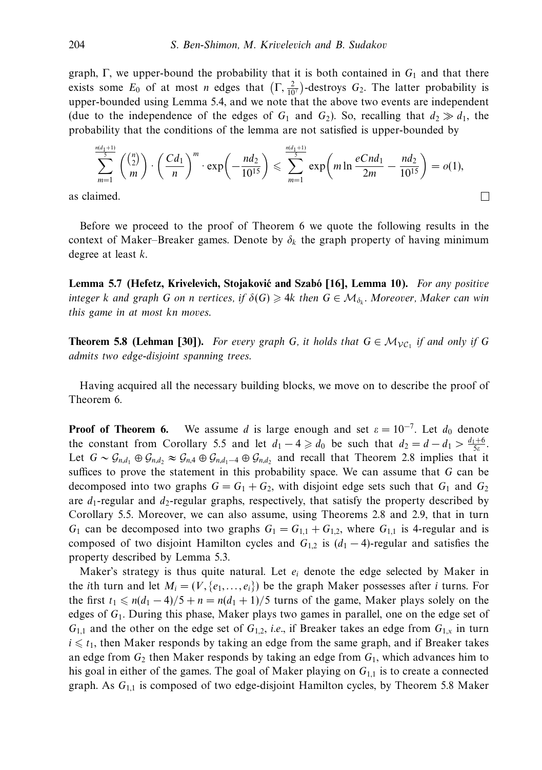graph, $\Gamma$, we upper-bound the probability that it is both contained in $G_1$ and that there exists some $E_0$ of at most $n$ edges that $\left(\Gamma, \frac{2}{10^7}\right)$-destroys $G_2$. The latter probability is upper-bounded using Lemma 5.4, and we note that the above two events are independent (due to the independence of the edges of $G_1$ and $G_2$). So, recalling that $d_2 \gg d_1$, the probability that the conditions of the lemma are not satisfied is upper-bounded by

$$\sum_{m=1}^{\frac{n(d_1+1)}{5}} \binom{\binom{n}{2}}{m} \cdot \left(\frac{Cd_1}{n}\right)^m \cdot \exp\left(-\frac{nd_2}{10^{15}}\right) \leqslant \sum_{m=1}^{\frac{n(d_1+1)}{5}} \exp\left(m \ln \frac{eCnd_1}{2m} - \frac{nd_2}{10^{15}}\right) = o(1),$$

as claimed. □

Before we proceed to the proof of Theorem 6 we quote the following results in the context of Maker–Breaker games. Denote by $\delta_k$ the graph property of having minimum degree at least $k$.

**Lemma 5.7 (Hefetz, Krivelevich, Stojaković and Szabó [16], Lemma 10).** *For any positive integer $k$ and graph $G$ on $n$ vertices, if $\delta(G) \geqslant 4k$ then $G \in \mathcal{M}_{\delta_k}$. Moreover, Maker can win this game in at most $kn$ moves.*

**Theorem 5.8 (Lehman [30]).** *For every graph $G$, it holds that $G \in \mathcal{M}_{\mathcal{VC}_1}$ if and only if $G$ admits two edge-disjoint spanning trees.*

Having acquired all the necessary building blocks, we move on to describe the proof of Theorem 6.

**Proof of Theorem 6.** We assume $d$ is large enough and set $\varepsilon = 10^{-7}$. Let $d_0$ denote the constant from Corollary 5.5 and let $d_1 - 4 \geqslant d_0$ be such that $d_2 = d - d_1 > \frac{d_1+6}{5\varepsilon}$. Let $G \sim \mathcal{G}_{n,d_1} \oplus \mathcal{G}_{n,d_2} \approx \mathcal{G}_{n,4} \oplus \mathcal{G}_{n,d_1-4} \oplus \mathcal{G}_{n,d_2}$ and recall that Theorem 2.8 implies that it suffices to prove the statement in this probability space. We can assume that $G$ can be decomposed into two graphs $G = G_1 + G_2$, with disjoint edge sets such that $G_1$ and $G_2$ are $d_1$-regular and $d_2$-regular graphs, respectively, that satisfy the property described by Corollary 5.5. Moreover, we can also assume, using Theorems 2.8 and 2.9, that in turn $G_1$ can be decomposed into two graphs $G_1 = G_{1,1} + G_{1,2}$, where $G_{1,1}$ is 4-regular and is composed of two disjoint Hamilton cycles and $G_{1,2}$ is $(d_1 - 4)$-regular and satisfies the property described by Lemma 5.3.

Maker's strategy is thus quite natural. Let $e_i$ denote the edge selected by Maker in the $i$th turn and let $M_i = (V, \{e_1, \ldots, e_i\})$ be the graph Maker possesses after $i$ turns. For the first $t_1 \leqslant n(d_1 - 4)/5 + n = n(d_1 + 1)/5$ turns of the game, Maker plays solely on the edges of $G_1$. During this phase, Maker plays two games in parallel, one on the edge set of $G_{1,1}$ and the other on the edge set of $G_{1,2}$, *i.e.*, if Breaker takes an edge from $G_{1,x}$ in turn $i \leqslant t_1$, then Maker responds by taking an edge from the same graph, and if Breaker takes an edge from $G_2$ then Maker responds by taking an edge from $G_1$, which advances him to his goal in either of the games. The goal of Maker playing on $G_{1,1}$ is to create a connected graph. As $G_{1,1}$ is composed of two edge-disjoint Hamilton cycles, by Theorem 5.8 Maker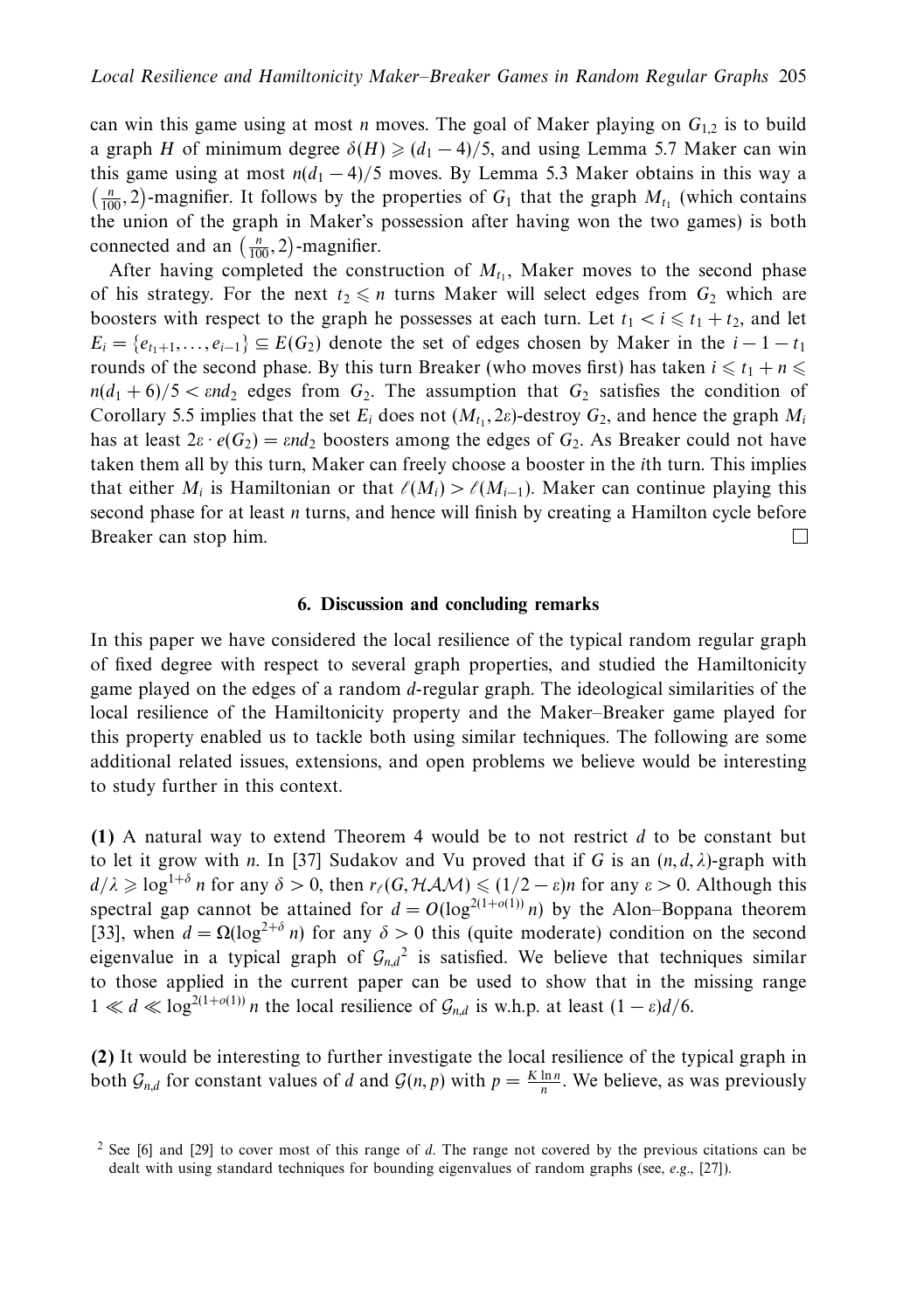can win this game using at most $n$ moves. The goal of Maker playing on $G_{1,2}$ is to build a graph $H$ of minimum degree $\delta(H) \geqslant (d_1 - 4)/5$, and using Lemma 5.7 Maker can win this game using at most $n(d_1 - 4)/5$ moves. By Lemma 5.3 Maker obtains in this way a $\left(\frac{n}{100}, 2\right)$-magnifier. It follows by the properties of $G_1$ that the graph $M_{t_1}$ (which contains the union of the graph in Maker's possession after having won the two games) is both connected and an $\left(\frac{n}{100}, 2\right)$-magnifier.

After having completed the construction of $M_{t_1}$, Maker moves to the second phase of his strategy. For the next $t_2 \leqslant n$ turns Maker will select edges from $G_2$ which are boosters with respect to the graph he possesses at each turn. Let $t_1 < i \leqslant t_1 + t_2$, and let $E_i = \{e_{t_1+1}, \ldots, e_{i-1}\} \subseteq E(G_2)$ denote the set of edges chosen by Maker in the $i - 1 - t_1$ rounds of the second phase. By this turn Breaker (who moves first) has taken $i \leqslant t_1 + n \leqslant n(d_1 + 6)/5 < \varepsilon n d_2$ edges from $G_2$. The assumption that $G_2$ satisfies the condition of Corollary 5.5 implies that the set $E_i$ does not $(M_{t_1}, 2\varepsilon)$-destroy $G_2$, and hence the graph $M_i$ has at least $2\varepsilon \cdot e(G_2) = \varepsilon n d_2$ boosters among the edges of $G_2$. As Breaker could not have taken them all by this turn, Maker can freely choose a booster in the $i$th turn. This implies that either $M_i$ is Hamiltonian or that $\ell(M_i) > \ell(M_{i-1})$. Maker can continue playing this second phase for at least $n$ turns, and hence will finish by creating a Hamilton cycle before Breaker can stop him. □

## 6. Discussion and concluding remarks

In this paper we have considered the local resilience of the typical random regular graph of fixed degree with respect to several graph properties, and studied the Hamiltonicity game played on the edges of a random $d$-regular graph. The ideological similarities of the local resilience of the Hamiltonicity property and the Maker–Breaker game played for this property enabled us to tackle both using similar techniques. The following are some additional related issues, extensions, and open problems we believe would be interesting to study further in this context.

**(1)** A natural way to extend Theorem 4 would be to not restrict $d$ to be constant but to let it grow with $n$. In [37] Sudakov and Vu proved that if $G$ is an $(n, d, \lambda)$-graph with $d/\lambda \geqslant \log^{1+\delta} n$ for any $\delta > 0$, then $r_\ell(G, \mathcal{HAM}) \leqslant (1/2 - \varepsilon)n$ for any $\varepsilon > 0$. Although this spectral gap cannot be attained for $d = O(\log^{2(1+o(1))} n)$ by the Alon–Boppana theorem [33], when $d = \Omega(\log^{2+\delta} n)$ for any $\delta > 0$ this (quite moderate) condition on the second eigenvalue in a typical graph of $\mathcal{G}_{n,d}$[2] is satisfied. We believe that techniques similar to those applied in the current paper can be used to show that in the missing range $1 \ll d \ll \log^{2(1+o(1))} n$ the local resilience of $\mathcal{G}_{n,d}$ is w.h.p. at least $(1 - \varepsilon)d/6$.

**(2)** It would be interesting to further investigate the local resilience of the typical graph in both $\mathcal{G}_{n,d}$ for constant values of $d$ and $\mathcal{G}(n, p)$ with $p = \frac{K \ln n}{n}$. We believe, as was previously

[2] See [6] and [29] to cover most of this range of $d$. The range not covered by the previous citations can be dealt with using standard techniques for bounding eigenvalues of random graphs (see, *e.g.*, [27]).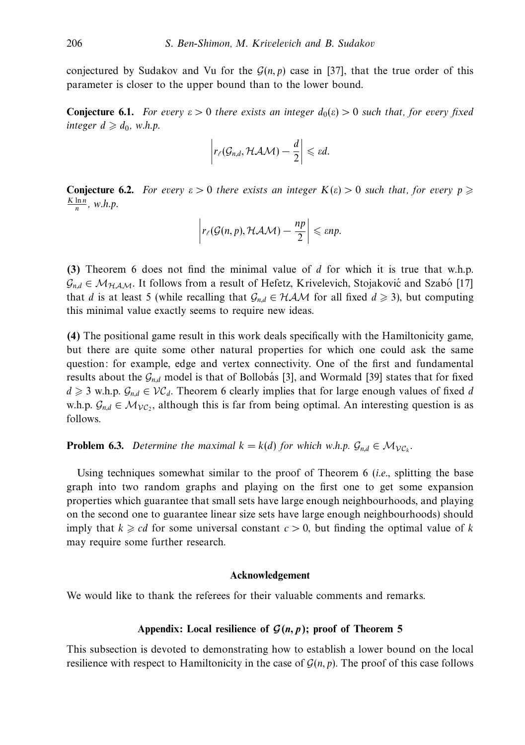conjectured by Sudakov and Vu for the $\mathcal{G}(n,p)$ case in [37], that the true order of this parameter is closer to the upper bound than to the lower bound.

**Conjecture 6.1.** *For every $\varepsilon > 0$ there exists an integer $d_0(\varepsilon) > 0$ such that, for every fixed integer $d \geqslant d_0$, w.h.p.*

$$\left| r_\ell(\mathcal{G}_{n,d}, \mathcal{HAM}) - \frac{d}{2} \right| \leqslant \varepsilon d.$$

**Conjecture 6.2.** *For every $\varepsilon > 0$ there exists an integer $K(\varepsilon) > 0$ such that, for every $p \geqslant \frac{K \ln n}{n}$, w.h.p.*

$$\left| r_\ell(\mathcal{G}(n,p), \mathcal{HAM}) - \frac{np}{2} \right| \leqslant \varepsilon np.$$

**(3)** Theorem 6 does not find the minimal value of $d$ for which it is true that w.h.p. $\mathcal{G}_{n,d} \in \mathcal{M}_{\mathcal{HAM}}$. It follows from a result of Hefetz, Krivelevich, Stojaković and Szabó [17] that $d$ is at least 5 (while recalling that $\mathcal{G}_{n,d} \in \mathcal{HAM}$ for all fixed $d \geqslant 3$), but computing this minimal value exactly seems to require new ideas.

**(4)** The positional game result in this work deals specifically with the Hamiltonicity game, but there are quite some other natural properties for which one could ask the same question: for example, edge and vertex connectivity. One of the first and fundamental results about the $\mathcal{G}_{n,d}$ model is that of Bollobás [3], and Wormald [39] states that for fixed $d \geqslant 3$ w.h.p. $\mathcal{G}_{n,d} \in \mathcal{VC}_d$. Theorem 6 clearly implies that for large enough values of fixed $d$ w.h.p. $\mathcal{G}_{n,d} \in \mathcal{M}_{\mathcal{VC}_2}$, although this is far from being optimal. An interesting question is as follows.

**Problem 6.3.** *Determine the maximal $k = k(d)$ for which w.h.p. $\mathcal{G}_{n,d} \in \mathcal{M}_{\mathcal{VC}_k}$.*

Using techniques somewhat similar to the proof of Theorem 6 (*i.e.*, splitting the base graph into two random graphs and playing on the first one to get some expansion properties which guarantee that small sets have large enough neighbourhoods, and playing on the second one to guarantee linear size sets have large enough neighbourhoods) should imply that $k \geqslant cd$ for some universal constant $c > 0$, but finding the optimal value of $k$ may require some further research.

## Acknowledgement

We would like to thank the referees for their valuable comments and remarks.

## Appendix: Local resilience of $\mathcal{G}(n,p)$; proof of Theorem 5

This subsection is devoted to demonstrating how to establish a lower bound on the local resilience with respect to Hamiltonicity in the case of $\mathcal{G}(n,p)$. The proof of this case follows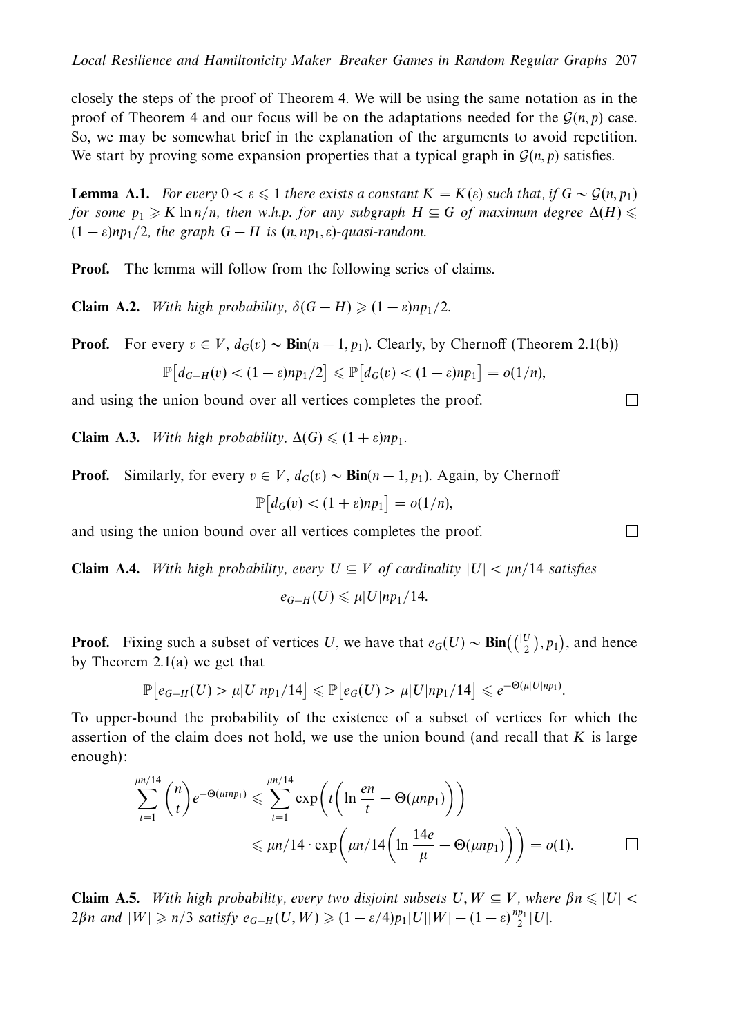closely the steps of the proof of Theorem 4. We will be using the same notation as in the proof of Theorem 4 and our focus will be on the adaptations needed for the $\mathcal{G}(n,p)$ case. So, we may be somewhat brief in the explanation of the arguments to avoid repetition. We start by proving some expansion properties that a typical graph in $\mathcal{G}(n,p)$ satisfies.

**Lemma A.1.** *For every $0 < \varepsilon \leqslant 1$ there exists a constant $K = K(\varepsilon)$ such that, if $G \sim \mathcal{G}(n, p_1)$ for some $p_1 \geqslant K \ln n/n$, then w.h.p. for any subgraph $H \subseteq G$ of maximum degree $\Delta(H) \leqslant (1-\varepsilon)np_1/2$, the graph $G - H$ is $(n, np_1, \varepsilon)$-quasi-random.*

**Proof.** The lemma will follow from the following series of claims.

**Claim A.2.** *With high probability, $\delta(G-H) \geqslant (1-\varepsilon)np_1/2$.*

**Proof.** For every $v \in V$, $d_G(v) \sim \mathbf{Bin}(n-1, p_1)$. Clearly, by Chernoff (Theorem 2.1(b))

$$\mathbb{P}\big[d_{G-H}(v) < (1-\varepsilon)np_1/2\big] \leqslant \mathbb{P}\big[d_G(v) < (1-\varepsilon)np_1\big] = o(1/n),$$

and using the union bound over all vertices completes the proof. □

**Claim A.3.** *With high probability, $\Delta(G) \leqslant (1+\varepsilon)np_1$.*

**Proof.** Similarly, for every $v \in V$, $d_G(v) \sim \mathbf{Bin}(n-1, p_1)$. Again, by Chernoff

$$\mathbb{P}\big[d_G(v) < (1+\varepsilon)np_1\big] = o(1/n),$$

and using the union bound over all vertices completes the proof. □

**Claim A.4.** *With high probability, every $U \subseteq V$ of cardinality $|U| < \mu n/14$ satisfies*

$$e_{G-H}(U) \leqslant \mu|U|np_1/14.$$

**Proof.** Fixing such a subset of vertices $U$, we have that $e_G(U) \sim \mathbf{Bin}\big(\binom{|U|}{2}, p_1\big)$, and hence by Theorem 2.1(a) we get that

$$\mathbb{P}\big[e_{G-H}(U) > \mu|U|np_1/14\big] \leqslant \mathbb{P}\big[e_G(U) > \mu|U|np_1/14\big] \leqslant e^{-\Theta(\mu|U|np_1)}.$$

To upper-bound the probability of the existence of a subset of vertices for which the assertion of the claim does not hold, we use the union bound (and recall that $K$ is large enough):

$$\sum_{t=1}^{\mu n/14} \binom{n}{t} e^{-\Theta(\mu t n p_1)} \leqslant \sum_{t=1}^{\mu n/14} \exp\bigg(t\bigg(\ln\frac{en}{t} - \Theta(\mu n p_1)\bigg)\bigg)$$
$$\leqslant \mu n/14 \cdot \exp\bigg(\mu n/14\bigg(\ln\frac{14e}{\mu} - \Theta(\mu n p_1)\bigg)\bigg) = o(1).$$

□

**Claim A.5.** *With high probability, every two disjoint subsets $U, W \subseteq V$, where $\beta n \leqslant |U| < 2\beta n$ and $|W| \geqslant n/3$ satisfy $e_{G-H}(U, W) \geqslant (1-\varepsilon/4)p_1|U||W| - (1-\varepsilon)\frac{np_1}{2}|U|$.*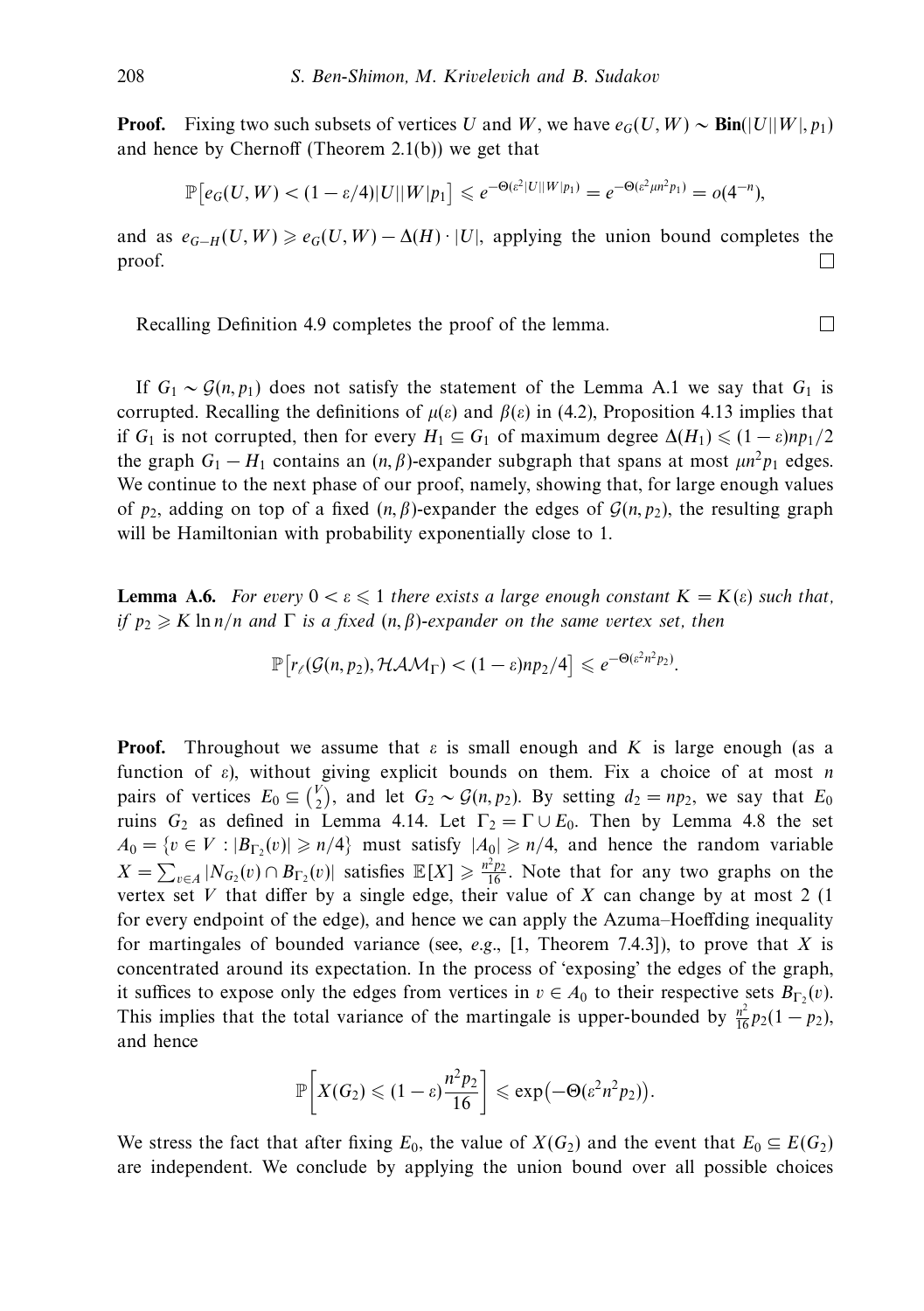**Proof.** Fixing two such subsets of vertices $U$ and $W$, we have $e_G(U,W) \sim \mathbf{Bin}(|U||W|, p_1)$ and hence by Chernoff (Theorem 2.1(b)) we get that

$$\mathbb{P}\big[e_G(U,W) < (1-\varepsilon/4)|U||W|p_1\big] \leqslant e^{-\Theta(\varepsilon^2|U||W|p_1)} = e^{-\Theta(\varepsilon^2\mu n^2 p_1)} = o(4^{-n}),$$

and as $e_{G-H}(U,W) \geqslant e_G(U,W) - \Delta(H)\cdot|U|$, applying the union bound completes the proof. □

Recalling Definition 4.9 completes the proof of the lemma. □

If $G_1 \sim \mathcal{G}(n,p_1)$ does not satisfy the statement of the Lemma A.1 we say that $G_1$ is corrupted. Recalling the definitions of $\mu(\varepsilon)$ and $\beta(\varepsilon)$ in (4.2), Proposition 4.13 implies that if $G_1$ is not corrupted, then for every $H_1 \subseteq G_1$ of maximum degree $\Delta(H_1) \leqslant (1-\varepsilon)np_1/2$ the graph $G_1 - H_1$ contains an $(n,\beta)$-expander subgraph that spans at most $\mu n^2 p_1$ edges. We continue to the next phase of our proof, namely, showing that, for large enough values of $p_2$, adding on top of a fixed $(n,\beta)$-expander the edges of $\mathcal{G}(n,p_2)$, the resulting graph will be Hamiltonian with probability exponentially close to 1.

**Lemma A.6.** *For every $0 < \varepsilon \leqslant 1$ there exists a large enough constant $K = K(\varepsilon)$ such that, if $p_2 \geqslant K\ln n/n$ and $\Gamma$ is a fixed $(n,\beta)$-expander on the same vertex set, then*

$$\mathbb{P}\big[r_\ell(\mathcal{G}(n,p_2), \mathcal{HAM}_\Gamma) < (1-\varepsilon)np_2/4\big] \leqslant e^{-\Theta(\varepsilon^2 n^2 p_2)}.$$

**Proof.** Throughout we assume that $\varepsilon$ is small enough and $K$ is large enough (as a function of $\varepsilon$), without giving explicit bounds on them. Fix a choice of at most $n$ pairs of vertices $E_0 \subseteq \binom{V}{2}$, and let $G_2 \sim \mathcal{G}(n,p_2)$. By setting $d_2 = np_2$, we say that $E_0$ ruins $G_2$ as defined in Lemma 4.14. Let $\Gamma_2 = \Gamma \cup E_0$. Then by Lemma 4.8 the set $A_0 = \{v \in V : |B_{\Gamma_2}(v)| \geqslant n/4\}$ must satisfy $|A_0| \geqslant n/4$, and hence the random variable $X = \sum_{v\in A}|N_{G_2}(v) \cap B_{\Gamma_2}(v)|$ satisfies $\mathbb{E}[X] \geqslant \frac{n^2p_2}{16}$. Note that for any two graphs on the vertex set $V$ that differ by a single edge, their value of $X$ can change by at most 2 (1 for every endpoint of the edge), and hence we can apply the Azuma–Hoeffding inequality for martingales of bounded variance (see, *e.g.*, [1, Theorem 7.4.3]), to prove that $X$ is concentrated around its expectation. In the process of 'exposing' the edges of the graph, it suffices to expose only the edges from vertices in $v \in A_0$ to their respective sets $B_{\Gamma_2}(v)$. This implies that the total variance of the martingale is upper-bounded by $\frac{n^2}{16}p_2(1-p_2)$, and hence

$$\mathbb{P}\left[X(G_2) \leqslant (1-\varepsilon)\frac{n^2p_2}{16}\right] \leqslant \exp\big(-\Theta(\varepsilon^2 n^2 p_2)\big).$$

We stress the fact that after fixing $E_0$, the value of $X(G_2)$ and the event that $E_0 \subseteq E(G_2)$ are independent. We conclude by applying the union bound over all possible choices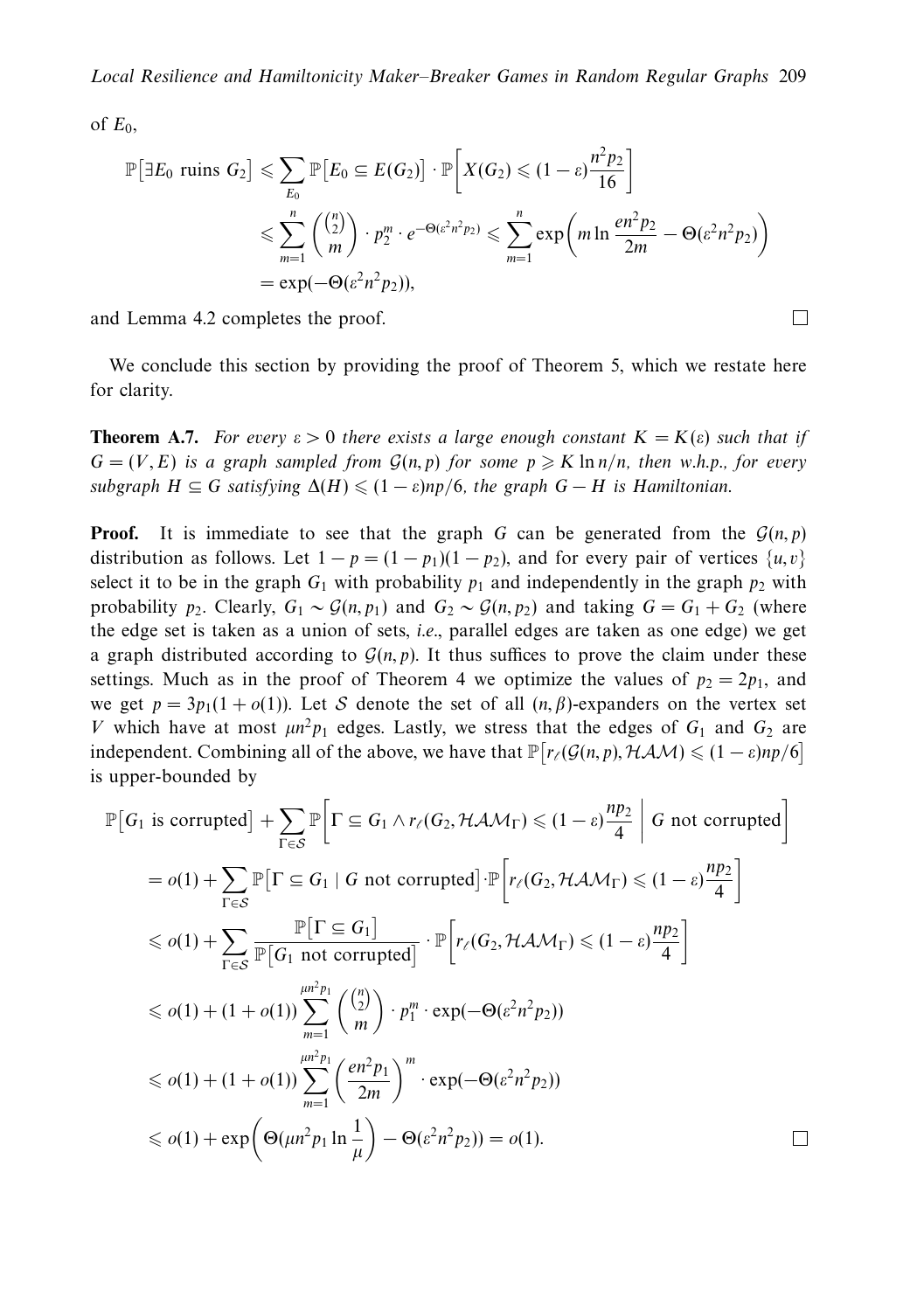of $E_0$,

$$
\begin{aligned}
\mathbb{P}\big[\exists E_0 \text{ ruins } G_2\big] &\leqslant \sum_{E_0} \mathbb{P}\big[E_0 \subseteq E(G_2)\big] \cdot \mathbb{P}\bigg[X(G_2) \leqslant (1-\varepsilon)\frac{n^2 p_2}{16}\bigg] \\
&\leqslant \sum_{m=1}^{n} \binom{\binom{n}{2}}{m} \cdot p_2^m \cdot e^{-\Theta(\varepsilon^2 n^2 p_2)} \leqslant \sum_{m=1}^{n} \exp\bigg(m \ln \frac{en^2 p_2}{2m} - \Theta(\varepsilon^2 n^2 p_2)\bigg) \\
&= \exp(-\Theta(\varepsilon^2 n^2 p_2)),
\end{aligned}
$$

and Lemma 4.2 completes the proof. $\square$

We conclude this section by providing the proof of Theorem 5, which we restate here for clarity.

**Theorem A.7.** *For every $\varepsilon > 0$ there exists a large enough constant $K = K(\varepsilon)$ such that if $G = (V, E)$ is a graph sampled from $\mathcal{G}(n, p)$ for some $p \geqslant K \ln n/n$, then w.h.p., for every subgraph $H \subseteq G$ satisfying $\Delta(H) \leqslant (1-\varepsilon)np/6$, the graph $G - H$ is Hamiltonian.*

**Proof.** It is immediate to see that the graph $G$ can be generated from the $\mathcal{G}(n,p)$ distribution as follows. Let $1 - p = (1 - p_1)(1 - p_2)$, and for every pair of vertices $\{u, v\}$ select it to be in the graph $G_1$ with probability $p_1$ and independently in the graph $p_2$ with probability $p_2$. Clearly, $G_1 \sim \mathcal{G}(n, p_1)$ and $G_2 \sim \mathcal{G}(n, p_2)$ and taking $G = G_1 + G_2$ (where the edge set is taken as a union of sets, *i.e.*, parallel edges are taken as one edge) we get a graph distributed according to $\mathcal{G}(n, p)$. It thus suffices to prove the claim under these settings. Much as in the proof of Theorem 4 we optimize the values of $p_2 = 2p_1$, and we get $p = 3p_1(1 + o(1))$. Let $\mathcal{S}$ denote the set of all $(n, \beta)$-expanders on the vertex set $V$ which have at most $\mu n^2 p_1$ edges. Lastly, we stress that the edges of $G_1$ and $G_2$ are independent. Combining all of the above, we have that $\mathbb{P}\big[r_\ell(\mathcal{G}(n,p), \mathcal{HAM}) \leqslant (1-\varepsilon)np/6\big]$ is upper-bounded by

$$
\begin{aligned}
&\mathbb{P}\big[G_1 \text{ is corrupted}\big] + \sum_{\Gamma \in \mathcal{S}} \mathbb{P}\bigg[\Gamma \subseteq G_1 \wedge r_\ell(G_2, \mathcal{HAM}_\Gamma) \leqslant (1-\varepsilon)\frac{np_2}{4} \;\bigg|\; G \text{ not corrupted}\bigg] \\
&\quad= o(1) + \sum_{\Gamma \in \mathcal{S}} \mathbb{P}\big[\Gamma \subseteq G_1 \mid G \text{ not corrupted}\big] \cdot \mathbb{P}\bigg[r_\ell(G_2, \mathcal{HAM}_\Gamma) \leqslant (1-\varepsilon)\frac{np_2}{4}\bigg] \\
&\quad\leqslant o(1) + \sum_{\Gamma \in \mathcal{S}} \frac{\mathbb{P}\big[\Gamma \subseteq G_1\big]}{\mathbb{P}\big[G_1 \text{ not corrupted}\big]} \cdot \mathbb{P}\bigg[r_\ell(G_2, \mathcal{HAM}_\Gamma) \leqslant (1-\varepsilon)\frac{np_2}{4}\bigg] \\
&\quad\leqslant o(1) + (1 + o(1)) \sum_{m=1}^{\mu n^2 p_1} \binom{\binom{n}{2}}{m} \cdot p_1^m \cdot \exp(-\Theta(\varepsilon^2 n^2 p_2)) \\
&\quad\leqslant o(1) + (1 + o(1)) \sum_{m=1}^{\mu n^2 p_1} \bigg(\frac{en^2 p_1}{2m}\bigg)^m \cdot \exp(-\Theta(\varepsilon^2 n^2 p_2)) \\
&\quad\leqslant o(1) + \exp\bigg(\Theta(\mu n^2 p_1 \ln \frac{1}{\mu}\bigg) - \Theta(\varepsilon^2 n^2 p_2)) = o(1).
\end{aligned}
$$

$\square$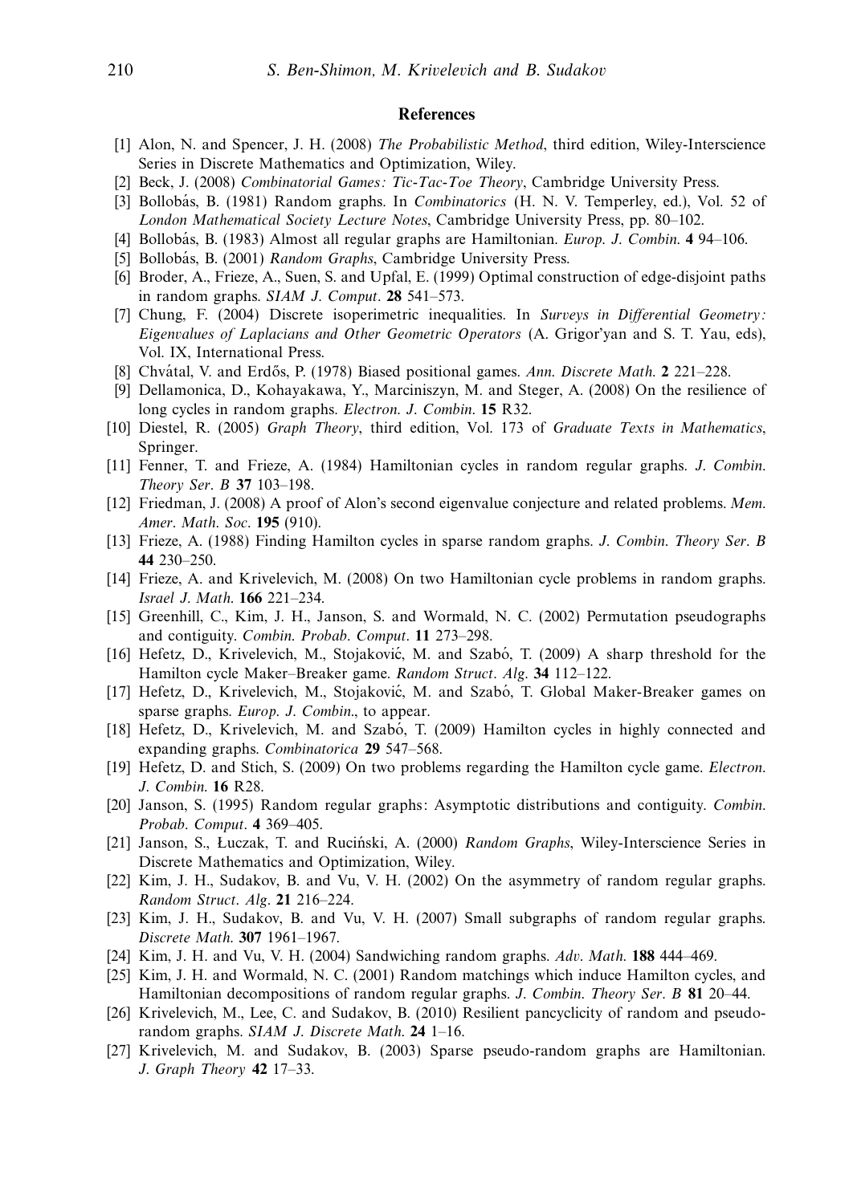## References

[1] Alon, N. and Spencer, J. H. (2008) *The Probabilistic Method*, third edition, Wiley-Interscience Series in Discrete Mathematics and Optimization, Wiley.

[2] Beck, J. (2008) *Combinatorial Games: Tic-Tac-Toe Theory*, Cambridge University Press.

[3] Bollobás, B. (1981) Random graphs. In *Combinatorics* (H. N. V. Temperley, ed.), Vol. 52 of *London Mathematical Society Lecture Notes*, Cambridge University Press, pp. 80–102.

[4] Bollobás, B. (1983) Almost all regular graphs are Hamiltonian. *Europ. J. Combin.* **4** 94–106.

[5] Bollobás, B. (2001) *Random Graphs*, Cambridge University Press.

[6] Broder, A., Frieze, A., Suen, S. and Upfal, E. (1999) Optimal construction of edge-disjoint paths in random graphs. *SIAM J. Comput.* **28** 541–573.

[7] Chung, F. (2004) Discrete isoperimetric inequalities. In *Surveys in Differential Geometry: Eigenvalues of Laplacians and Other Geometric Operators* (A. Grigor'yan and S. T. Yau, eds), Vol. IX, International Press.

[8] Chvátal, V. and Erdős, P. (1978) Biased positional games. *Ann. Discrete Math.* **2** 221–228.

[9] Dellamonica, D., Kohayakawa, Y., Marciniszyn, M. and Steger, A. (2008) On the resilience of long cycles in random graphs. *Electron. J. Combin.* **15** R32.

[10] Diestel, R. (2005) *Graph Theory*, third edition, Vol. 173 of *Graduate Texts in Mathematics*, Springer.

[11] Fenner, T. and Frieze, A. (1984) Hamiltonian cycles in random regular graphs. *J. Combin. Theory Ser. B* **37** 103–198.

[12] Friedman, J. (2008) A proof of Alon's second eigenvalue conjecture and related problems. *Mem. Amer. Math. Soc.* **195** (910).

[13] Frieze, A. (1988) Finding Hamilton cycles in sparse random graphs. *J. Combin. Theory Ser. B* **44** 230–250.

[14] Frieze, A. and Krivelevich, M. (2008) On two Hamiltonian cycle problems in random graphs. *Israel J. Math.* **166** 221–234.

[15] Greenhill, C., Kim, J. H., Janson, S. and Wormald, N. C. (2002) Permutation pseudographs and contiguity. *Combin. Probab. Comput.* **11** 273–298.

[16] Hefetz, D., Krivelevich, M., Stojaković, M. and Szabó, T. (2009) A sharp threshold for the Hamilton cycle Maker–Breaker game. *Random Struct. Alg.* **34** 112–122.

[17] Hefetz, D., Krivelevich, M., Stojaković, M. and Szabó, T. Global Maker-Breaker games on sparse graphs. *Europ. J. Combin.*, to appear.

[18] Hefetz, D., Krivelevich, M. and Szabó, T. (2009) Hamilton cycles in highly connected and expanding graphs. *Combinatorica* **29** 547–568.

[19] Hefetz, D. and Stich, S. (2009) On two problems regarding the Hamilton cycle game. *Electron. J. Combin.* **16** R28.

[20] Janson, S. (1995) Random regular graphs: Asymptotic distributions and contiguity. *Combin. Probab. Comput.* **4** 369–405.

[21] Janson, S., Łuczak, T. and Ruciński, A. (2000) *Random Graphs*, Wiley-Interscience Series in Discrete Mathematics and Optimization, Wiley.

[22] Kim, J. H., Sudakov, B. and Vu, V. H. (2002) On the asymmetry of random regular graphs. *Random Struct. Alg.* **21** 216–224.

[23] Kim, J. H., Sudakov, B. and Vu, V. H. (2007) Small subgraphs of random regular graphs. *Discrete Math.* **307** 1961–1967.

[24] Kim, J. H. and Vu, V. H. (2004) Sandwiching random graphs. *Adv. Math.* **188** 444–469.

[25] Kim, J. H. and Wormald, N. C. (2001) Random matchings which induce Hamilton cycles, and Hamiltonian decompositions of random regular graphs. *J. Combin. Theory Ser. B* **81** 20–44.

[26] Krivelevich, M., Lee, C. and Sudakov, B. (2010) Resilient pancyclicity of random and pseudo-random graphs. *SIAM J. Discrete Math.* **24** 1–16.

[27] Krivelevich, M. and Sudakov, B. (2003) Sparse pseudo-random graphs are Hamiltonian. *J. Graph Theory* **42** 17–33.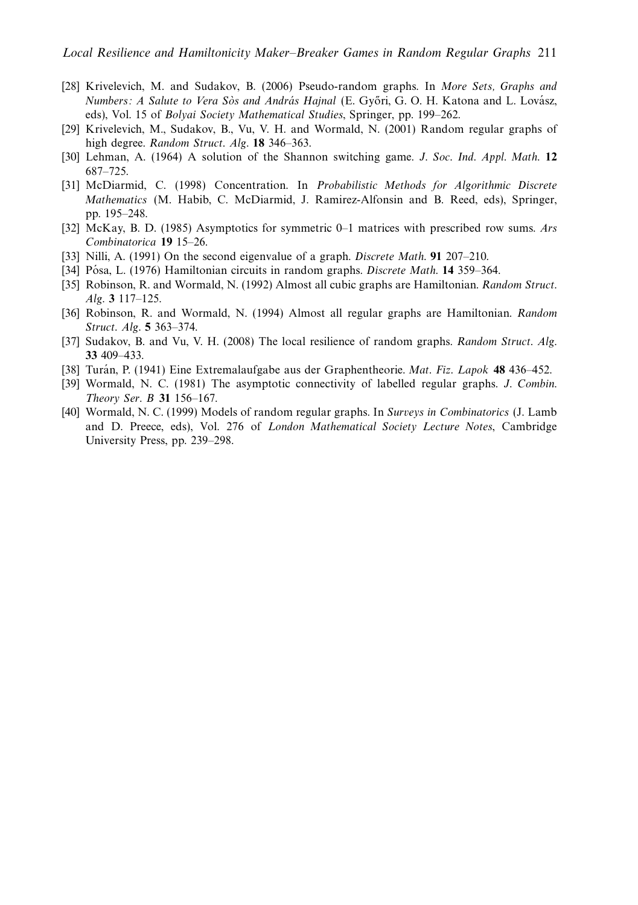[28] Krivelevich, M. and Sudakov, B. (2006) Pseudo-random graphs. In *More Sets, Graphs and Numbers: A Salute to Vera Sòs and András Hajnal* (E. Győri, G. O. H. Katona and L. Lovász, eds), Vol. 15 of *Bolyai Society Mathematical Studies*, Springer, pp. 199–262.

[29] Krivelevich, M., Sudakov, B., Vu, V. H. and Wormald, N. (2001) Random regular graphs of high degree. *Random Struct. Alg.* **18** 346–363.

[30] Lehman, A. (1964) A solution of the Shannon switching game. *J. Soc. Ind. Appl. Math.* **12** 687–725.

[31] McDiarmid, C. (1998) Concentration. In *Probabilistic Methods for Algorithmic Discrete Mathematics* (M. Habib, C. McDiarmid, J. Ramirez-Alfonsin and B. Reed, eds), Springer, pp. 195–248.

[32] McKay, B. D. (1985) Asymptotics for symmetric 0–1 matrices with prescribed row sums. *Ars Combinatorica* **19** 15–26.

[33] Nilli, A. (1991) On the second eigenvalue of a graph. *Discrete Math.* **91** 207–210.

[34] Pósa, L. (1976) Hamiltonian circuits in random graphs. *Discrete Math.* **14** 359–364.

[35] Robinson, R. and Wormald, N. (1992) Almost all cubic graphs are Hamiltonian. *Random Struct. Alg.* **3** 117–125.

[36] Robinson, R. and Wormald, N. (1994) Almost all regular graphs are Hamiltonian. *Random Struct. Alg.* **5** 363–374.

[37] Sudakov, B. and Vu, V. H. (2008) The local resilience of random graphs. *Random Struct. Alg.* **33** 409–433.

[38] Turán, P. (1941) Eine Extremalaufgabe aus der Graphentheorie. *Mat. Fiz. Lapok* **48** 436–452.

[39] Wormald, N. C. (1981) The asymptotic connectivity of labelled regular graphs. *J. Combin. Theory Ser. B* **31** 156–167.

[40] Wormald, N. C. (1999) Models of random regular graphs. In *Surveys in Combinatorics* (J. Lamb and D. Preece, eds), Vol. 276 of *London Mathematical Society Lecture Notes*, Cambridge University Press, pp. 239–298.